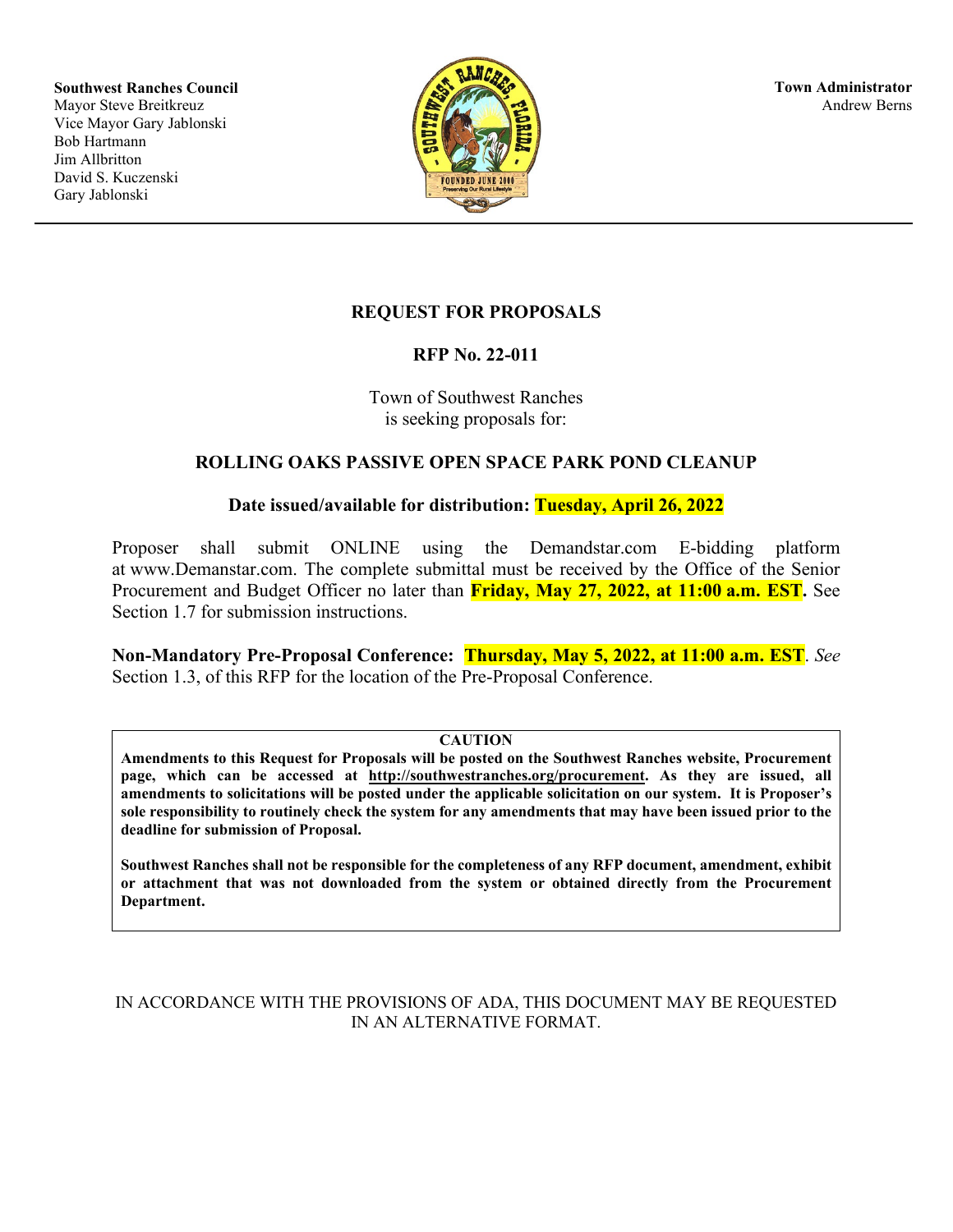**Southwest Ranches Council**
Mayor Steve Breitkreuz
Vice Mayor Gary Jablonski
Bob Hartmann
Jim Allbritton
David S. Kuczenski
Gary Jablonski

**Town Administrator**
Andrew Berns

# REQUEST FOR PROPOSALS

## RFP No. 22-011

Town of Southwest Ranches
is seeking proposals for:

## ROLLING OAKS PASSIVE OPEN SPACE PARK POND CLEANUP

**Date issued/available for distribution: Tuesday, April 26, 2022**

Proposer shall submit ONLINE using the Demandstar.com E-bidding platform at www.Demanstar.com. The complete submittal must be received by the Office of the Senior Procurement and Budget Officer no later than **Friday, May 27, 2022, at 11:00 a.m. EST.** See Section 1.7 for submission instructions.

**Non-Mandatory Pre-Proposal Conference: Thursday, May 5, 2022, at 11:00 a.m. EST**. *See* Section 1.3, of this RFP for the location of the Pre-Proposal Conference.

**CAUTION**

**Amendments to this Request for Proposals will be posted on the Southwest Ranches website, Procurement page, which can be accessed at http://southwestranches.org/procurement. As they are issued, all amendments to solicitations will be posted under the applicable solicitation on our system. It is Proposer's sole responsibility to routinely check the system for any amendments that may have been issued prior to the deadline for submission of Proposal.**

**Southwest Ranches shall not be responsible for the completeness of any RFP document, amendment, exhibit or attachment that was not downloaded from the system or obtained directly from the Procurement Department.**

IN ACCORDANCE WITH THE PROVISIONS OF ADA, THIS DOCUMENT MAY BE REQUESTED IN AN ALTERNATIVE FORMAT.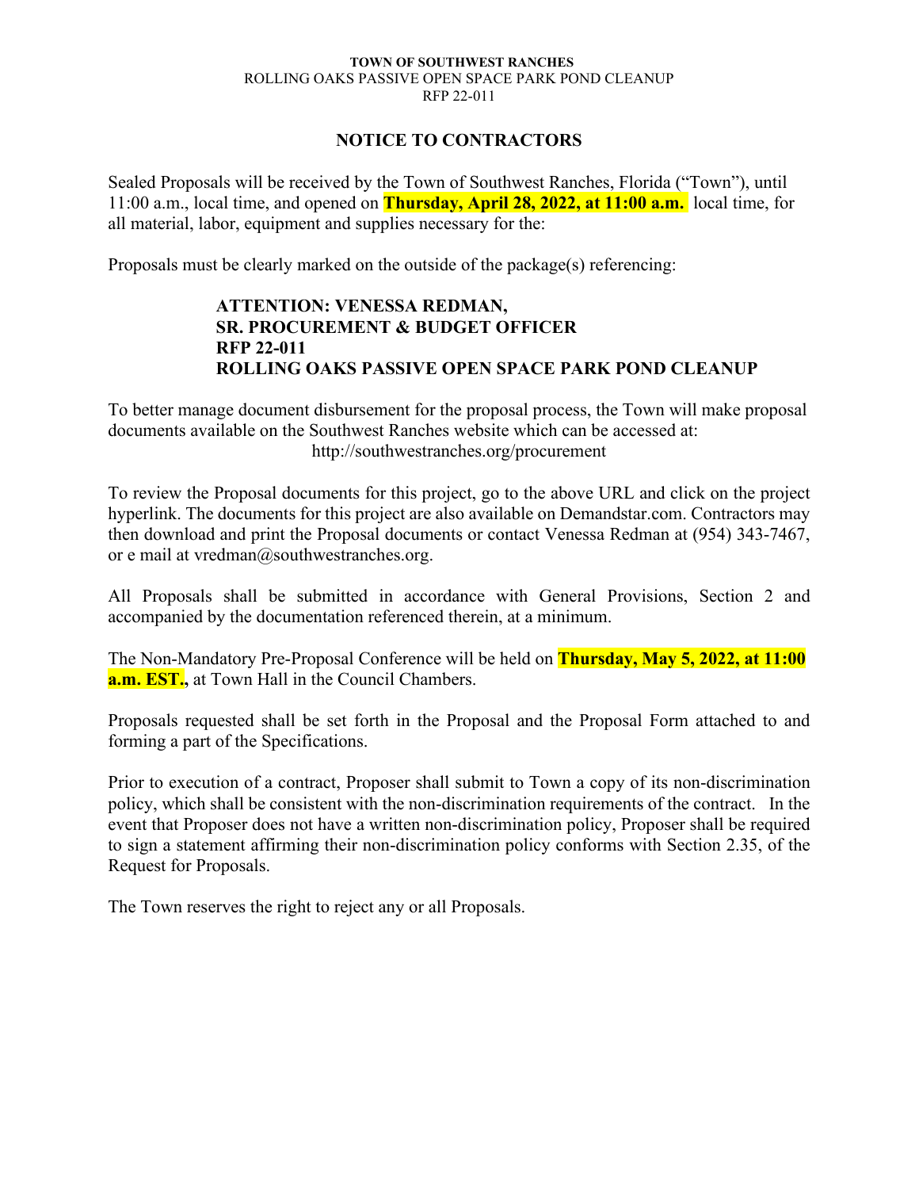**TOWN OF SOUTHWEST RANCHES**
ROLLING OAKS PASSIVE OPEN SPACE PARK POND CLEANUP
RFP 22-011

## NOTICE TO CONTRACTORS

Sealed Proposals will be received by the Town of Southwest Ranches, Florida ("Town"), until 11:00 a.m., local time, and opened on **Thursday, April 28, 2022, at 11:00 a.m.** local time, for all material, labor, equipment and supplies necessary for the:

Proposals must be clearly marked on the outside of the package(s) referencing:

> **ATTENTION: VENESSA REDMAN,**
> **SR. PROCUREMENT & BUDGET OFFICER**
> **RFP 22-011**
> **ROLLING OAKS PASSIVE OPEN SPACE PARK POND CLEANUP**

To better manage document disbursement for the proposal process, the Town will make proposal documents available on the Southwest Ranches website which can be accessed at:
http://southwestranches.org/procurement

To review the Proposal documents for this project, go to the above URL and click on the project hyperlink. The documents for this project are also available on Demandstar.com. Contractors may then download and print the Proposal documents or contact Venessa Redman at (954) 343-7467, or e mail at vredman@southwestranches.org.

All Proposals shall be submitted in accordance with General Provisions, Section 2 and accompanied by the documentation referenced therein, at a minimum.

The Non-Mandatory Pre-Proposal Conference will be held on **Thursday, May 5, 2022, at 11:00 a.m. EST.,** at Town Hall in the Council Chambers.

Proposals requested shall be set forth in the Proposal and the Proposal Form attached to and forming a part of the Specifications.

Prior to execution of a contract, Proposer shall submit to Town a copy of its non-discrimination policy, which shall be consistent with the non-discrimination requirements of the contract. In the event that Proposer does not have a written non-discrimination policy, Proposer shall be required to sign a statement affirming their non-discrimination policy conforms with Section 2.35, of the Request for Proposals.

The Town reserves the right to reject any or all Proposals.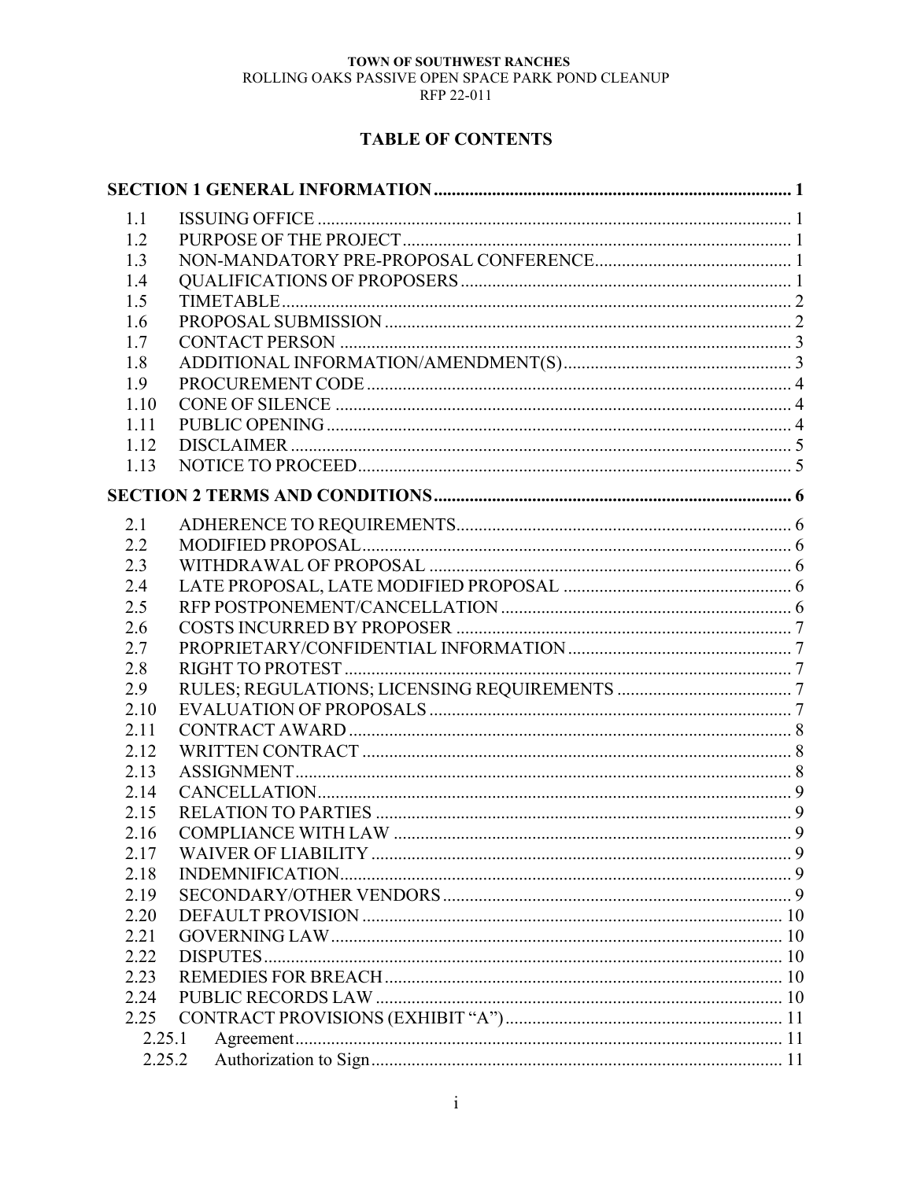**TOWN OF SOUTHWEST RANCHES**
ROLLING OAKS PASSIVE OPEN SPACE PARK POND CLEANUP
RFP 22-011

# TABLE OF CONTENTS

**SECTION 1 GENERAL INFORMATION ............ 1**

- 1.1 ISSUING OFFICE ............ 1
- 1.2 PURPOSE OF THE PROJECT ............ 1
- 1.3 NON-MANDATORY PRE-PROPOSAL CONFERENCE ............ 1
- 1.4 QUALIFICATIONS OF PROPOSERS ............ 1
- 1.5 TIMETABLE ............ 2
- 1.6 PROPOSAL SUBMISSION ............ 2
- 1.7 CONTACT PERSON ............ 3
- 1.8 ADDITIONAL INFORMATION/AMENDMENT(S) ............ 3
- 1.9 PROCUREMENT CODE ............ 4
- 1.10 CONE OF SILENCE ............ 4
- 1.11 PUBLIC OPENING ............ 4
- 1.12 DISCLAIMER ............ 5
- 1.13 NOTICE TO PROCEED ............ 5

**SECTION 2 TERMS AND CONDITIONS ............ 6**

- 2.1 ADHERENCE TO REQUIREMENTS ............ 6
- 2.2 MODIFIED PROPOSAL ............ 6
- 2.3 WITHDRAWAL OF PROPOSAL ............ 6
- 2.4 LATE PROPOSAL, LATE MODIFIED PROPOSAL ............ 6
- 2.5 RFP POSTPONEMENT/CANCELLATION ............ 6
- 2.6 COSTS INCURRED BY PROPOSER ............ 7
- 2.7 PROPRIETARY/CONFIDENTIAL INFORMATION ............ 7
- 2.8 RIGHT TO PROTEST ............ 7
- 2.9 RULES; REGULATIONS; LICENSING REQUIREMENTS ............ 7
- 2.10 EVALUATION OF PROPOSALS ............ 7
- 2.11 CONTRACT AWARD ............ 8
- 2.12 WRITTEN CONTRACT ............ 8
- 2.13 ASSIGNMENT ............ 8
- 2.14 CANCELLATION ............ 9
- 2.15 RELATION TO PARTIES ............ 9
- 2.16 COMPLIANCE WITH LAW ............ 9
- 2.17 WAIVER OF LIABILITY ............ 9
- 2.18 INDEMNIFICATION ............ 9
- 2.19 SECONDARY/OTHER VENDORS ............ 9
- 2.20 DEFAULT PROVISION ............ 10
- 2.21 GOVERNING LAW ............ 10
- 2.22 DISPUTES ............ 10
- 2.23 REMEDIES FOR BREACH ............ 10
- 2.24 PUBLIC RECORDS LAW ............ 10
- 2.25 CONTRACT PROVISIONS (EXHIBIT "A") ............ 11
  - 2.25.1 Agreement ............ 11
  - 2.25.2 Authorization to Sign ............ 11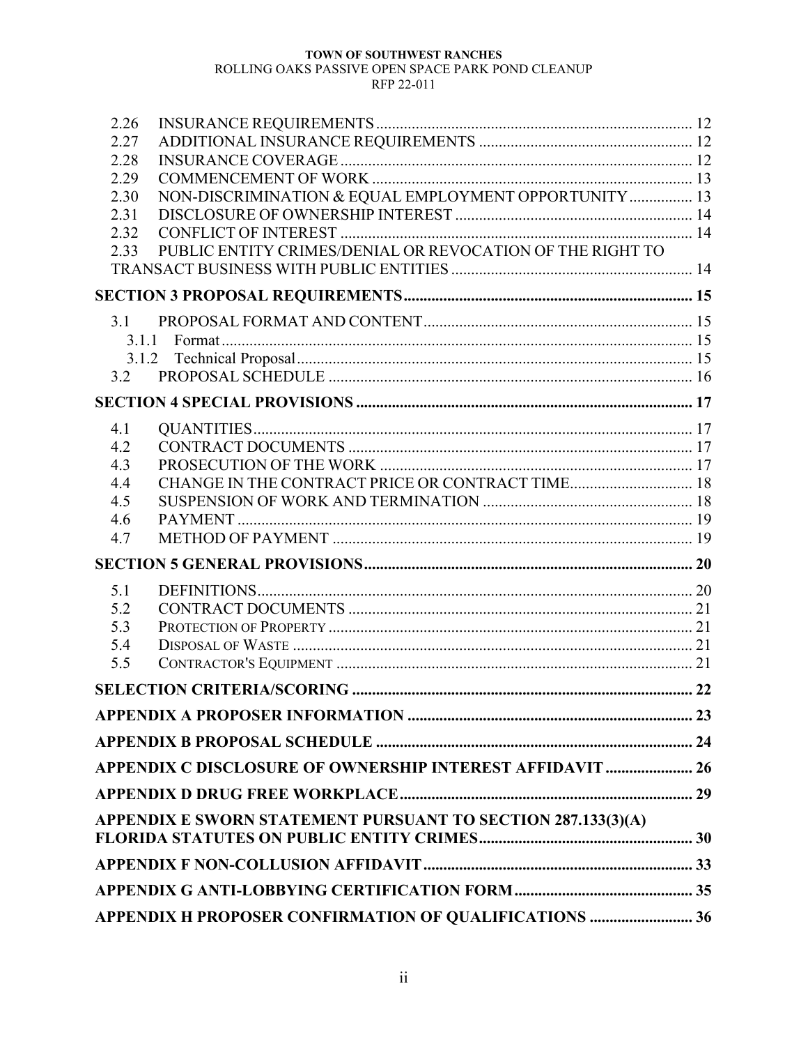2.26 INSURANCE REQUIREMENTS ........ 12
2.27 ADDITIONAL INSURANCE REQUIREMENTS ........ 12
2.28 INSURANCE COVERAGE ........ 12
2.29 COMMENCEMENT OF WORK ........ 13
2.30 NON-DISCRIMINATION & EQUAL EMPLOYMENT OPPORTUNITY ........ 13
2.31 DISCLOSURE OF OWNERSHIP INTEREST ........ 14
2.32 CONFLICT OF INTEREST ........ 14
2.33 PUBLIC ENTITY CRIMES/DENIAL OR REVOCATION OF THE RIGHT TO TRANSACT BUSINESS WITH PUBLIC ENTITIES ........ 14

**SECTION 3 PROPOSAL REQUIREMENTS ........ 15**

3.1 PROPOSAL FORMAT AND CONTENT ........ 15
3.1.1 Format ........ 15
3.1.2 Technical Proposal ........ 15
3.2 PROPOSAL SCHEDULE ........ 16

**SECTION 4 SPECIAL PROVISIONS ........ 17**

4.1 QUANTITIES ........ 17
4.2 CONTRACT DOCUMENTS ........ 17
4.3 PROSECUTION OF THE WORK ........ 17
4.4 CHANGE IN THE CONTRACT PRICE OR CONTRACT TIME ........ 18
4.5 SUSPENSION OF WORK AND TERMINATION ........ 18
4.6 PAYMENT ........ 19
4.7 METHOD OF PAYMENT ........ 19

**SECTION 5 GENERAL PROVISIONS ........ 20**

5.1 DEFINITIONS ........ 20
5.2 CONTRACT DOCUMENTS ........ 21
5.3 PROTECTION OF PROPERTY ........ 21
5.4 DISPOSAL OF WASTE ........ 21
5.5 CONTRACTOR'S EQUIPMENT ........ 21

**SELECTION CRITERIA/SCORING ........ 22**

**APPENDIX A PROPOSER INFORMATION ........ 23**

**APPENDIX B PROPOSAL SCHEDULE ........ 24**

**APPENDIX C DISCLOSURE OF OWNERSHIP INTEREST AFFIDAVIT ........ 26**

**APPENDIX D DRUG FREE WORKPLACE ........ 29**

**APPENDIX E SWORN STATEMENT PURSUANT TO SECTION 287.133(3)(A) FLORIDA STATUTES ON PUBLIC ENTITY CRIMES ........ 30**

**APPENDIX F NON-COLLUSION AFFIDAVIT ........ 33**

**APPENDIX G ANTI-LOBBYING CERTIFICATION FORM ........ 35**

**APPENDIX H PROPOSER CONFIRMATION OF QUALIFICATIONS ........ 36**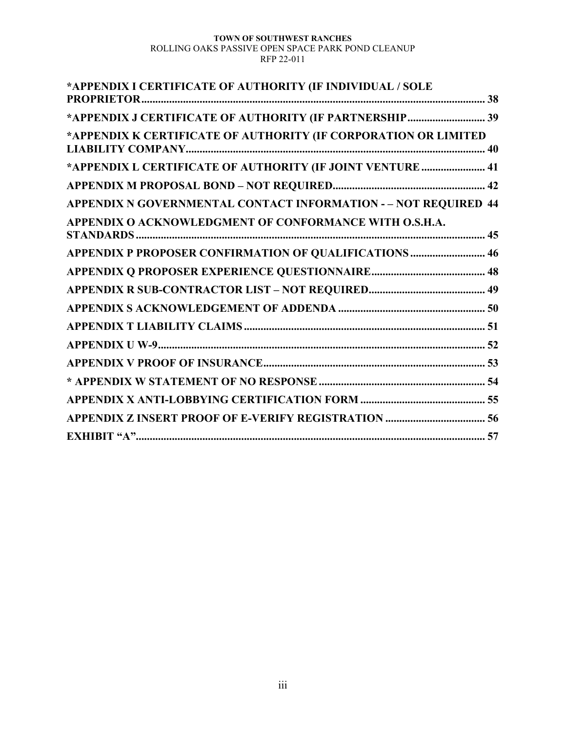**\*APPENDIX I CERTIFICATE OF AUTHORITY (IF INDIVIDUAL / SOLE PROPRIETOR ........................................................................................................................ 38**

**\*APPENDIX J CERTIFICATE OF AUTHORITY (IF PARTNERSHIP ............................ 39**

**\*APPENDIX K CERTIFICATE OF AUTHORITY (IF CORPORATION OR LIMITED LIABILITY COMPANY ........................................................................................................ 40**

**\*APPENDIX L CERTIFICATE OF AUTHORITY (IF JOINT VENTURE ....................... 41**

**APPENDIX M PROPOSAL BOND – NOT REQUIRED ....................................................... 42**

**APPENDIX N GOVERNMENTAL CONTACT INFORMATION - – NOT REQUIRED 44**

**APPENDIX O ACKNOWLEDGMENT OF CONFORMANCE WITH O.S.H.A. STANDARDS ......................................................................................................................... 45**

**APPENDIX P PROPOSER CONFIRMATION OF QUALIFICATIONS ........................... 46**

**APPENDIX Q PROPOSER EXPERIENCE QUESTIONNAIRE ......................................... 48**

**APPENDIX R SUB-CONTRACTOR LIST – NOT REQUIRED .......................................... 49**

**APPENDIX S ACKNOWLEDGEMENT OF ADDENDA ..................................................... 50**

**APPENDIX T LIABILITY CLAIMS ........................................................................................ 51**

**APPENDIX U W-9 ....................................................................................................................... 52**

**APPENDIX V PROOF OF INSURANCE ................................................................................ 53**

**\* APPENDIX W STATEMENT OF NO RESPONSE ............................................................ 54**

**APPENDIX X ANTI-LOBBYING CERTIFICATION FORM ............................................. 55**

**APPENDIX Z INSERT PROOF OF E-VERIFY REGISTRATION .................................... 56**

**EXHIBIT "A" .............................................................................................................................. 57**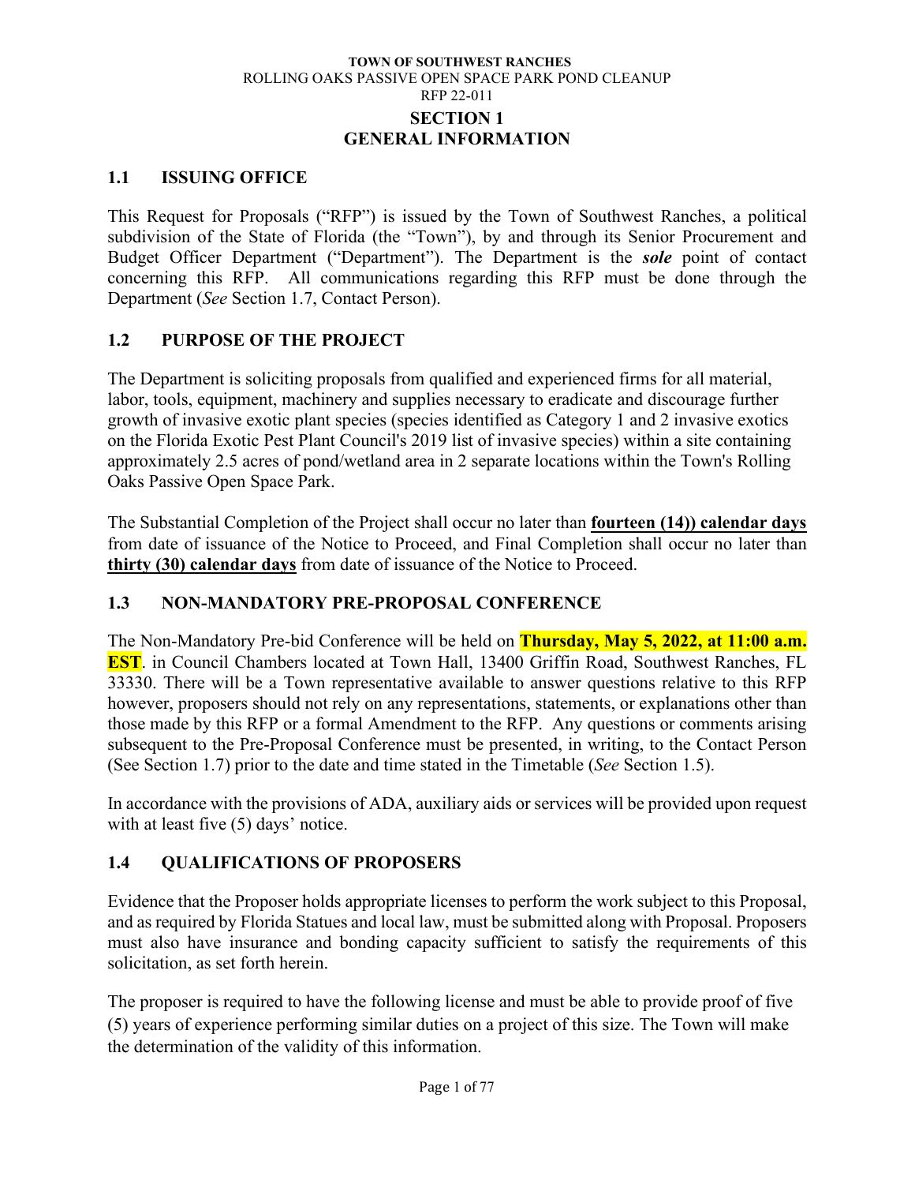**TOWN OF SOUTHWEST RANCHES**
ROLLING OAKS PASSIVE OPEN SPACE PARK POND CLEANUP
RFP 22-011

# SECTION 1
# GENERAL INFORMATION

## 1.1 ISSUING OFFICE

This Request for Proposals ("RFP") is issued by the Town of Southwest Ranches, a political subdivision of the State of Florida (the "Town"), by and through its Senior Procurement and Budget Officer Department ("Department"). The Department is the ***sole*** point of contact concerning this RFP. All communications regarding this RFP must be done through the Department (*See* Section 1.7, Contact Person).

## 1.2 PURPOSE OF THE PROJECT

The Department is soliciting proposals from qualified and experienced firms for all material, labor, tools, equipment, machinery and supplies necessary to eradicate and discourage further growth of invasive exotic plant species (species identified as Category 1 and 2 invasive exotics on the Florida Exotic Pest Plant Council's 2019 list of invasive species) within a site containing approximately 2.5 acres of pond/wetland area in 2 separate locations within the Town's Rolling Oaks Passive Open Space Park.

The Substantial Completion of the Project shall occur no later than **fourteen (14)) calendar days** from date of issuance of the Notice to Proceed, and Final Completion shall occur no later than **thirty (30) calendar days** from date of issuance of the Notice to Proceed.

## 1.3 NON-MANDATORY PRE-PROPOSAL CONFERENCE

The Non-Mandatory Pre-bid Conference will be held on **Thursday, May 5, 2022, at 11:00 a.m. EST**. in Council Chambers located at Town Hall, 13400 Griffin Road, Southwest Ranches, FL 33330. There will be a Town representative available to answer questions relative to this RFP however, proposers should not rely on any representations, statements, or explanations other than those made by this RFP or a formal Amendment to the RFP. Any questions or comments arising subsequent to the Pre-Proposal Conference must be presented, in writing, to the Contact Person (See Section 1.7) prior to the date and time stated in the Timetable (*See* Section 1.5).

In accordance with the provisions of ADA, auxiliary aids or services will be provided upon request with at least five (5) days' notice.

## 1.4 QUALIFICATIONS OF PROPOSERS

Evidence that the Proposer holds appropriate licenses to perform the work subject to this Proposal, and as required by Florida Statues and local law, must be submitted along with Proposal. Proposers must also have insurance and bonding capacity sufficient to satisfy the requirements of this solicitation, as set forth herein.

The proposer is required to have the following license and must be able to provide proof of five (5) years of experience performing similar duties on a project of this size. The Town will make the determination of the validity of this information.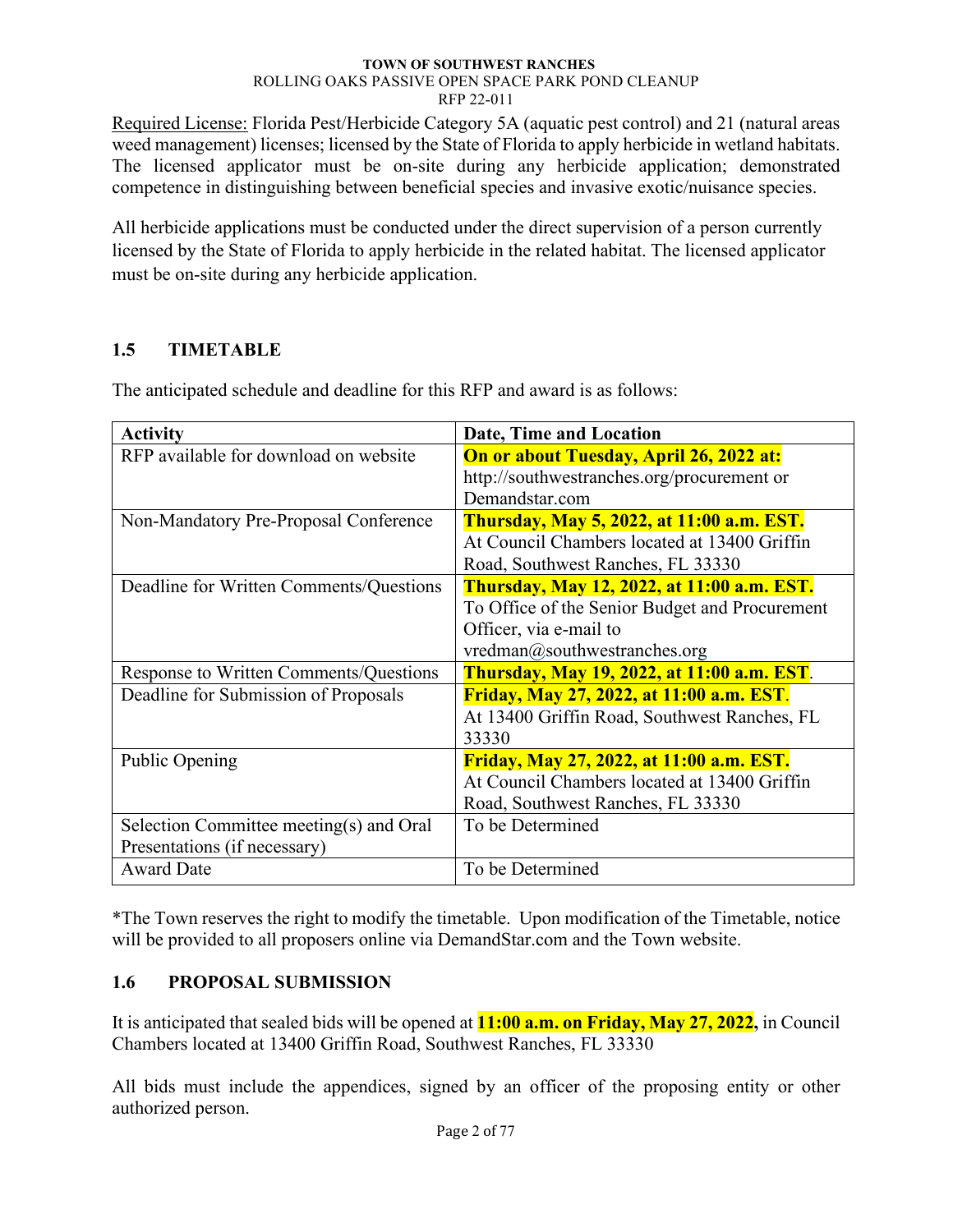Required License: Florida Pest/Herbicide Category 5A (aquatic pest control) and 21 (natural areas weed management) licenses; licensed by the State of Florida to apply herbicide in wetland habitats. The licensed applicator must be on-site during any herbicide application; demonstrated competence in distinguishing between beneficial species and invasive exotic/nuisance species.

All herbicide applications must be conducted under the direct supervision of a person currently licensed by the State of Florida to apply herbicide in the related habitat. The licensed applicator must be on-site during any herbicide application.

## 1.5 TIMETABLE

The anticipated schedule and deadline for this RFP and award is as follows:

| Activity | Date, Time and Location |
|---|---|
| RFP available for download on website | **On or about Tuesday, April 26, 2022 at:** http://southwestranches.org/procurement or Demandstar.com |
| Non-Mandatory Pre-Proposal Conference | **Thursday, May 5, 2022, at 11:00 a.m. EST.** At Council Chambers located at 13400 Griffin Road, Southwest Ranches, FL 33330 |
| Deadline for Written Comments/Questions | **Thursday, May 12, 2022, at 11:00 a.m. EST.** To Office of the Senior Budget and Procurement Officer, via e-mail to vredman@southwestranches.org |
| Response to Written Comments/Questions | **Thursday, May 19, 2022, at 11:00 a.m. EST**. |
| Deadline for Submission of Proposals | **Friday, May 27, 2022, at 11:00 a.m. EST**. At 13400 Griffin Road, Southwest Ranches, FL 33330 |
| Public Opening | **Friday, May 27, 2022, at 11:00 a.m. EST.** At Council Chambers located at 13400 Griffin Road, Southwest Ranches, FL 33330 |
| Selection Committee meeting(s) and Oral Presentations (if necessary) | To be Determined |
| Award Date | To be Determined |

*The Town reserves the right to modify the timetable. Upon modification of the Timetable, notice will be provided to all proposers online via DemandStar.com and the Town website.

## 1.6 PROPOSAL SUBMISSION

It is anticipated that sealed bids will be opened at **11:00 a.m. on Friday, May 27, 2022,** in Council Chambers located at 13400 Griffin Road, Southwest Ranches, FL 33330

All bids must include the appendices, signed by an officer of the proposing entity or other authorized person.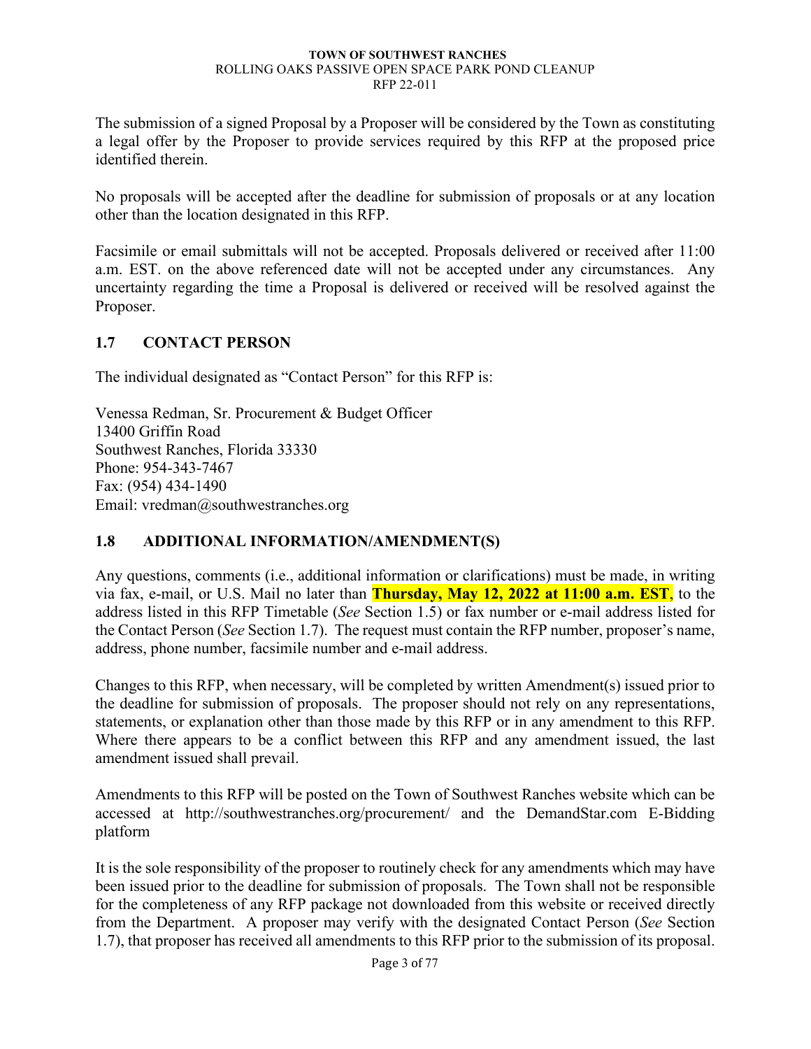The submission of a signed Proposal by a Proposer will be considered by the Town as constituting a legal offer by the Proposer to provide services required by this RFP at the proposed price identified therein.

No proposals will be accepted after the deadline for submission of proposals or at any location other than the location designated in this RFP.

Facsimile or email submittals will not be accepted. Proposals delivered or received after 11:00 a.m. EST. on the above referenced date will not be accepted under any circumstances. Any uncertainty regarding the time a Proposal is delivered or received will be resolved against the Proposer.

## 1.7 CONTACT PERSON

The individual designated as "Contact Person" for this RFP is:

Venessa Redman, Sr. Procurement & Budget Officer
13400 Griffin Road
Southwest Ranches, Florida 33330
Phone: 954-343-7467
Fax: (954) 434-1490
Email: vredman@southwestranches.org

## 1.8 ADDITIONAL INFORMATION/AMENDMENT(S)

Any questions, comments (i.e., additional information or clarifications) must be made, in writing via fax, e-mail, or U.S. Mail no later than **Thursday, May 12, 2022 at 11:00 a.m. EST**, to the address listed in this RFP Timetable (*See* Section 1.5) or fax number or e-mail address listed for the Contact Person (*See* Section 1.7). The request must contain the RFP number, proposer's name, address, phone number, facsimile number and e-mail address.

Changes to this RFP, when necessary, will be completed by written Amendment(s) issued prior to the deadline for submission of proposals. The proposer should not rely on any representations, statements, or explanation other than those made by this RFP or in any amendment to this RFP. Where there appears to be a conflict between this RFP and any amendment issued, the last amendment issued shall prevail.

Amendments to this RFP will be posted on the Town of Southwest Ranches website which can be accessed at http://southwestranches.org/procurement/ and the DemandStar.com E-Bidding platform

It is the sole responsibility of the proposer to routinely check for any amendments which may have been issued prior to the deadline for submission of proposals. The Town shall not be responsible for the completeness of any RFP package not downloaded from this website or received directly from the Department. A proposer may verify with the designated Contact Person (*See* Section 1.7), that proposer has received all amendments to this RFP prior to the submission of its proposal.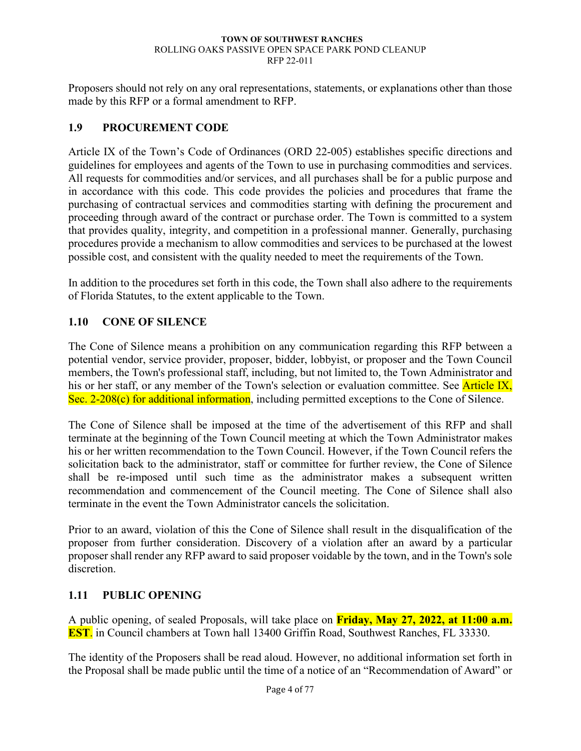Proposers should not rely on any oral representations, statements, or explanations other than those made by this RFP or a formal amendment to RFP.

## 1.9 PROCUREMENT CODE

Article IX of the Town's Code of Ordinances (ORD 22-005) establishes specific directions and guidelines for employees and agents of the Town to use in purchasing commodities and services. All requests for commodities and/or services, and all purchases shall be for a public purpose and in accordance with this code. This code provides the policies and procedures that frame the purchasing of contractual services and commodities starting with defining the procurement and proceeding through award of the contract or purchase order. The Town is committed to a system that provides quality, integrity, and competition in a professional manner. Generally, purchasing procedures provide a mechanism to allow commodities and services to be purchased at the lowest possible cost, and consistent with the quality needed to meet the requirements of the Town.

In addition to the procedures set forth in this code, the Town shall also adhere to the requirements of Florida Statutes, to the extent applicable to the Town.

## 1.10 CONE OF SILENCE

The Cone of Silence means a prohibition on any communication regarding this RFP between a potential vendor, service provider, proposer, bidder, lobbyist, or proposer and the Town Council members, the Town's professional staff, including, but not limited to, the Town Administrator and his or her staff, or any member of the Town's selection or evaluation committee. See Article IX, Sec. 2-208(c) for additional information, including permitted exceptions to the Cone of Silence.

The Cone of Silence shall be imposed at the time of the advertisement of this RFP and shall terminate at the beginning of the Town Council meeting at which the Town Administrator makes his or her written recommendation to the Town Council. However, if the Town Council refers the solicitation back to the administrator, staff or committee for further review, the Cone of Silence shall be re-imposed until such time as the administrator makes a subsequent written recommendation and commencement of the Council meeting. The Cone of Silence shall also terminate in the event the Town Administrator cancels the solicitation.

Prior to an award, violation of this the Cone of Silence shall result in the disqualification of the proposer from further consideration. Discovery of a violation after an award by a particular proposer shall render any RFP award to said proposer voidable by the town, and in the Town's sole discretion.

## 1.11 PUBLIC OPENING

A public opening, of sealed Proposals, will take place on **Friday, May 27, 2022, at 11:00 a.m. EST**. in Council chambers at Town hall 13400 Griffin Road, Southwest Ranches, FL 33330.

The identity of the Proposers shall be read aloud. However, no additional information set forth in the Proposal shall be made public until the time of a notice of an "Recommendation of Award" or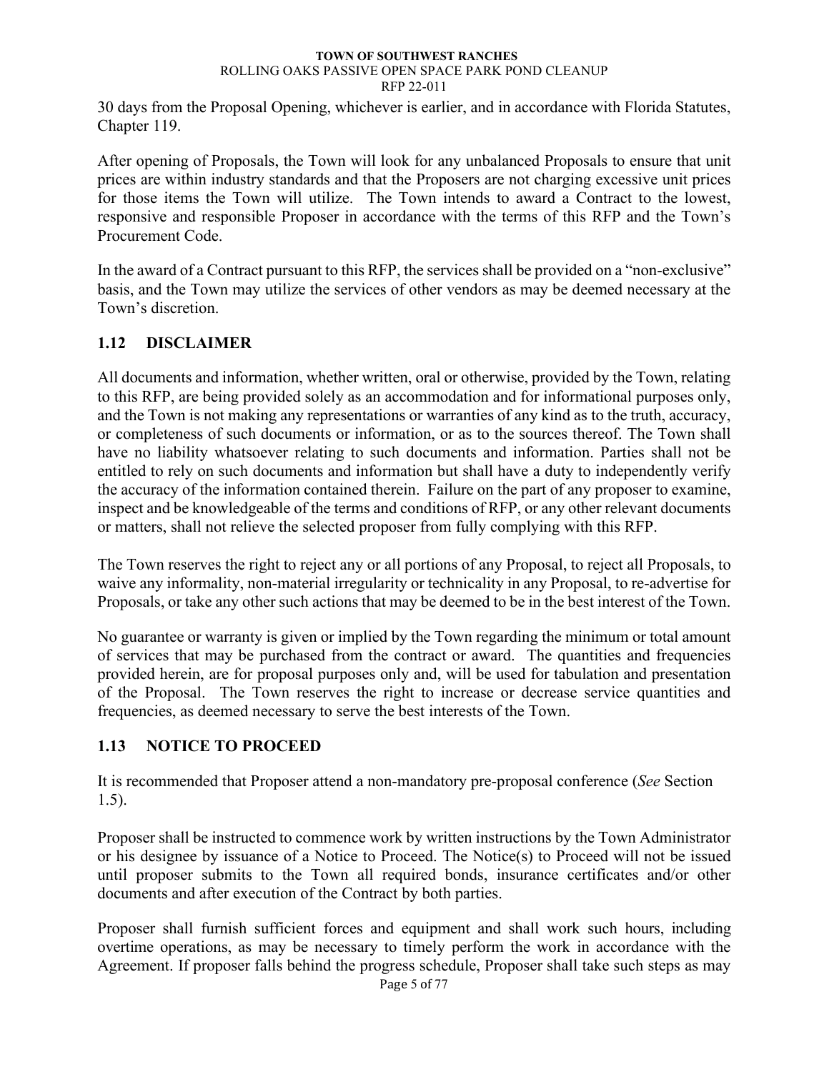30 days from the Proposal Opening, whichever is earlier, and in accordance with Florida Statutes, Chapter 119.

After opening of Proposals, the Town will look for any unbalanced Proposals to ensure that unit prices are within industry standards and that the Proposers are not charging excessive unit prices for those items the Town will utilize. The Town intends to award a Contract to the lowest, responsive and responsible Proposer in accordance with the terms of this RFP and the Town's Procurement Code.

In the award of a Contract pursuant to this RFP, the services shall be provided on a "non-exclusive" basis, and the Town may utilize the services of other vendors as may be deemed necessary at the Town's discretion.

## 1.12 DISCLAIMER

All documents and information, whether written, oral or otherwise, provided by the Town, relating to this RFP, are being provided solely as an accommodation and for informational purposes only, and the Town is not making any representations or warranties of any kind as to the truth, accuracy, or completeness of such documents or information, or as to the sources thereof. The Town shall have no liability whatsoever relating to such documents and information. Parties shall not be entitled to rely on such documents and information but shall have a duty to independently verify the accuracy of the information contained therein. Failure on the part of any proposer to examine, inspect and be knowledgeable of the terms and conditions of RFP, or any other relevant documents or matters, shall not relieve the selected proposer from fully complying with this RFP.

The Town reserves the right to reject any or all portions of any Proposal, to reject all Proposals, to waive any informality, non-material irregularity or technicality in any Proposal, to re-advertise for Proposals, or take any other such actions that may be deemed to be in the best interest of the Town.

No guarantee or warranty is given or implied by the Town regarding the minimum or total amount of services that may be purchased from the contract or award. The quantities and frequencies provided herein, are for proposal purposes only and, will be used for tabulation and presentation of the Proposal. The Town reserves the right to increase or decrease service quantities and frequencies, as deemed necessary to serve the best interests of the Town.

## 1.13 NOTICE TO PROCEED

It is recommended that Proposer attend a non-mandatory pre-proposal conference (*See* Section 1.5).

Proposer shall be instructed to commence work by written instructions by the Town Administrator or his designee by issuance of a Notice to Proceed. The Notice(s) to Proceed will not be issued until proposer submits to the Town all required bonds, insurance certificates and/or other documents and after execution of the Contract by both parties.

Proposer shall furnish sufficient forces and equipment and shall work such hours, including overtime operations, as may be necessary to timely perform the work in accordance with the Agreement. If proposer falls behind the progress schedule, Proposer shall take such steps as may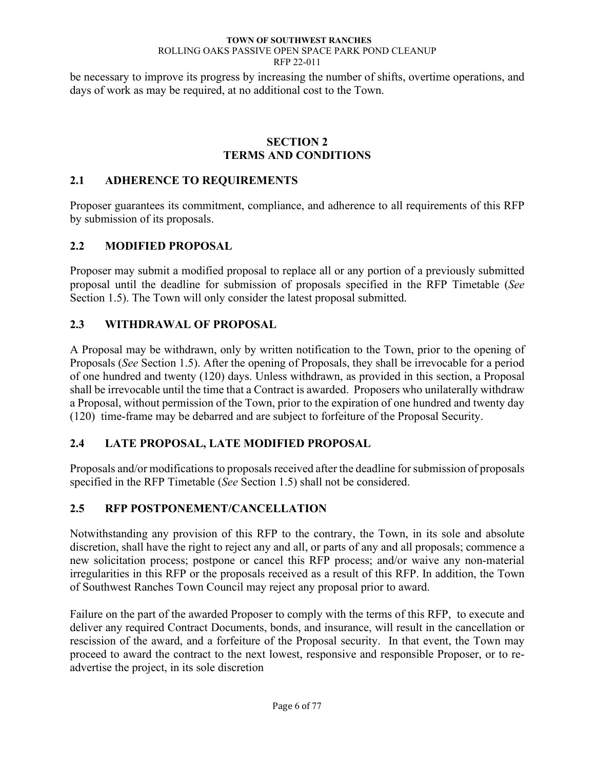be necessary to improve its progress by increasing the number of shifts, overtime operations, and days of work as may be required, at no additional cost to the Town.

## SECTION 2
## TERMS AND CONDITIONS

### 2.1 ADHERENCE TO REQUIREMENTS

Proposer guarantees its commitment, compliance, and adherence to all requirements of this RFP by submission of its proposals.

### 2.2 MODIFIED PROPOSAL

Proposer may submit a modified proposal to replace all or any portion of a previously submitted proposal until the deadline for submission of proposals specified in the RFP Timetable (*See* Section 1.5). The Town will only consider the latest proposal submitted.

### 2.3 WITHDRAWAL OF PROPOSAL

A Proposal may be withdrawn, only by written notification to the Town, prior to the opening of Proposals (*See* Section 1.5). After the opening of Proposals, they shall be irrevocable for a period of one hundred and twenty (120) days. Unless withdrawn, as provided in this section, a Proposal shall be irrevocable until the time that a Contract is awarded. Proposers who unilaterally withdraw a Proposal, without permission of the Town, prior to the expiration of one hundred and twenty day (120) time-frame may be debarred and are subject to forfeiture of the Proposal Security.

### 2.4 LATE PROPOSAL, LATE MODIFIED PROPOSAL

Proposals and/or modifications to proposals received after the deadline for submission of proposals specified in the RFP Timetable (*See* Section 1.5) shall not be considered.

### 2.5 RFP POSTPONEMENT/CANCELLATION

Notwithstanding any provision of this RFP to the contrary, the Town, in its sole and absolute discretion, shall have the right to reject any and all, or parts of any and all proposals; commence a new solicitation process; postpone or cancel this RFP process; and/or waive any non-material irregularities in this RFP or the proposals received as a result of this RFP. In addition, the Town of Southwest Ranches Town Council may reject any proposal prior to award.

Failure on the part of the awarded Proposer to comply with the terms of this RFP, to execute and deliver any required Contract Documents, bonds, and insurance, will result in the cancellation or rescission of the award, and a forfeiture of the Proposal security. In that event, the Town may proceed to award the contract to the next lowest, responsive and responsible Proposer, or to re-advertise the project, in its sole discretion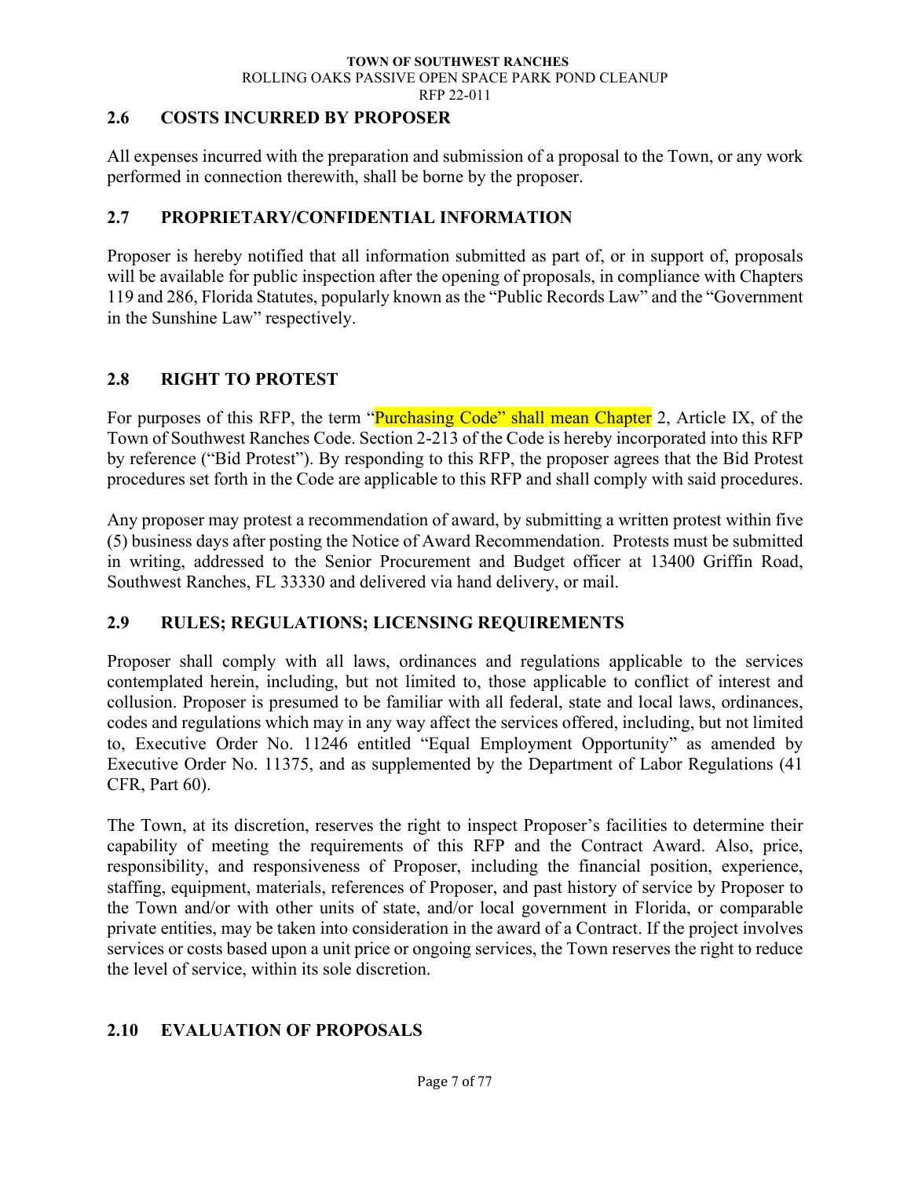## 2.6 COSTS INCURRED BY PROPOSER

All expenses incurred with the preparation and submission of a proposal to the Town, or any work performed in connection therewith, shall be borne by the proposer.

## 2.7 PROPRIETARY/CONFIDENTIAL INFORMATION

Proposer is hereby notified that all information submitted as part of, or in support of, proposals will be available for public inspection after the opening of proposals, in compliance with Chapters 119 and 286, Florida Statutes, popularly known as the "Public Records Law" and the "Government in the Sunshine Law" respectively.

## 2.8 RIGHT TO PROTEST

For purposes of this RFP, the term "Purchasing Code" shall mean Chapter 2, Article IX, of the Town of Southwest Ranches Code. Section 2-213 of the Code is hereby incorporated into this RFP by reference ("Bid Protest"). By responding to this RFP, the proposer agrees that the Bid Protest procedures set forth in the Code are applicable to this RFP and shall comply with said procedures.

Any proposer may protest a recommendation of award, by submitting a written protest within five (5) business days after posting the Notice of Award Recommendation. Protests must be submitted in writing, addressed to the Senior Procurement and Budget officer at 13400 Griffin Road, Southwest Ranches, FL 33330 and delivered via hand delivery, or mail.

## 2.9 RULES; REGULATIONS; LICENSING REQUIREMENTS

Proposer shall comply with all laws, ordinances and regulations applicable to the services contemplated herein, including, but not limited to, those applicable to conflict of interest and collusion. Proposer is presumed to be familiar with all federal, state and local laws, ordinances, codes and regulations which may in any way affect the services offered, including, but not limited to, Executive Order No. 11246 entitled "Equal Employment Opportunity" as amended by Executive Order No. 11375, and as supplemented by the Department of Labor Regulations (41 CFR, Part 60).

The Town, at its discretion, reserves the right to inspect Proposer's facilities to determine their capability of meeting the requirements of this RFP and the Contract Award. Also, price, responsibility, and responsiveness of Proposer, including the financial position, experience, staffing, equipment, materials, references of Proposer, and past history of service by Proposer to the Town and/or with other units of state, and/or local government in Florida, or comparable private entities, may be taken into consideration in the award of a Contract. If the project involves services or costs based upon a unit price or ongoing services, the Town reserves the right to reduce the level of service, within its sole discretion.

## 2.10 EVALUATION OF PROPOSALS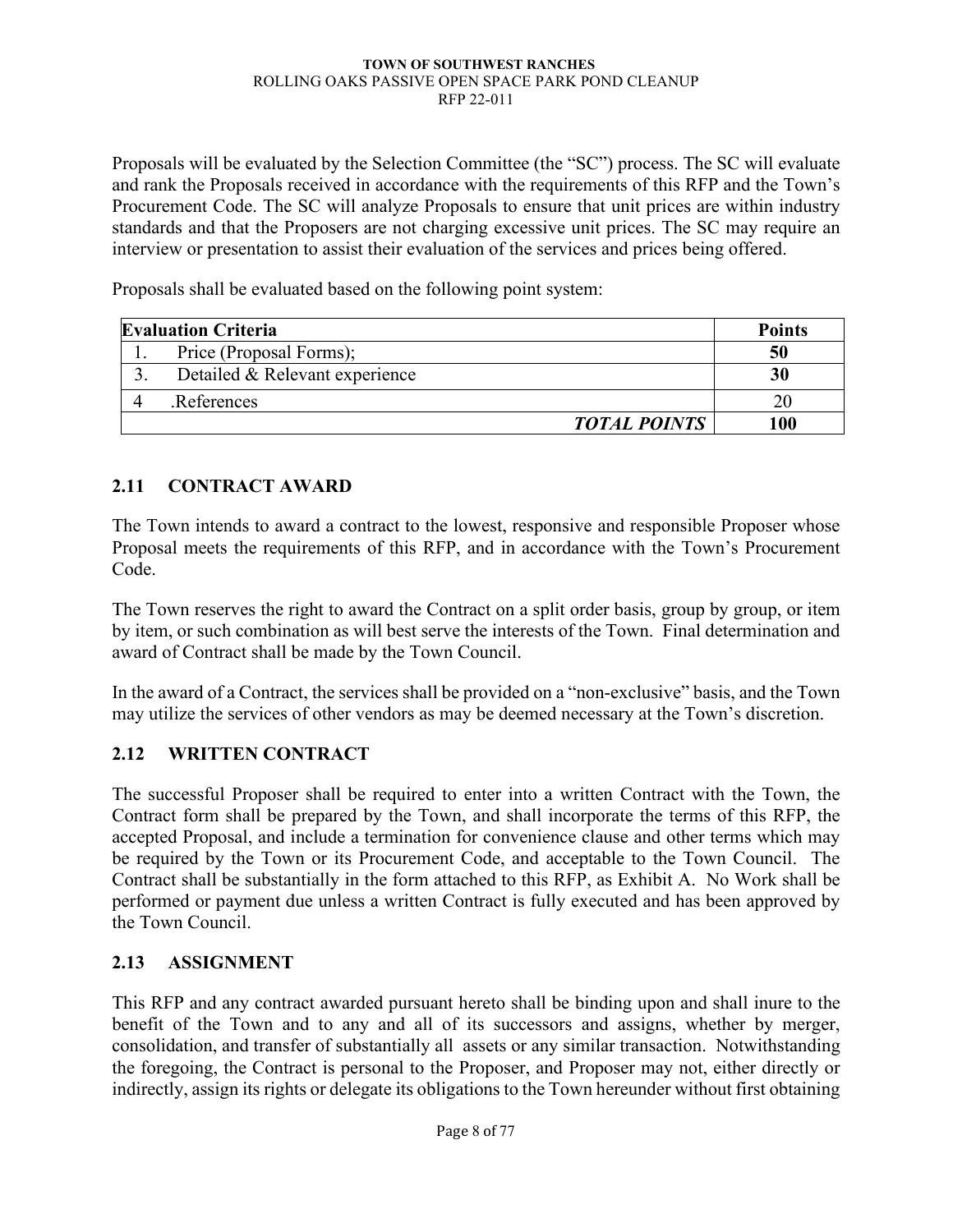Proposals will be evaluated by the Selection Committee (the "SC") process. The SC will evaluate and rank the Proposals received in accordance with the requirements of this RFP and the Town's Procurement Code. The SC will analyze Proposals to ensure that unit prices are within industry standards and that the Proposers are not charging excessive unit prices. The SC may require an interview or presentation to assist their evaluation of the services and prices being offered.

Proposals shall be evaluated based on the following point system:

| **Evaluation Criteria** | **Points** |
|---|---|
| 1. Price (Proposal Forms); | **50** |
| 3. Detailed & Relevant experience | **30** |
| 4 .References | 20 |
| ***TOTAL POINTS*** | **100** |

## 2.11 CONTRACT AWARD

The Town intends to award a contract to the lowest, responsive and responsible Proposer whose Proposal meets the requirements of this RFP, and in accordance with the Town's Procurement Code.

The Town reserves the right to award the Contract on a split order basis, group by group, or item by item, or such combination as will best serve the interests of the Town. Final determination and award of Contract shall be made by the Town Council.

In the award of a Contract, the services shall be provided on a "non-exclusive" basis, and the Town may utilize the services of other vendors as may be deemed necessary at the Town's discretion.

## 2.12 WRITTEN CONTRACT

The successful Proposer shall be required to enter into a written Contract with the Town, the Contract form shall be prepared by the Town, and shall incorporate the terms of this RFP, the accepted Proposal, and include a termination for convenience clause and other terms which may be required by the Town or its Procurement Code, and acceptable to the Town Council. The Contract shall be substantially in the form attached to this RFP, as Exhibit A. No Work shall be performed or payment due unless a written Contract is fully executed and has been approved by the Town Council.

## 2.13 ASSIGNMENT

This RFP and any contract awarded pursuant hereto shall be binding upon and shall inure to the benefit of the Town and to any and all of its successors and assigns, whether by merger, consolidation, and transfer of substantially all assets or any similar transaction. Notwithstanding the foregoing, the Contract is personal to the Proposer, and Proposer may not, either directly or indirectly, assign its rights or delegate its obligations to the Town hereunder without first obtaining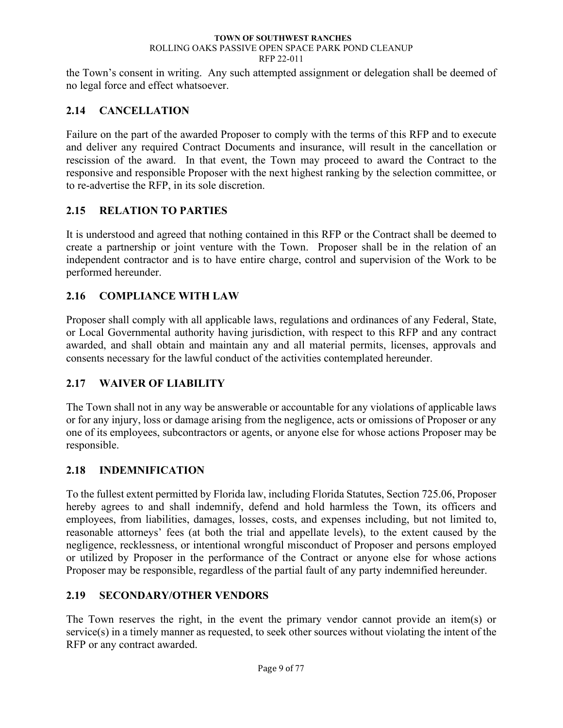the Town's consent in writing. Any such attempted assignment or delegation shall be deemed of no legal force and effect whatsoever.

## 2.14 CANCELLATION

Failure on the part of the awarded Proposer to comply with the terms of this RFP and to execute and deliver any required Contract Documents and insurance, will result in the cancellation or rescission of the award. In that event, the Town may proceed to award the Contract to the responsive and responsible Proposer with the next highest ranking by the selection committee, or to re-advertise the RFP, in its sole discretion.

## 2.15 RELATION TO PARTIES

It is understood and agreed that nothing contained in this RFP or the Contract shall be deemed to create a partnership or joint venture with the Town. Proposer shall be in the relation of an independent contractor and is to have entire charge, control and supervision of the Work to be performed hereunder.

## 2.16 COMPLIANCE WITH LAW

Proposer shall comply with all applicable laws, regulations and ordinances of any Federal, State, or Local Governmental authority having jurisdiction, with respect to this RFP and any contract awarded, and shall obtain and maintain any and all material permits, licenses, approvals and consents necessary for the lawful conduct of the activities contemplated hereunder.

## 2.17 WAIVER OF LIABILITY

The Town shall not in any way be answerable or accountable for any violations of applicable laws or for any injury, loss or damage arising from the negligence, acts or omissions of Proposer or any one of its employees, subcontractors or agents, or anyone else for whose actions Proposer may be responsible.

## 2.18 INDEMNIFICATION

To the fullest extent permitted by Florida law, including Florida Statutes, Section 725.06, Proposer hereby agrees to and shall indemnify, defend and hold harmless the Town, its officers and employees, from liabilities, damages, losses, costs, and expenses including, but not limited to, reasonable attorneys' fees (at both the trial and appellate levels), to the extent caused by the negligence, recklessness, or intentional wrongful misconduct of Proposer and persons employed or utilized by Proposer in the performance of the Contract or anyone else for whose actions Proposer may be responsible, regardless of the partial fault of any party indemnified hereunder.

## 2.19 SECONDARY/OTHER VENDORS

The Town reserves the right, in the event the primary vendor cannot provide an item(s) or service(s) in a timely manner as requested, to seek other sources without violating the intent of the RFP or any contract awarded.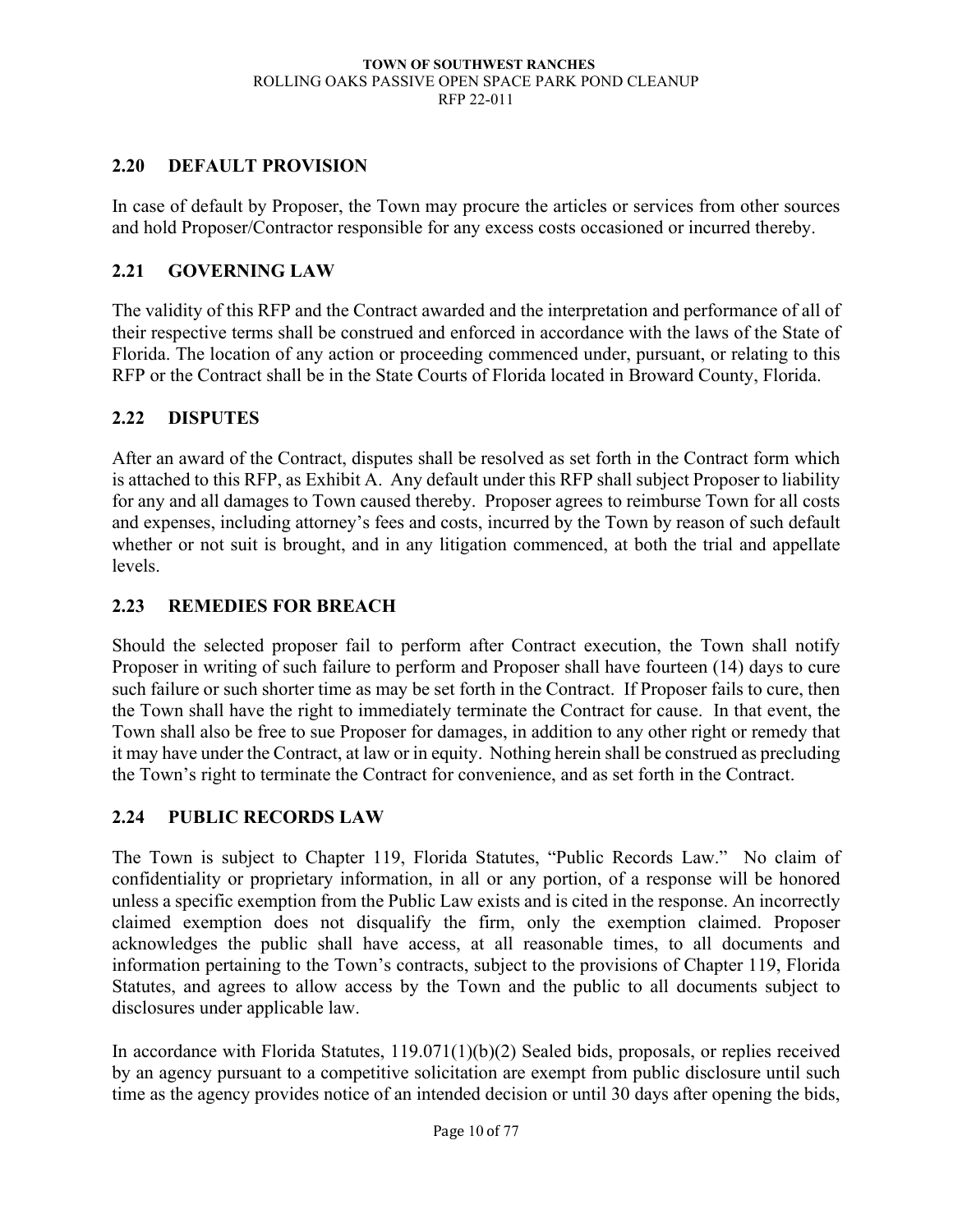## 2.20 DEFAULT PROVISION

In case of default by Proposer, the Town may procure the articles or services from other sources and hold Proposer/Contractor responsible for any excess costs occasioned or incurred thereby.

## 2.21 GOVERNING LAW

The validity of this RFP and the Contract awarded and the interpretation and performance of all of their respective terms shall be construed and enforced in accordance with the laws of the State of Florida. The location of any action or proceeding commenced under, pursuant, or relating to this RFP or the Contract shall be in the State Courts of Florida located in Broward County, Florida.

## 2.22 DISPUTES

After an award of the Contract, disputes shall be resolved as set forth in the Contract form which is attached to this RFP, as Exhibit A. Any default under this RFP shall subject Proposer to liability for any and all damages to Town caused thereby. Proposer agrees to reimburse Town for all costs and expenses, including attorney's fees and costs, incurred by the Town by reason of such default whether or not suit is brought, and in any litigation commenced, at both the trial and appellate levels.

## 2.23 REMEDIES FOR BREACH

Should the selected proposer fail to perform after Contract execution, the Town shall notify Proposer in writing of such failure to perform and Proposer shall have fourteen (14) days to cure such failure or such shorter time as may be set forth in the Contract. If Proposer fails to cure, then the Town shall have the right to immediately terminate the Contract for cause. In that event, the Town shall also be free to sue Proposer for damages, in addition to any other right or remedy that it may have under the Contract, at law or in equity. Nothing herein shall be construed as precluding the Town's right to terminate the Contract for convenience, and as set forth in the Contract.

## 2.24 PUBLIC RECORDS LAW

The Town is subject to Chapter 119, Florida Statutes, "Public Records Law." No claim of confidentiality or proprietary information, in all or any portion, of a response will be honored unless a specific exemption from the Public Law exists and is cited in the response. An incorrectly claimed exemption does not disqualify the firm, only the exemption claimed. Proposer acknowledges the public shall have access, at all reasonable times, to all documents and information pertaining to the Town's contracts, subject to the provisions of Chapter 119, Florida Statutes, and agrees to allow access by the Town and the public to all documents subject to disclosures under applicable law.

In accordance with Florida Statutes, 119.071(1)(b)(2) Sealed bids, proposals, or replies received by an agency pursuant to a competitive solicitation are exempt from public disclosure until such time as the agency provides notice of an intended decision or until 30 days after opening the bids,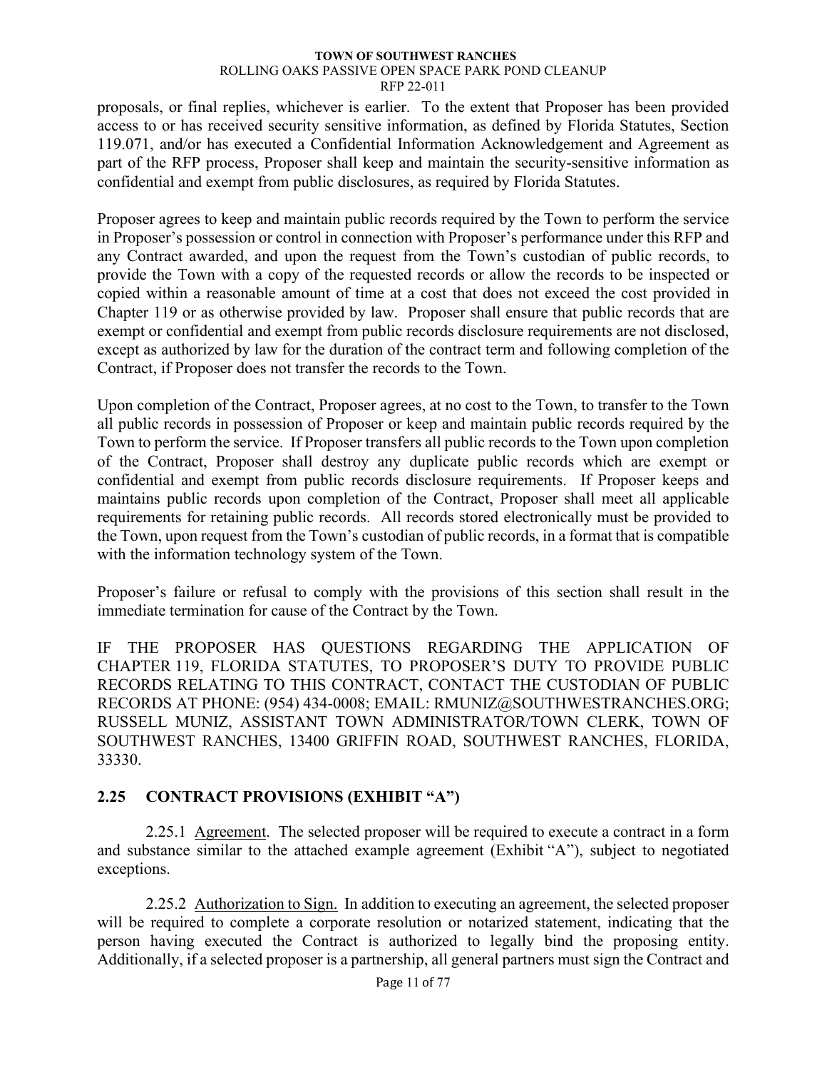proposals, or final replies, whichever is earlier. To the extent that Proposer has been provided access to or has received security sensitive information, as defined by Florida Statutes, Section 119.071, and/or has executed a Confidential Information Acknowledgement and Agreement as part of the RFP process, Proposer shall keep and maintain the security-sensitive information as confidential and exempt from public disclosures, as required by Florida Statutes.

Proposer agrees to keep and maintain public records required by the Town to perform the service in Proposer's possession or control in connection with Proposer's performance under this RFP and any Contract awarded, and upon the request from the Town's custodian of public records, to provide the Town with a copy of the requested records or allow the records to be inspected or copied within a reasonable amount of time at a cost that does not exceed the cost provided in Chapter 119 or as otherwise provided by law. Proposer shall ensure that public records that are exempt or confidential and exempt from public records disclosure requirements are not disclosed, except as authorized by law for the duration of the contract term and following completion of the Contract, if Proposer does not transfer the records to the Town.

Upon completion of the Contract, Proposer agrees, at no cost to the Town, to transfer to the Town all public records in possession of Proposer or keep and maintain public records required by the Town to perform the service. If Proposer transfers all public records to the Town upon completion of the Contract, Proposer shall destroy any duplicate public records which are exempt or confidential and exempt from public records disclosure requirements. If Proposer keeps and maintains public records upon completion of the Contract, Proposer shall meet all applicable requirements for retaining public records. All records stored electronically must be provided to the Town, upon request from the Town's custodian of public records, in a format that is compatible with the information technology system of the Town.

Proposer's failure or refusal to comply with the provisions of this section shall result in the immediate termination for cause of the Contract by the Town.

IF THE PROPOSER HAS QUESTIONS REGARDING THE APPLICATION OF CHAPTER 119, FLORIDA STATUTES, TO PROPOSER'S DUTY TO PROVIDE PUBLIC RECORDS RELATING TO THIS CONTRACT, CONTACT THE CUSTODIAN OF PUBLIC RECORDS AT PHONE: (954) 434-0008; EMAIL: RMUNIZ@SOUTHWESTRANCHES.ORG; RUSSELL MUNIZ, ASSISTANT TOWN ADMINISTRATOR/TOWN CLERK, TOWN OF SOUTHWEST RANCHES, 13400 GRIFFIN ROAD, SOUTHWEST RANCHES, FLORIDA, 33330.

## 2.25 CONTRACT PROVISIONS (EXHIBIT "A")

2.25.1 Agreement. The selected proposer will be required to execute a contract in a form and substance similar to the attached example agreement (Exhibit "A"), subject to negotiated exceptions.

2.25.2 Authorization to Sign. In addition to executing an agreement, the selected proposer will be required to complete a corporate resolution or notarized statement, indicating that the person having executed the Contract is authorized to legally bind the proposing entity. Additionally, if a selected proposer is a partnership, all general partners must sign the Contract and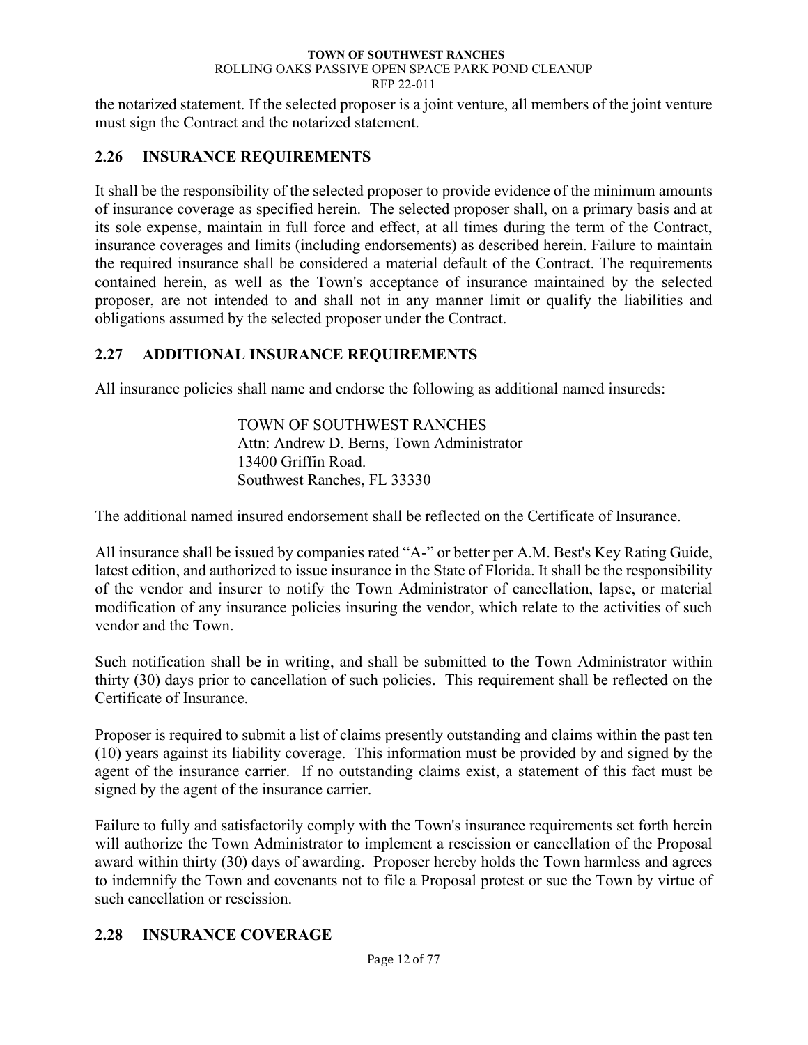the notarized statement. If the selected proposer is a joint venture, all members of the joint venture must sign the Contract and the notarized statement.

## 2.26 INSURANCE REQUIREMENTS

It shall be the responsibility of the selected proposer to provide evidence of the minimum amounts of insurance coverage as specified herein. The selected proposer shall, on a primary basis and at its sole expense, maintain in full force and effect, at all times during the term of the Contract, insurance coverages and limits (including endorsements) as described herein. Failure to maintain the required insurance shall be considered a material default of the Contract. The requirements contained herein, as well as the Town's acceptance of insurance maintained by the selected proposer, are not intended to and shall not in any manner limit or qualify the liabilities and obligations assumed by the selected proposer under the Contract.

## 2.27 ADDITIONAL INSURANCE REQUIREMENTS

All insurance policies shall name and endorse the following as additional named insureds:

TOWN OF SOUTHWEST RANCHES
Attn: Andrew D. Berns, Town Administrator
13400 Griffin Road.
Southwest Ranches, FL 33330

The additional named insured endorsement shall be reflected on the Certificate of Insurance.

All insurance shall be issued by companies rated "A-" or better per A.M. Best's Key Rating Guide, latest edition, and authorized to issue insurance in the State of Florida. It shall be the responsibility of the vendor and insurer to notify the Town Administrator of cancellation, lapse, or material modification of any insurance policies insuring the vendor, which relate to the activities of such vendor and the Town.

Such notification shall be in writing, and shall be submitted to the Town Administrator within thirty (30) days prior to cancellation of such policies. This requirement shall be reflected on the Certificate of Insurance.

Proposer is required to submit a list of claims presently outstanding and claims within the past ten (10) years against its liability coverage. This information must be provided by and signed by the agent of the insurance carrier. If no outstanding claims exist, a statement of this fact must be signed by the agent of the insurance carrier.

Failure to fully and satisfactorily comply with the Town's insurance requirements set forth herein will authorize the Town Administrator to implement a rescission or cancellation of the Proposal award within thirty (30) days of awarding. Proposer hereby holds the Town harmless and agrees to indemnify the Town and covenants not to file a Proposal protest or sue the Town by virtue of such cancellation or rescission.

## 2.28 INSURANCE COVERAGE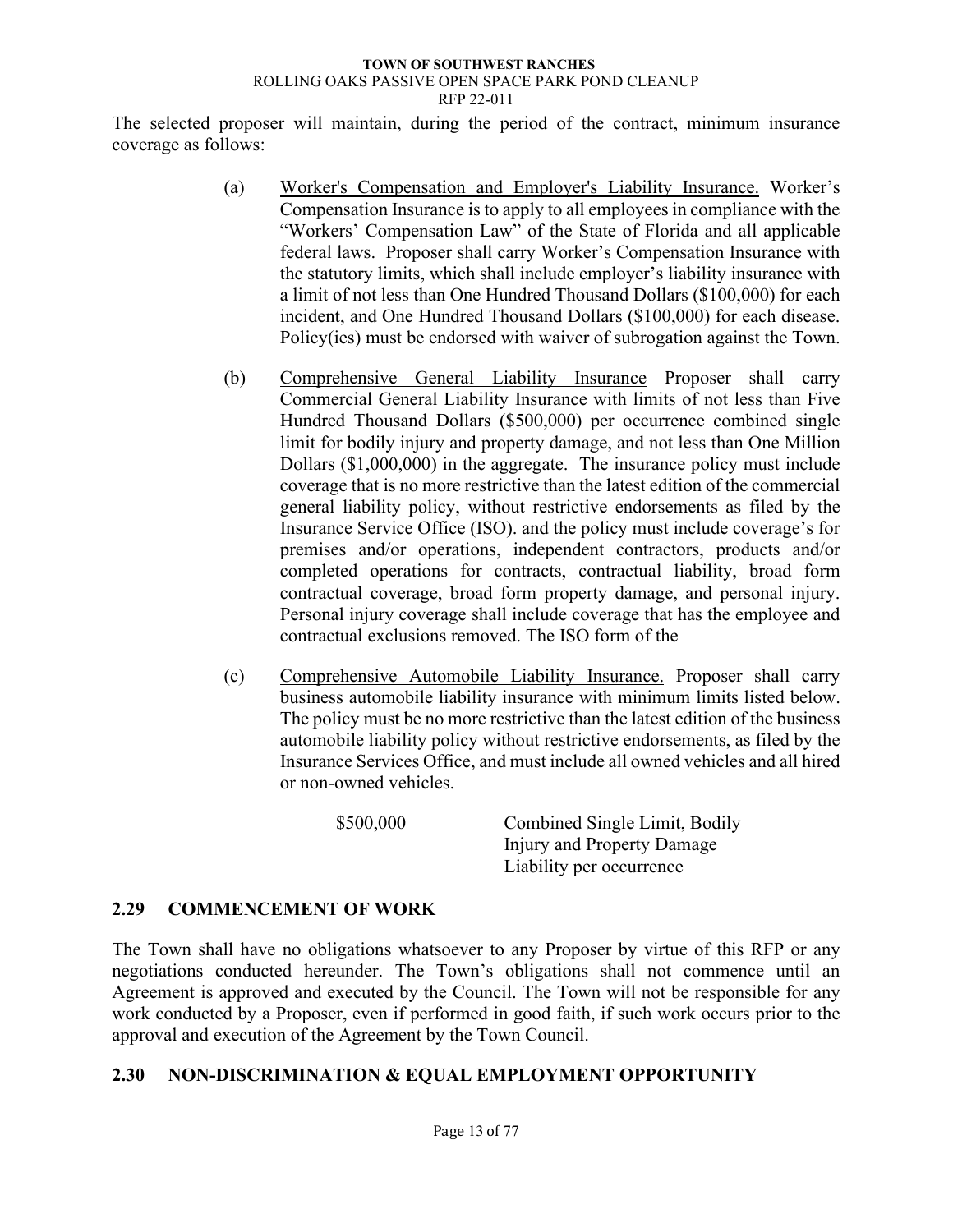The selected proposer will maintain, during the period of the contract, minimum insurance coverage as follows:

(a) <u>Worker's Compensation and Employer's Liability Insurance.</u> Worker's Compensation Insurance is to apply to all employees in compliance with the "Workers' Compensation Law" of the State of Florida and all applicable federal laws. Proposer shall carry Worker's Compensation Insurance with the statutory limits, which shall include employer's liability insurance with a limit of not less than One Hundred Thousand Dollars ($100,000) for each incident, and One Hundred Thousand Dollars ($100,000) for each disease. Policy(ies) must be endorsed with waiver of subrogation against the Town.

(b) <u>Comprehensive General Liability Insurance</u> Proposer shall carry Commercial General Liability Insurance with limits of not less than Five Hundred Thousand Dollars ($500,000) per occurrence combined single limit for bodily injury and property damage, and not less than One Million Dollars ($1,000,000) in the aggregate. The insurance policy must include coverage that is no more restrictive than the latest edition of the commercial general liability policy, without restrictive endorsements as filed by the Insurance Service Office (ISO). and the policy must include coverage's for premises and/or operations, independent contractors, products and/or completed operations for contracts, contractual liability, broad form contractual coverage, broad form property damage, and personal injury. Personal injury coverage shall include coverage that has the employee and contractual exclusions removed. The ISO form of the

(c) <u>Comprehensive Automobile Liability Insurance.</u> Proposer shall carry business automobile liability insurance with minimum limits listed below. The policy must be no more restrictive than the latest edition of the business automobile liability policy without restrictive endorsements, as filed by the Insurance Services Office, and must include all owned vehicles and all hired or non-owned vehicles.

| | |
|---|---|
| $500,000 | Combined Single Limit, Bodily Injury and Property Damage Liability per occurrence |

## 2.29 COMMENCEMENT OF WORK

The Town shall have no obligations whatsoever to any Proposer by virtue of this RFP or any negotiations conducted hereunder. The Town's obligations shall not commence until an Agreement is approved and executed by the Council. The Town will not be responsible for any work conducted by a Proposer, even if performed in good faith, if such work occurs prior to the approval and execution of the Agreement by the Town Council.

## 2.30 NON-DISCRIMINATION & EQUAL EMPLOYMENT OPPORTUNITY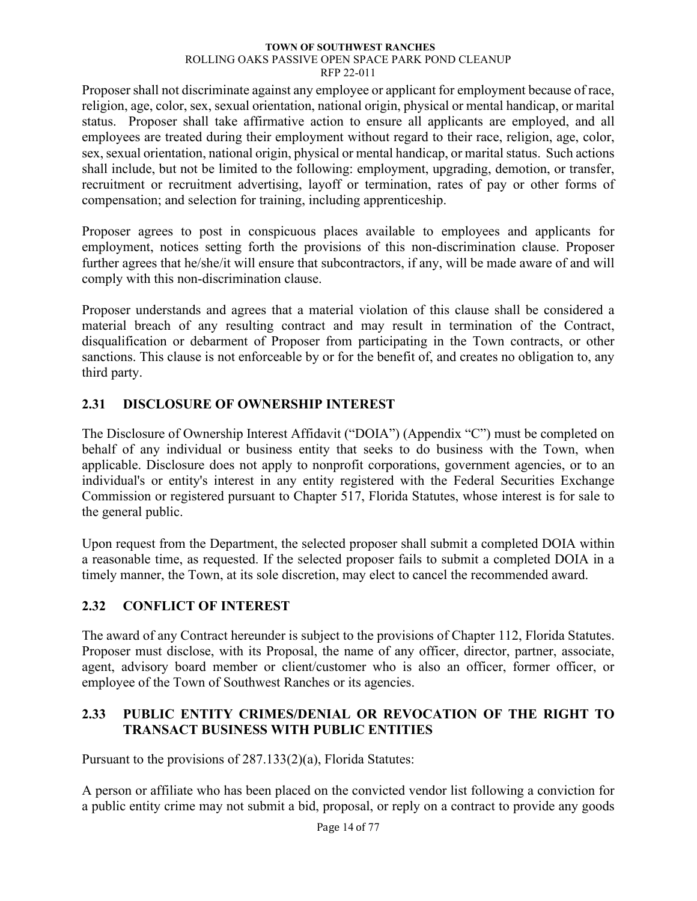Proposer shall not discriminate against any employee or applicant for employment because of race, religion, age, color, sex, sexual orientation, national origin, physical or mental handicap, or marital status. Proposer shall take affirmative action to ensure all applicants are employed, and all employees are treated during their employment without regard to their race, religion, age, color, sex, sexual orientation, national origin, physical or mental handicap, or marital status. Such actions shall include, but not be limited to the following: employment, upgrading, demotion, or transfer, recruitment or recruitment advertising, layoff or termination, rates of pay or other forms of compensation; and selection for training, including apprenticeship.

Proposer agrees to post in conspicuous places available to employees and applicants for employment, notices setting forth the provisions of this non-discrimination clause. Proposer further agrees that he/she/it will ensure that subcontractors, if any, will be made aware of and will comply with this non-discrimination clause.

Proposer understands and agrees that a material violation of this clause shall be considered a material breach of any resulting contract and may result in termination of the Contract, disqualification or debarment of Proposer from participating in the Town contracts, or other sanctions. This clause is not enforceable by or for the benefit of, and creates no obligation to, any third party.

## 2.31 DISCLOSURE OF OWNERSHIP INTEREST

The Disclosure of Ownership Interest Affidavit ("DOIA") (Appendix "C") must be completed on behalf of any individual or business entity that seeks to do business with the Town, when applicable. Disclosure does not apply to nonprofit corporations, government agencies, or to an individual's or entity's interest in any entity registered with the Federal Securities Exchange Commission or registered pursuant to Chapter 517, Florida Statutes, whose interest is for sale to the general public.

Upon request from the Department, the selected proposer shall submit a completed DOIA within a reasonable time, as requested. If the selected proposer fails to submit a completed DOIA in a timely manner, the Town, at its sole discretion, may elect to cancel the recommended award.

## 2.32 CONFLICT OF INTEREST

The award of any Contract hereunder is subject to the provisions of Chapter 112, Florida Statutes. Proposer must disclose, with its Proposal, the name of any officer, director, partner, associate, agent, advisory board member or client/customer who is also an officer, former officer, or employee of the Town of Southwest Ranches or its agencies.

## 2.33 PUBLIC ENTITY CRIMES/DENIAL OR REVOCATION OF THE RIGHT TO TRANSACT BUSINESS WITH PUBLIC ENTITIES

Pursuant to the provisions of 287.133(2)(a), Florida Statutes:

A person or affiliate who has been placed on the convicted vendor list following a conviction for a public entity crime may not submit a bid, proposal, or reply on a contract to provide any goods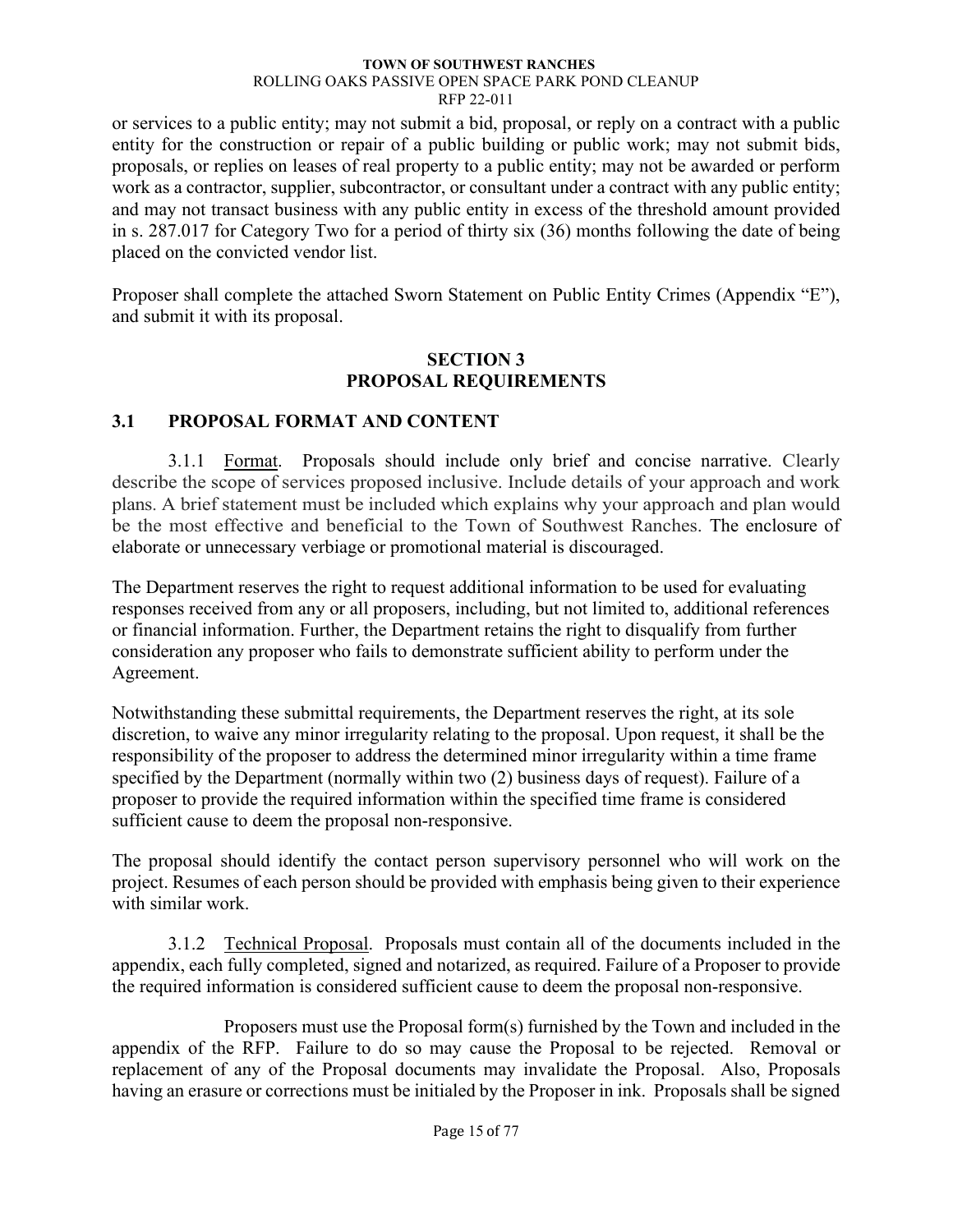or services to a public entity; may not submit a bid, proposal, or reply on a contract with a public entity for the construction or repair of a public building or public work; may not submit bids, proposals, or replies on leases of real property to a public entity; may not be awarded or perform work as a contractor, supplier, subcontractor, or consultant under a contract with any public entity; and may not transact business with any public entity in excess of the threshold amount provided in s. 287.017 for Category Two for a period of thirty six (36) months following the date of being placed on the convicted vendor list.

Proposer shall complete the attached Sworn Statement on Public Entity Crimes (Appendix "E"), and submit it with its proposal.

## SECTION 3
## PROPOSAL REQUIREMENTS

### 3.1 PROPOSAL FORMAT AND CONTENT

3.1.1 Format. Proposals should include only brief and concise narrative. Clearly describe the scope of services proposed inclusive. Include details of your approach and work plans. A brief statement must be included which explains why your approach and plan would be the most effective and beneficial to the Town of Southwest Ranches. The enclosure of elaborate or unnecessary verbiage or promotional material is discouraged.

The Department reserves the right to request additional information to be used for evaluating responses received from any or all proposers, including, but not limited to, additional references or financial information. Further, the Department retains the right to disqualify from further consideration any proposer who fails to demonstrate sufficient ability to perform under the Agreement.

Notwithstanding these submittal requirements, the Department reserves the right, at its sole discretion, to waive any minor irregularity relating to the proposal. Upon request, it shall be the responsibility of the proposer to address the determined minor irregularity within a time frame specified by the Department (normally within two (2) business days of request). Failure of a proposer to provide the required information within the specified time frame is considered sufficient cause to deem the proposal non-responsive.

The proposal should identify the contact person supervisory personnel who will work on the project. Resumes of each person should be provided with emphasis being given to their experience with similar work.

3.1.2 Technical Proposal. Proposals must contain all of the documents included in the appendix, each fully completed, signed and notarized, as required. Failure of a Proposer to provide the required information is considered sufficient cause to deem the proposal non-responsive.

Proposers must use the Proposal form(s) furnished by the Town and included in the appendix of the RFP. Failure to do so may cause the Proposal to be rejected. Removal or replacement of any of the Proposal documents may invalidate the Proposal. Also, Proposals having an erasure or corrections must be initialed by the Proposer in ink. Proposals shall be signed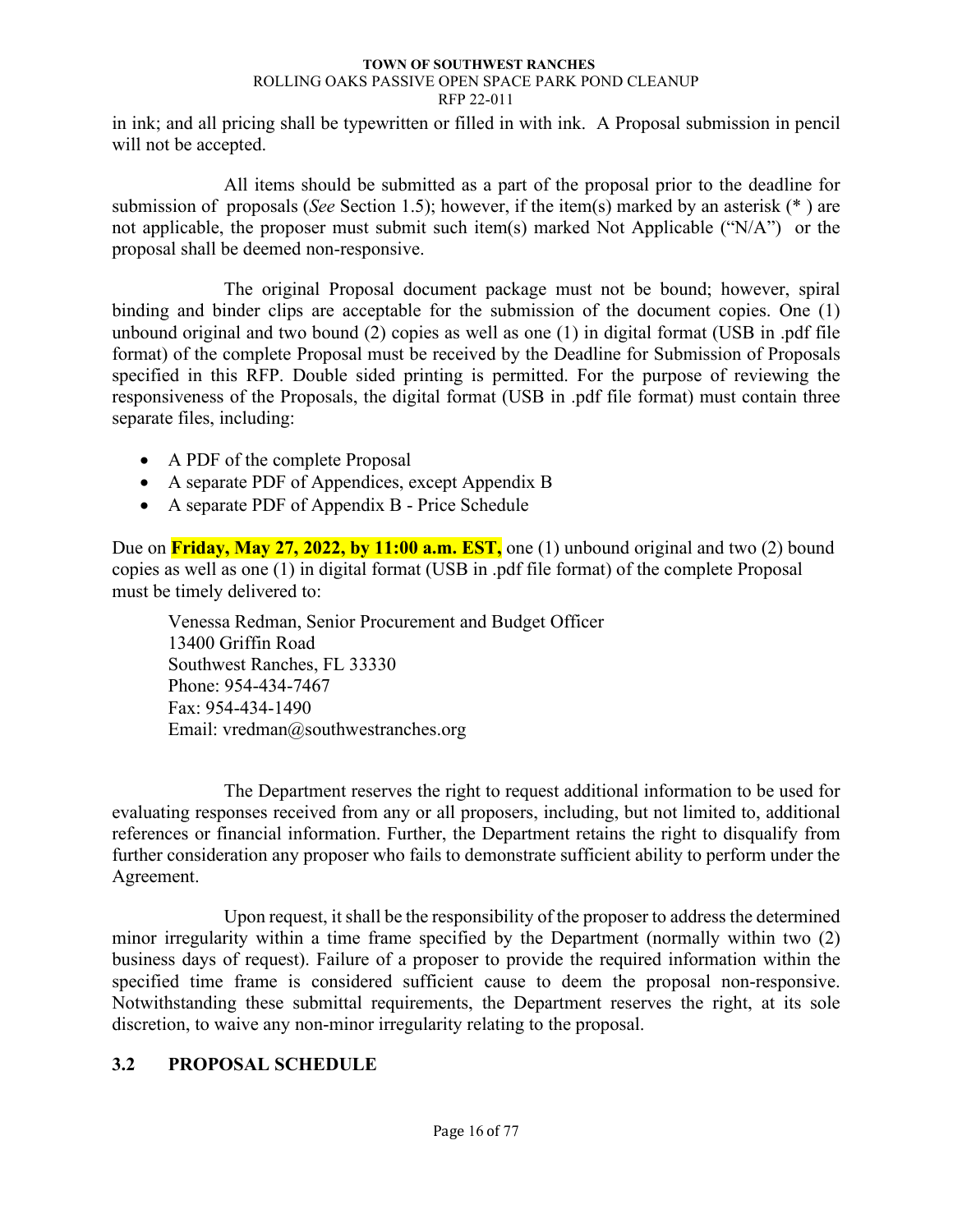in ink; and all pricing shall be typewritten or filled in with ink. A Proposal submission in pencil will not be accepted.

All items should be submitted as a part of the proposal prior to the deadline for submission of proposals (*See* Section 1.5); however, if the item(s) marked by an asterisk (* ) are not applicable, the proposer must submit such item(s) marked Not Applicable ("N/A") or the proposal shall be deemed non-responsive.

The original Proposal document package must not be bound; however, spiral binding and binder clips are acceptable for the submission of the document copies. One (1) unbound original and two bound (2) copies as well as one (1) in digital format (USB in .pdf file format) of the complete Proposal must be received by the Deadline for Submission of Proposals specified in this RFP. Double sided printing is permitted. For the purpose of reviewing the responsiveness of the Proposals, the digital format (USB in .pdf file format) must contain three separate files, including:

- A PDF of the complete Proposal
- A separate PDF of Appendices, except Appendix B
- A separate PDF of Appendix B - Price Schedule

Due on **Friday, May 27, 2022, by 11:00 a.m. EST,** one (1) unbound original and two (2) bound copies as well as one (1) in digital format (USB in .pdf file format) of the complete Proposal must be timely delivered to:

Venessa Redman, Senior Procurement and Budget Officer
13400 Griffin Road
Southwest Ranches, FL 33330
Phone: 954-434-7467
Fax: 954-434-1490
Email: vredman@southwestranches.org

The Department reserves the right to request additional information to be used for evaluating responses received from any or all proposers, including, but not limited to, additional references or financial information. Further, the Department retains the right to disqualify from further consideration any proposer who fails to demonstrate sufficient ability to perform under the Agreement.

Upon request, it shall be the responsibility of the proposer to address the determined minor irregularity within a time frame specified by the Department (normally within two (2) business days of request). Failure of a proposer to provide the required information within the specified time frame is considered sufficient cause to deem the proposal non-responsive. Notwithstanding these submittal requirements, the Department reserves the right, at its sole discretion, to waive any non-minor irregularity relating to the proposal.

## 3.2 PROPOSAL SCHEDULE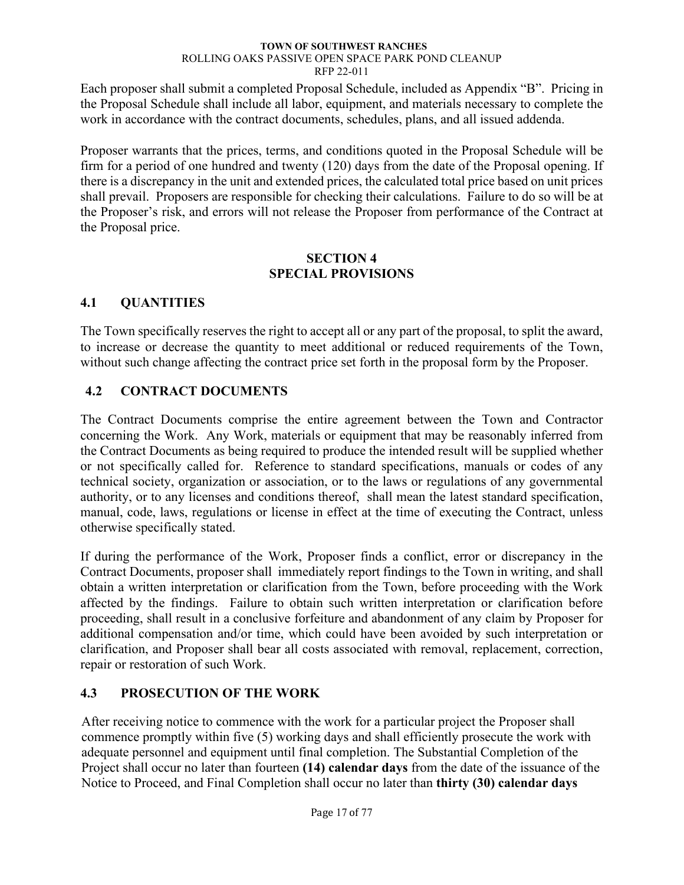Each proposer shall submit a completed Proposal Schedule, included as Appendix "B". Pricing in the Proposal Schedule shall include all labor, equipment, and materials necessary to complete the work in accordance with the contract documents, schedules, plans, and all issued addenda.

Proposer warrants that the prices, terms, and conditions quoted in the Proposal Schedule will be firm for a period of one hundred and twenty (120) days from the date of the Proposal opening. If there is a discrepancy in the unit and extended prices, the calculated total price based on unit prices shall prevail. Proposers are responsible for checking their calculations. Failure to do so will be at the Proposer's risk, and errors will not release the Proposer from performance of the Contract at the Proposal price.

## SECTION 4
## SPECIAL PROVISIONS

### 4.1 QUANTITIES

The Town specifically reserves the right to accept all or any part of the proposal, to split the award, to increase or decrease the quantity to meet additional or reduced requirements of the Town, without such change affecting the contract price set forth in the proposal form by the Proposer.

### 4.2 CONTRACT DOCUMENTS

The Contract Documents comprise the entire agreement between the Town and Contractor concerning the Work. Any Work, materials or equipment that may be reasonably inferred from the Contract Documents as being required to produce the intended result will be supplied whether or not specifically called for. Reference to standard specifications, manuals or codes of any technical society, organization or association, or to the laws or regulations of any governmental authority, or to any licenses and conditions thereof, shall mean the latest standard specification, manual, code, laws, regulations or license in effect at the time of executing the Contract, unless otherwise specifically stated.

If during the performance of the Work, Proposer finds a conflict, error or discrepancy in the Contract Documents, proposer shall immediately report findings to the Town in writing, and shall obtain a written interpretation or clarification from the Town, before proceeding with the Work affected by the findings. Failure to obtain such written interpretation or clarification before proceeding, shall result in a conclusive forfeiture and abandonment of any claim by Proposer for additional compensation and/or time, which could have been avoided by such interpretation or clarification, and Proposer shall bear all costs associated with removal, replacement, correction, repair or restoration of such Work.

### 4.3 PROSECUTION OF THE WORK

After receiving notice to commence with the work for a particular project the Proposer shall commence promptly within five (5) working days and shall efficiently prosecute the work with adequate personnel and equipment until final completion. The Substantial Completion of the Project shall occur no later than fourteen **(14) calendar days** from the date of the issuance of the Notice to Proceed, and Final Completion shall occur no later than **thirty (30) calendar days**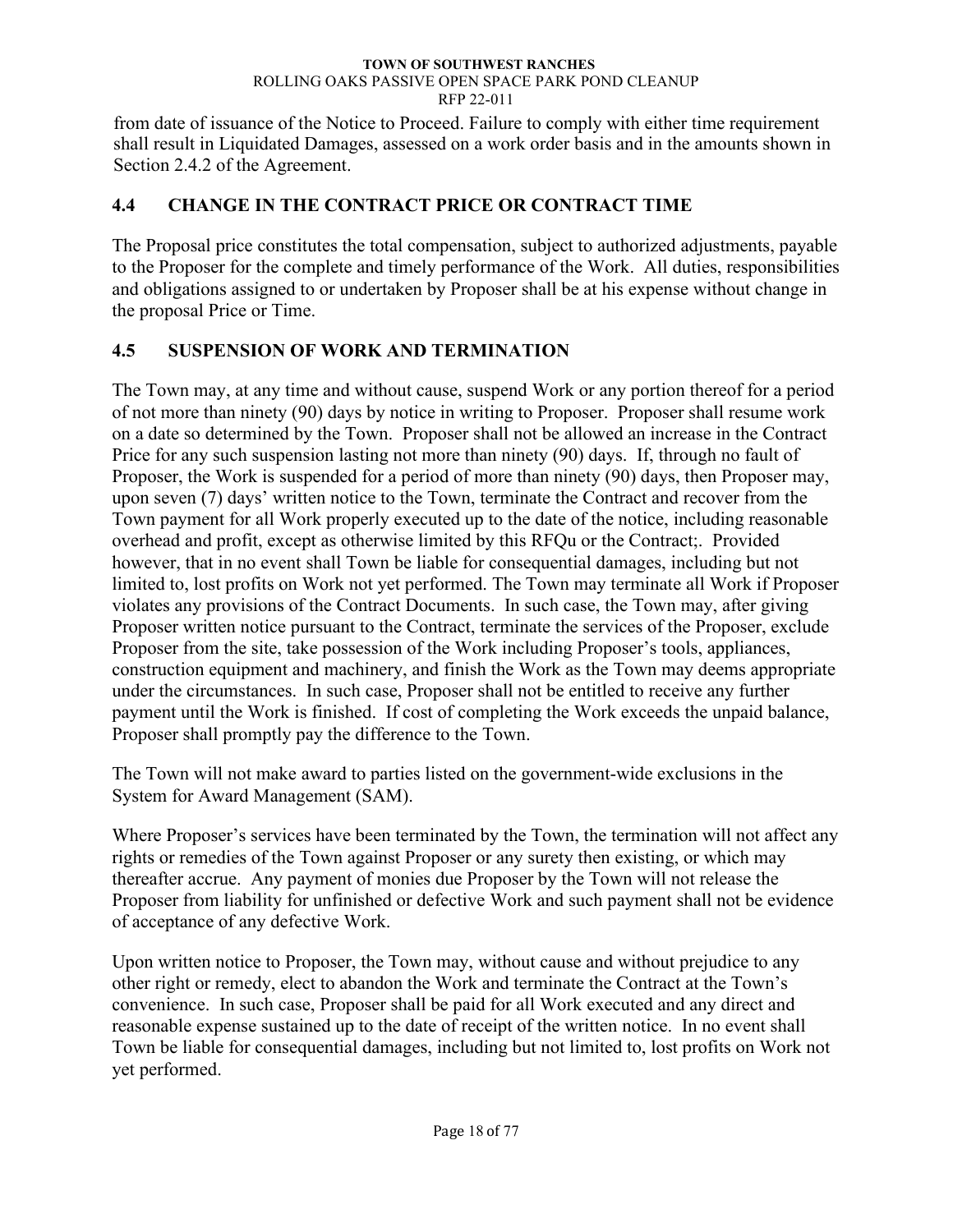from date of issuance of the Notice to Proceed. Failure to comply with either time requirement shall result in Liquidated Damages, assessed on a work order basis and in the amounts shown in Section 2.4.2 of the Agreement.

## 4.4 CHANGE IN THE CONTRACT PRICE OR CONTRACT TIME

The Proposal price constitutes the total compensation, subject to authorized adjustments, payable to the Proposer for the complete and timely performance of the Work. All duties, responsibilities and obligations assigned to or undertaken by Proposer shall be at his expense without change in the proposal Price or Time.

## 4.5 SUSPENSION OF WORK AND TERMINATION

The Town may, at any time and without cause, suspend Work or any portion thereof for a period of not more than ninety (90) days by notice in writing to Proposer. Proposer shall resume work on a date so determined by the Town. Proposer shall not be allowed an increase in the Contract Price for any such suspension lasting not more than ninety (90) days. If, through no fault of Proposer, the Work is suspended for a period of more than ninety (90) days, then Proposer may, upon seven (7) days' written notice to the Town, terminate the Contract and recover from the Town payment for all Work properly executed up to the date of the notice, including reasonable overhead and profit, except as otherwise limited by this RFQu or the Contract;. Provided however, that in no event shall Town be liable for consequential damages, including but not limited to, lost profits on Work not yet performed. The Town may terminate all Work if Proposer violates any provisions of the Contract Documents. In such case, the Town may, after giving Proposer written notice pursuant to the Contract, terminate the services of the Proposer, exclude Proposer from the site, take possession of the Work including Proposer's tools, appliances, construction equipment and machinery, and finish the Work as the Town may deems appropriate under the circumstances. In such case, Proposer shall not be entitled to receive any further payment until the Work is finished. If cost of completing the Work exceeds the unpaid balance, Proposer shall promptly pay the difference to the Town.

The Town will not make award to parties listed on the government-wide exclusions in the System for Award Management (SAM).

Where Proposer's services have been terminated by the Town, the termination will not affect any rights or remedies of the Town against Proposer or any surety then existing, or which may thereafter accrue. Any payment of monies due Proposer by the Town will not release the Proposer from liability for unfinished or defective Work and such payment shall not be evidence of acceptance of any defective Work.

Upon written notice to Proposer, the Town may, without cause and without prejudice to any other right or remedy, elect to abandon the Work and terminate the Contract at the Town's convenience. In such case, Proposer shall be paid for all Work executed and any direct and reasonable expense sustained up to the date of receipt of the written notice. In no event shall Town be liable for consequential damages, including but not limited to, lost profits on Work not yet performed.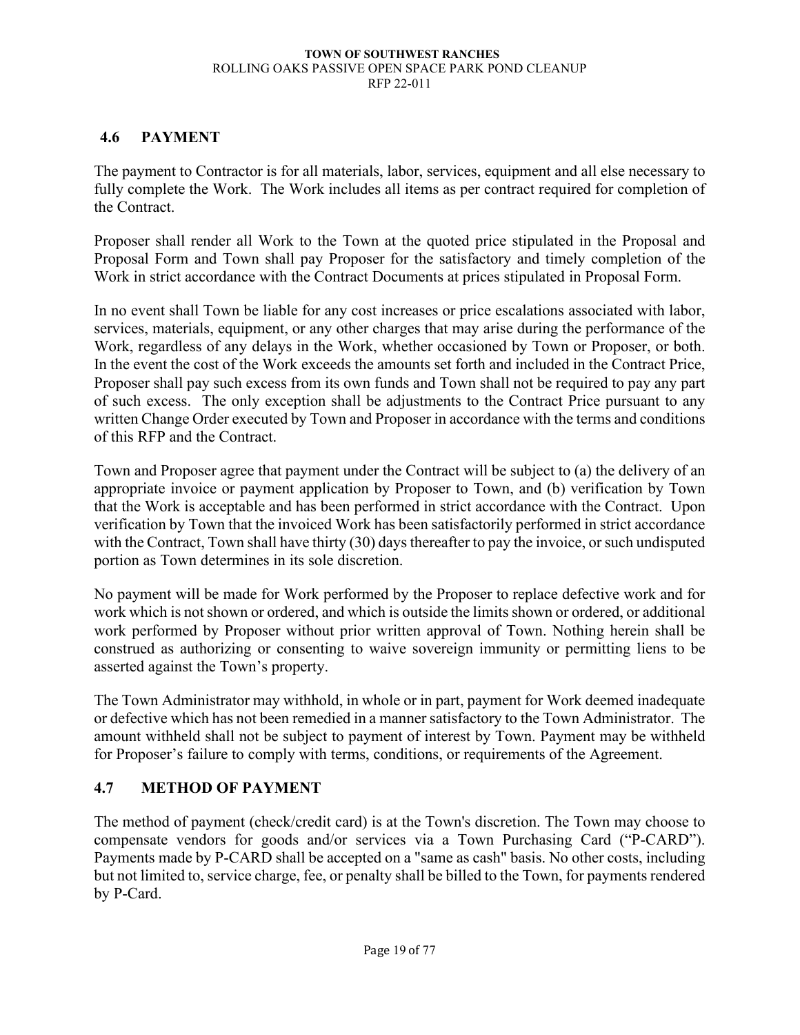## 4.6 PAYMENT

The payment to Contractor is for all materials, labor, services, equipment and all else necessary to fully complete the Work. The Work includes all items as per contract required for completion of the Contract.

Proposer shall render all Work to the Town at the quoted price stipulated in the Proposal and Proposal Form and Town shall pay Proposer for the satisfactory and timely completion of the Work in strict accordance with the Contract Documents at prices stipulated in Proposal Form.

In no event shall Town be liable for any cost increases or price escalations associated with labor, services, materials, equipment, or any other charges that may arise during the performance of the Work, regardless of any delays in the Work, whether occasioned by Town or Proposer, or both. In the event the cost of the Work exceeds the amounts set forth and included in the Contract Price, Proposer shall pay such excess from its own funds and Town shall not be required to pay any part of such excess. The only exception shall be adjustments to the Contract Price pursuant to any written Change Order executed by Town and Proposer in accordance with the terms and conditions of this RFP and the Contract.

Town and Proposer agree that payment under the Contract will be subject to (a) the delivery of an appropriate invoice or payment application by Proposer to Town, and (b) verification by Town that the Work is acceptable and has been performed in strict accordance with the Contract. Upon verification by Town that the invoiced Work has been satisfactorily performed in strict accordance with the Contract, Town shall have thirty (30) days thereafter to pay the invoice, or such undisputed portion as Town determines in its sole discretion.

No payment will be made for Work performed by the Proposer to replace defective work and for work which is not shown or ordered, and which is outside the limits shown or ordered, or additional work performed by Proposer without prior written approval of Town. Nothing herein shall be construed as authorizing or consenting to waive sovereign immunity or permitting liens to be asserted against the Town's property.

The Town Administrator may withhold, in whole or in part, payment for Work deemed inadequate or defective which has not been remedied in a manner satisfactory to the Town Administrator. The amount withheld shall not be subject to payment of interest by Town. Payment may be withheld for Proposer's failure to comply with terms, conditions, or requirements of the Agreement.

## 4.7 METHOD OF PAYMENT

The method of payment (check/credit card) is at the Town's discretion. The Town may choose to compensate vendors for goods and/or services via a Town Purchasing Card ("P-CARD"). Payments made by P-CARD shall be accepted on a "same as cash" basis. No other costs, including but not limited to, service charge, fee, or penalty shall be billed to the Town, for payments rendered by P-Card.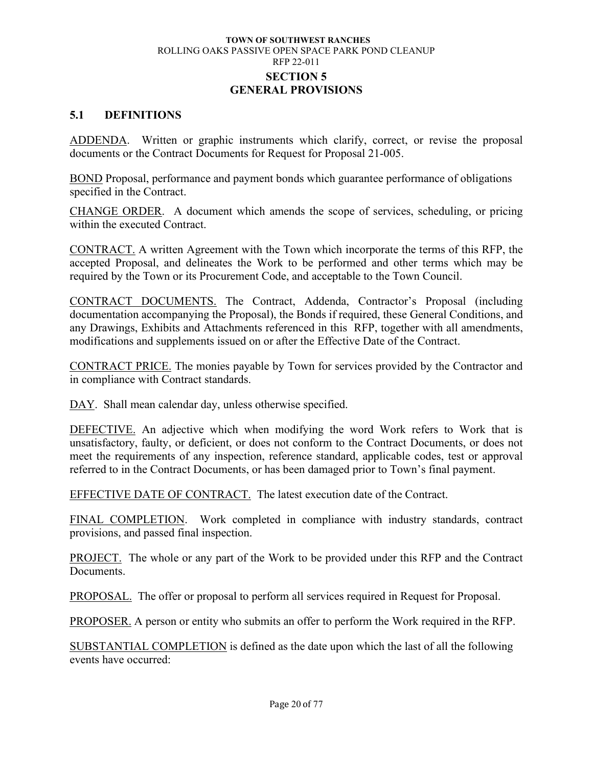## SECTION 5
## GENERAL PROVISIONS

### 5.1 DEFINITIONS

<u>ADDENDA</u>. Written or graphic instruments which clarify, correct, or revise the proposal documents or the Contract Documents for Request for Proposal 21-005.

<u>BOND</u> Proposal, performance and payment bonds which guarantee performance of obligations specified in the Contract.

<u>CHANGE ORDER</u>. A document which amends the scope of services, scheduling, or pricing within the executed Contract.

<u>CONTRACT.</u> A written Agreement with the Town which incorporate the terms of this RFP, the accepted Proposal, and delineates the Work to be performed and other terms which may be required by the Town or its Procurement Code, and acceptable to the Town Council.

<u>CONTRACT DOCUMENTS.</u> The Contract, Addenda, Contractor's Proposal (including documentation accompanying the Proposal), the Bonds if required, these General Conditions, and any Drawings, Exhibits and Attachments referenced in this RFP, together with all amendments, modifications and supplements issued on or after the Effective Date of the Contract.

<u>CONTRACT PRICE.</u> The monies payable by Town for services provided by the Contractor and in compliance with Contract standards.

<u>DAY</u>. Shall mean calendar day, unless otherwise specified.

<u>DEFECTIVE.</u> An adjective which when modifying the word Work refers to Work that is unsatisfactory, faulty, or deficient, or does not conform to the Contract Documents, or does not meet the requirements of any inspection, reference standard, applicable codes, test or approval referred to in the Contract Documents, or has been damaged prior to Town's final payment.

<u>EFFECTIVE DATE OF CONTRACT.</u> The latest execution date of the Contract.

<u>FINAL COMPLETION</u>. Work completed in compliance with industry standards, contract provisions, and passed final inspection.

<u>PROJECT.</u> The whole or any part of the Work to be provided under this RFP and the Contract Documents.

<u>PROPOSAL.</u> The offer or proposal to perform all services required in Request for Proposal.

<u>PROPOSER.</u> A person or entity who submits an offer to perform the Work required in the RFP.

<u>SUBSTANTIAL COMPLETION</u> is defined as the date upon which the last of all the following events have occurred: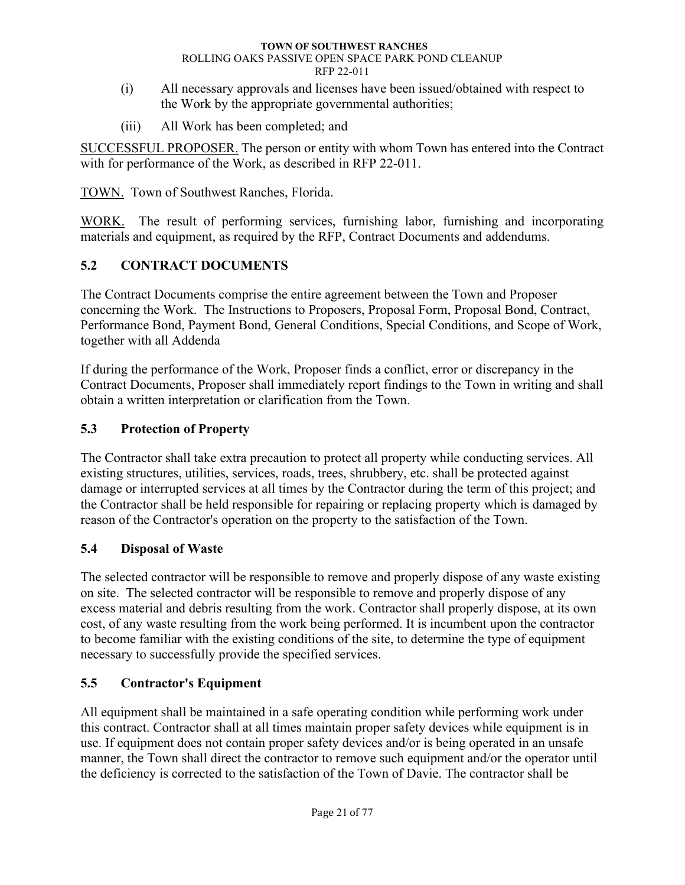(i) All necessary approvals and licenses have been issued/obtained with respect to the Work by the appropriate governmental authorities;

(iii) All Work has been completed; and

SUCCESSFUL PROPOSER. The person or entity with whom Town has entered into the Contract with for performance of the Work, as described in RFP 22-011.

TOWN. Town of Southwest Ranches, Florida.

WORK. The result of performing services, furnishing labor, furnishing and incorporating materials and equipment, as required by the RFP, Contract Documents and addendums.

## 5.2 CONTRACT DOCUMENTS

The Contract Documents comprise the entire agreement between the Town and Proposer concerning the Work. The Instructions to Proposers, Proposal Form, Proposal Bond, Contract, Performance Bond, Payment Bond, General Conditions, Special Conditions, and Scope of Work, together with all Addenda

If during the performance of the Work, Proposer finds a conflict, error or discrepancy in the Contract Documents, Proposer shall immediately report findings to the Town in writing and shall obtain a written interpretation or clarification from the Town.

## 5.3 Protection of Property

The Contractor shall take extra precaution to protect all property while conducting services. All existing structures, utilities, services, roads, trees, shrubbery, etc. shall be protected against damage or interrupted services at all times by the Contractor during the term of this project; and the Contractor shall be held responsible for repairing or replacing property which is damaged by reason of the Contractor's operation on the property to the satisfaction of the Town.

## 5.4 Disposal of Waste

The selected contractor will be responsible to remove and properly dispose of any waste existing on site. The selected contractor will be responsible to remove and properly dispose of any excess material and debris resulting from the work. Contractor shall properly dispose, at its own cost, of any waste resulting from the work being performed. It is incumbent upon the contractor to become familiar with the existing conditions of the site, to determine the type of equipment necessary to successfully provide the specified services.

## 5.5 Contractor's Equipment

All equipment shall be maintained in a safe operating condition while performing work under this contract. Contractor shall at all times maintain proper safety devices while equipment is in use. If equipment does not contain proper safety devices and/or is being operated in an unsafe manner, the Town shall direct the contractor to remove such equipment and/or the operator until the deficiency is corrected to the satisfaction of the Town of Davie. The contractor shall be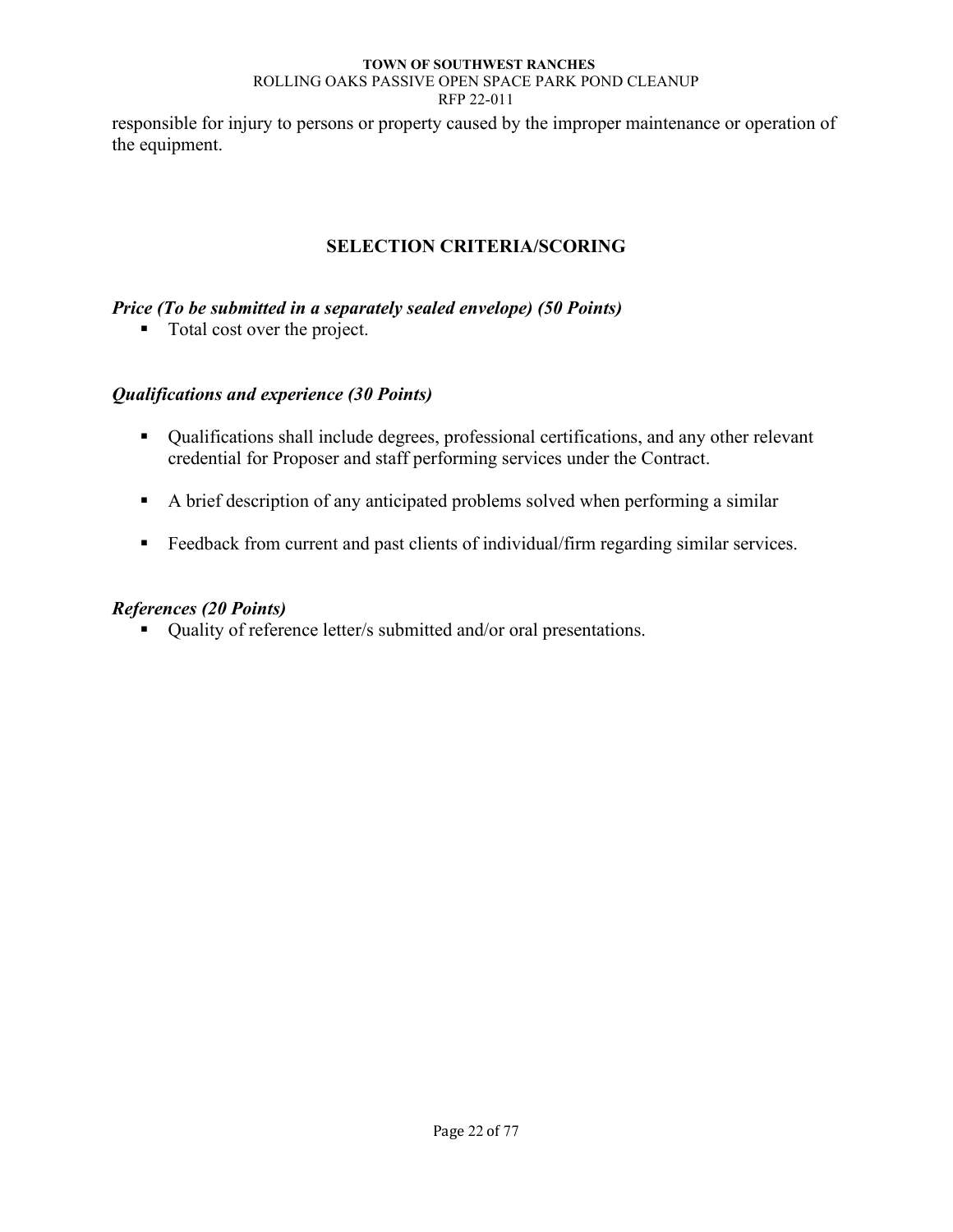responsible for injury to persons or property caused by the improper maintenance or operation of the equipment.

## SELECTION CRITERIA/SCORING

***Price (To be submitted in a separately sealed envelope) (50 Points)***

- Total cost over the project.

***Qualifications and experience (30 Points)***

- Qualifications shall include degrees, professional certifications, and any other relevant credential for Proposer and staff performing services under the Contract.
- A brief description of any anticipated problems solved when performing a similar
- Feedback from current and past clients of individual/firm regarding similar services.

***References (20 Points)***

- Quality of reference letter/s submitted and/or oral presentations.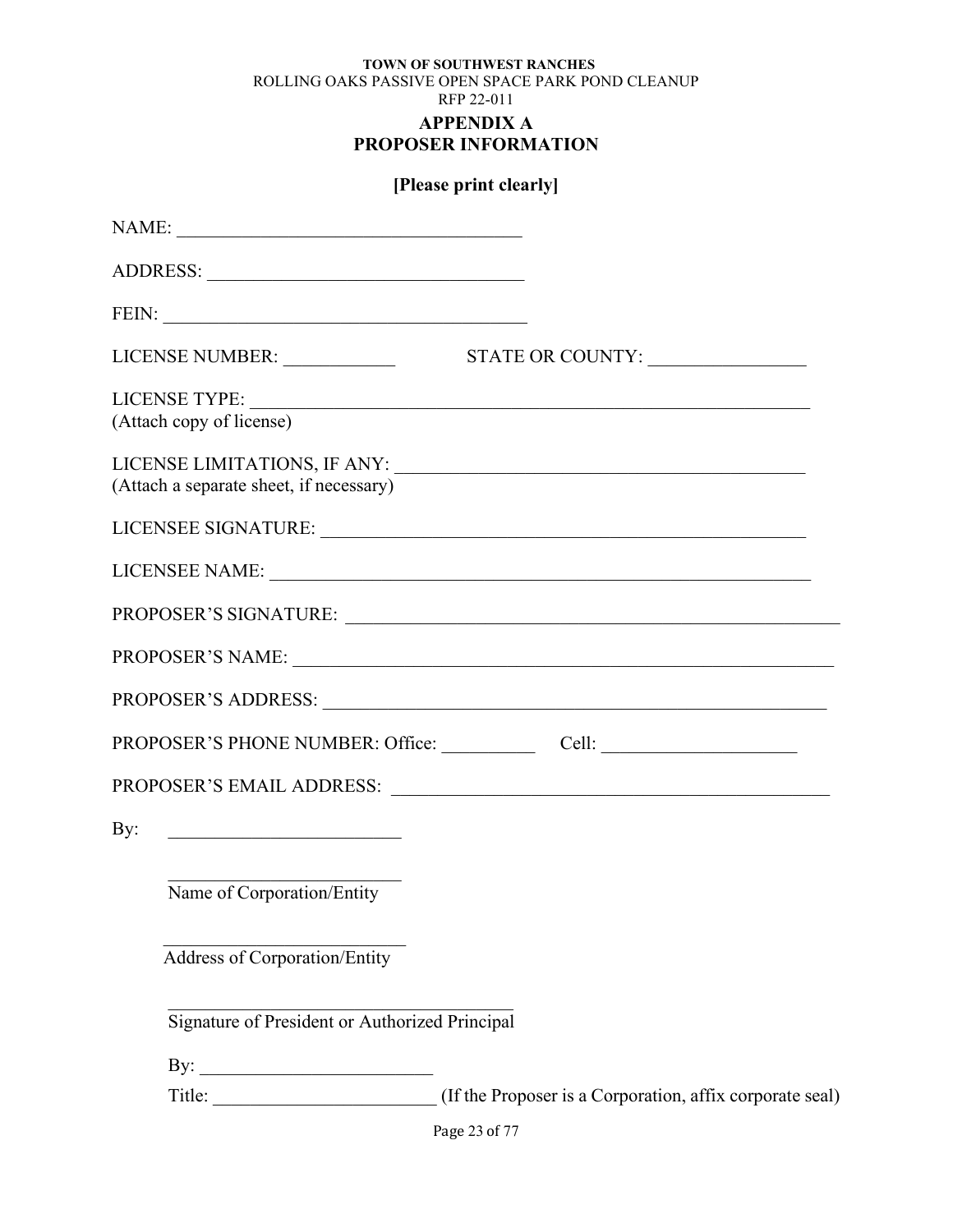**TOWN OF SOUTHWEST RANCHES**
ROLLING OAKS PASSIVE OPEN SPACE PARK POND CLEANUP
RFP 22-011

# APPENDIX A
# PROPOSER INFORMATION

**[Please print clearly]**

NAME: ____________________________________

ADDRESS: _________________________________

FEIN: _____________________________________

LICENSE NUMBER: ___________ STATE OR COUNTY: ________________

LICENSE TYPE: ______________________________________________________________
(Attach copy of license)

LICENSE LIMITATIONS, IF ANY: ____________________________________________
(Attach a separate sheet, if necessary)

LICENSEE SIGNATURE: _____________________________________________________

LICENSEE NAME: _________________________________________________________

PROPOSER'S SIGNATURE: ____________________________________________________

PROPOSER'S NAME: _______________________________________________________

PROPOSER'S ADDRESS: _____________________________________________________

PROPOSER'S PHONE NUMBER: Office: __________ Cell: ____________________

PROPOSER'S EMAIL ADDRESS: _______________________________________________

By: ________________________

________________________
Name of Corporation/Entity

________________________
Address of Corporation/Entity

______________________________________
Signature of President or Authorized Principal

By: ________________________

Title: ______________________ (If the Proposer is a Corporation, affix corporate seal)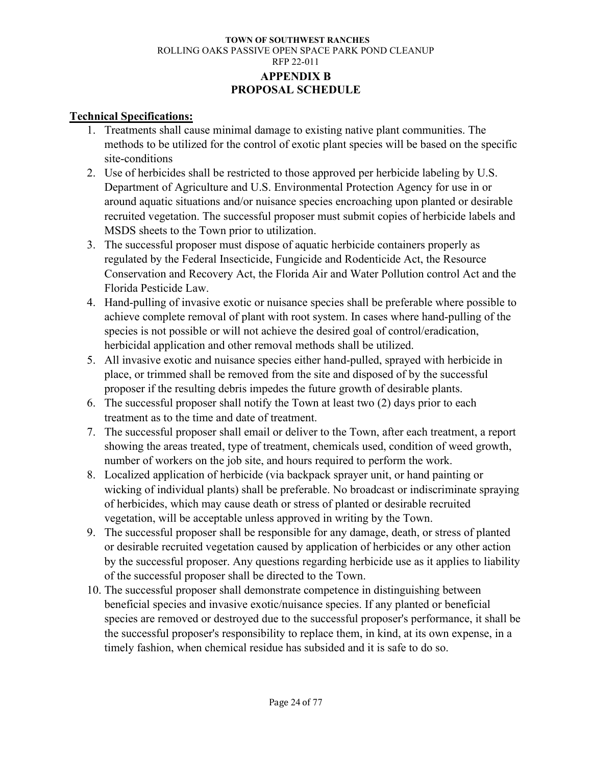**TOWN OF SOUTHWEST RANCHES**
ROLLING OAKS PASSIVE OPEN SPACE PARK POND CLEANUP
RFP 22-011

## APPENDIX B
## PROPOSAL SCHEDULE

**Technical Specifications:**

1. Treatments shall cause minimal damage to existing native plant communities. The methods to be utilized for the control of exotic plant species will be based on the specific site-conditions
2. Use of herbicides shall be restricted to those approved per herbicide labeling by U.S. Department of Agriculture and U.S. Environmental Protection Agency for use in or around aquatic situations and/or nuisance species encroaching upon planted or desirable recruited vegetation. The successful proposer must submit copies of herbicide labels and MSDS sheets to the Town prior to utilization.
3. The successful proposer must dispose of aquatic herbicide containers properly as regulated by the Federal Insecticide, Fungicide and Rodenticide Act, the Resource Conservation and Recovery Act, the Florida Air and Water Pollution control Act and the Florida Pesticide Law.
4. Hand-pulling of invasive exotic or nuisance species shall be preferable where possible to achieve complete removal of plant with root system. In cases where hand-pulling of the species is not possible or will not achieve the desired goal of control/eradication, herbicidal application and other removal methods shall be utilized.
5. All invasive exotic and nuisance species either hand-pulled, sprayed with herbicide in place, or trimmed shall be removed from the site and disposed of by the successful proposer if the resulting debris impedes the future growth of desirable plants.
6. The successful proposer shall notify the Town at least two (2) days prior to each treatment as to the time and date of treatment.
7. The successful proposer shall email or deliver to the Town, after each treatment, a report showing the areas treated, type of treatment, chemicals used, condition of weed growth, number of workers on the job site, and hours required to perform the work.
8. Localized application of herbicide (via backpack sprayer unit, or hand painting or wicking of individual plants) shall be preferable. No broadcast or indiscriminate spraying of herbicides, which may cause death or stress of planted or desirable recruited vegetation, will be acceptable unless approved in writing by the Town.
9. The successful proposer shall be responsible for any damage, death, or stress of planted or desirable recruited vegetation caused by application of herbicides or any other action by the successful proposer. Any questions regarding herbicide use as it applies to liability of the successful proposer shall be directed to the Town.
10. The successful proposer shall demonstrate competence in distinguishing between beneficial species and invasive exotic/nuisance species. If any planted or beneficial species are removed or destroyed due to the successful proposer's performance, it shall be the successful proposer's responsibility to replace them, in kind, at its own expense, in a timely fashion, when chemical residue has subsided and it is safe to do so.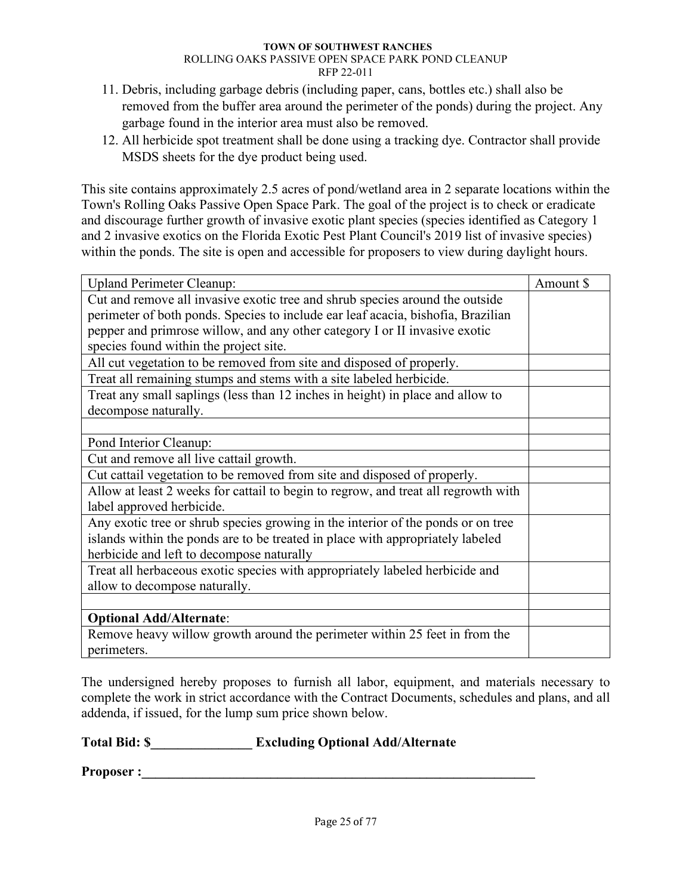11. Debris, including garbage debris (including paper, cans, bottles etc.) shall also be removed from the buffer area around the perimeter of the ponds) during the project. Any garbage found in the interior area must also be removed.
12. All herbicide spot treatment shall be done using a tracking dye. Contractor shall provide MSDS sheets for the dye product being used.

This site contains approximately 2.5 acres of pond/wetland area in 2 separate locations within the Town's Rolling Oaks Passive Open Space Park. The goal of the project is to check or eradicate and discourage further growth of invasive exotic plant species (species identified as Category 1 and 2 invasive exotics on the Florida Exotic Pest Plant Council's 2019 list of invasive species) within the ponds. The site is open and accessible for proposers to view during daylight hours.

| Upland Perimeter Cleanup: | Amount $ |
|---|---|
| Cut and remove all invasive exotic tree and shrub species around the outside perimeter of both ponds. Species to include ear leaf acacia, bishofia, Brazilian pepper and primrose willow, and any other category I or II invasive exotic species found within the project site. | |
| All cut vegetation to be removed from site and disposed of properly. | |
| Treat all remaining stumps and stems with a site labeled herbicide. | |
| Treat any small saplings (less than 12 inches in height) in place and allow to decompose naturally. | |
| | |
| Pond Interior Cleanup: | |
| Cut and remove all live cattail growth. | |
| Cut cattail vegetation to be removed from site and disposed of properly. | |
| Allow at least 2 weeks for cattail to begin to regrow, and treat all regrowth with label approved herbicide. | |
| Any exotic tree or shrub species growing in the interior of the ponds or on tree islands within the ponds are to be treated in place with appropriately labeled herbicide and left to decompose naturally | |
| Treat all herbaceous exotic species with appropriately labeled herbicide and allow to decompose naturally. | |
| | |
| **Optional Add/Alternate**: | |
| Remove heavy willow growth around the perimeter within 25 feet in from the perimeters. | |

The undersigned hereby proposes to furnish all labor, equipment, and materials necessary to complete the work in strict accordance with the Contract Documents, schedules and plans, and all addenda, if issued, for the lump sum price shown below.

**Total Bid: $_______________ Excluding Optional Add/Alternate**

**Proposer :_____________________________________________________________**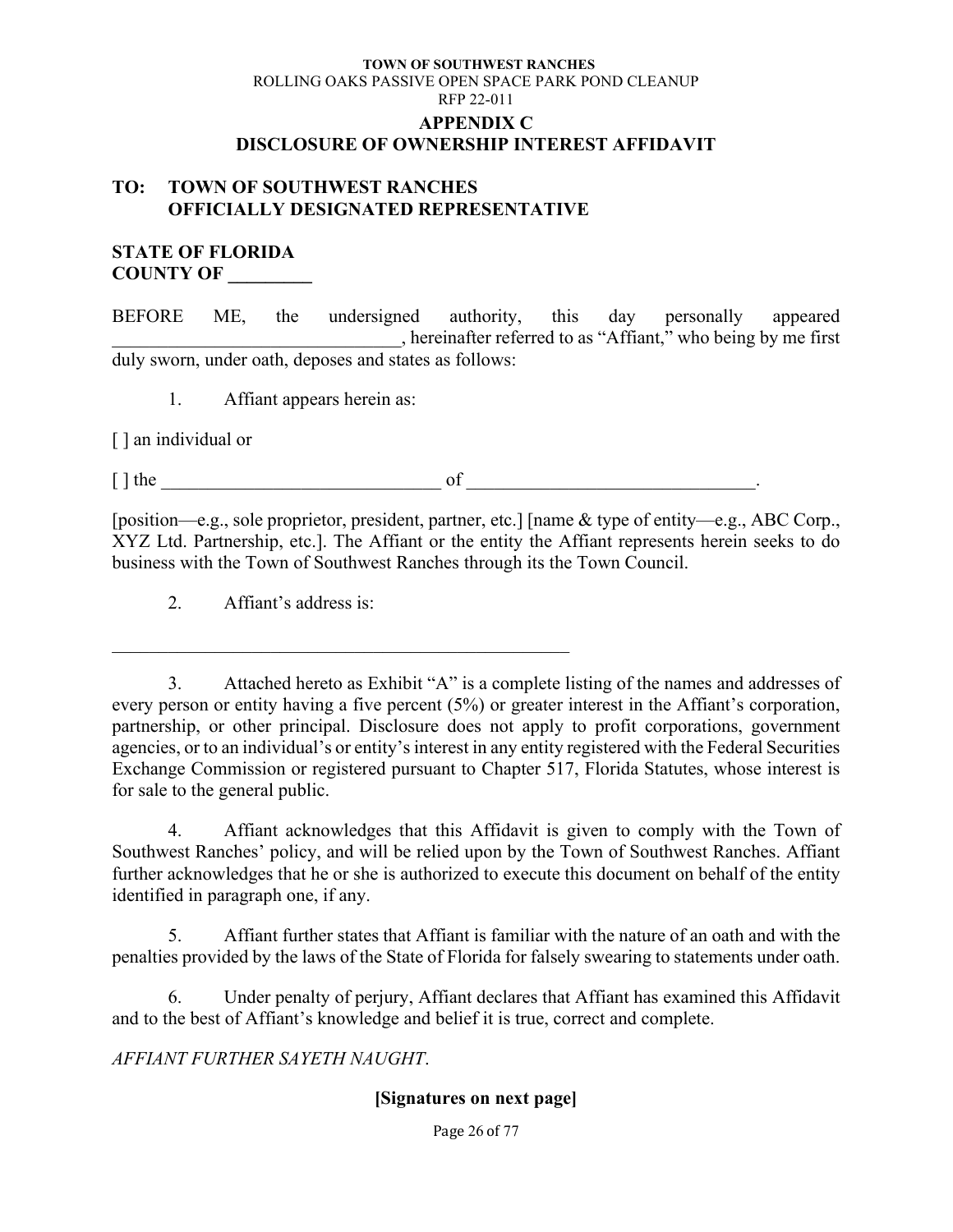TOWN OF SOUTHWEST RANCHES
ROLLING OAKS PASSIVE OPEN SPACE PARK POND CLEANUP
RFP 22-011

## APPENDIX C
## DISCLOSURE OF OWNERSHIP INTEREST AFFIDAVIT

**TO: TOWN OF SOUTHWEST RANCHES
OFFICIALLY DESIGNATED REPRESENTATIVE**

**STATE OF FLORIDA
COUNTY OF _________**

BEFORE ME, the undersigned authority, this day personally appeared _______________________________, hereinafter referred to as "Affiant," who being by me first duly sworn, under oath, deposes and states as follows:

1. Affiant appears herein as:

[ ] an individual or

[ ] the _______________________________ of _______________________________.

[position—e.g., sole proprietor, president, partner, etc.] [name & type of entity—e.g., ABC Corp., XYZ Ltd. Partnership, etc.]. The Affiant or the entity the Affiant represents herein seeks to do business with the Town of Southwest Ranches through its the Town Council.

2. Affiant's address is:

___________________________________________________

3. Attached hereto as Exhibit "A" is a complete listing of the names and addresses of every person or entity having a five percent (5%) or greater interest in the Affiant's corporation, partnership, or other principal. Disclosure does not apply to profit corporations, government agencies, or to an individual's or entity's interest in any entity registered with the Federal Securities Exchange Commission or registered pursuant to Chapter 517, Florida Statutes, whose interest is for sale to the general public.

4. Affiant acknowledges that this Affidavit is given to comply with the Town of Southwest Ranches' policy, and will be relied upon by the Town of Southwest Ranches. Affiant further acknowledges that he or she is authorized to execute this document on behalf of the entity identified in paragraph one, if any.

5. Affiant further states that Affiant is familiar with the nature of an oath and with the penalties provided by the laws of the State of Florida for falsely swearing to statements under oath.

6. Under penalty of perjury, Affiant declares that Affiant has examined this Affidavit and to the best of Affiant's knowledge and belief it is true, correct and complete.

*AFFIANT FURTHER SAYETH NAUGHT.*

**[Signatures on next page]**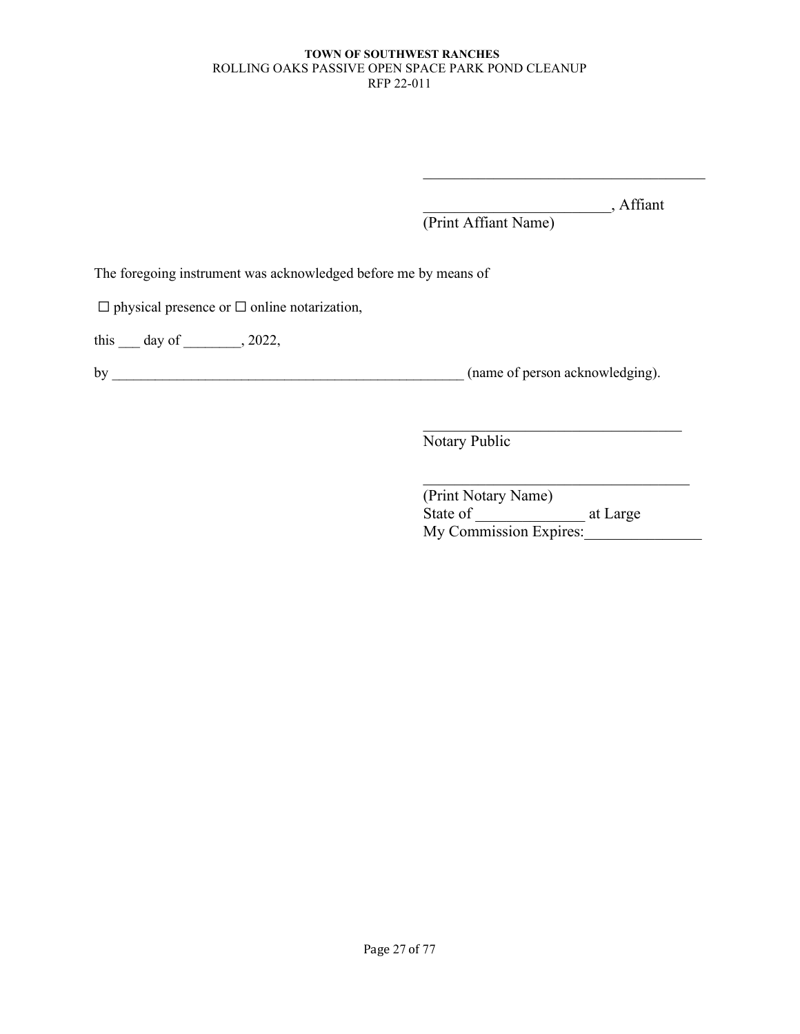\_\_\_\_\_\_\_\_\_\_\_\_\_\_\_\_\_\_\_\_\_\_\_\_\_\_\_\_\_\_\_\_\_\_\_\_\_\_

\_\_\_\_\_\_\_\_\_\_\_\_\_\_\_\_\_\_\_\_\_\_\_\_\_, Affiant
(Print Affiant Name)

The foregoing instrument was acknowledged before me by means of

☐ physical presence or ☐ online notarization,

this \_\_\_ day of \_\_\_\_\_\_\_\_, 2022,

by \_\_\_\_\_\_\_\_\_\_\_\_\_\_\_\_\_\_\_\_\_\_\_\_\_\_\_\_\_\_\_\_\_\_\_\_\_\_\_\_\_\_\_\_\_\_\_\_\_\_\_\_ (name of person acknowledging).

\_\_\_\_\_\_\_\_\_\_\_\_\_\_\_\_\_\_\_\_\_\_\_\_\_\_\_\_\_\_\_\_\_\_\_
Notary Public

\_\_\_\_\_\_\_\_\_\_\_\_\_\_\_\_\_\_\_\_\_\_\_\_\_\_\_\_\_\_\_\_\_\_\_\_
(Print Notary Name)
State of \_\_\_\_\_\_\_\_\_\_\_\_\_\_ at Large
My Commission Expires:\_\_\_\_\_\_\_\_\_\_\_\_\_\_\_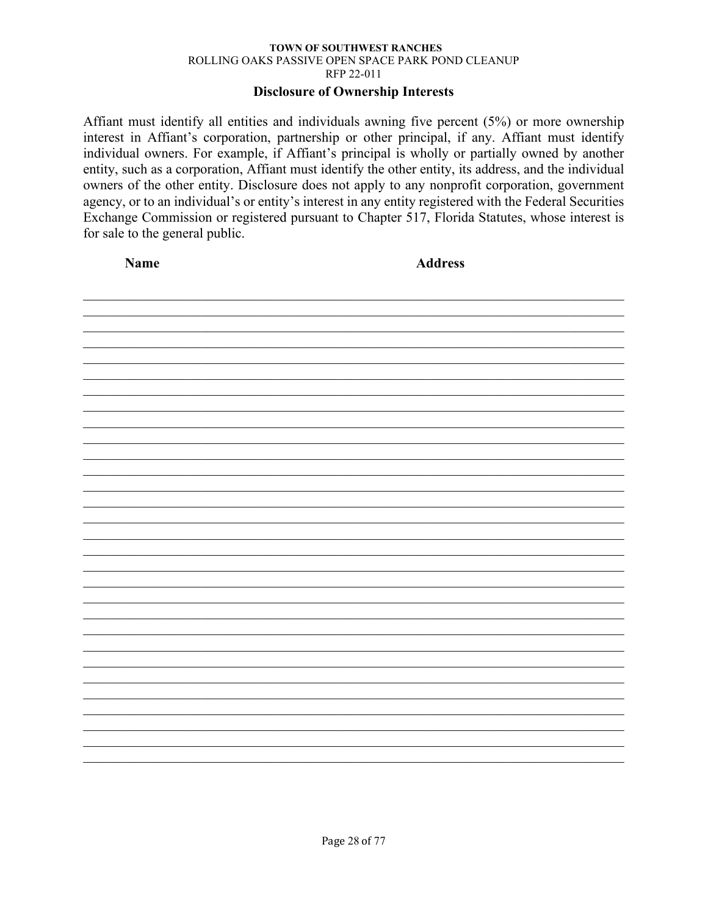**TOWN OF SOUTHWEST RANCHES**
ROLLING OAKS PASSIVE OPEN SPACE PARK POND CLEANUP
RFP 22-011

## Disclosure of Ownership Interests

Affiant must identify all entities and individuals awning five percent (5%) or more ownership interest in Affiant's corporation, partnership or other principal, if any. Affiant must identify individual owners. For example, if Affiant's principal is wholly or partially owned by another entity, such as a corporation, Affiant must identify the other entity, its address, and the individual owners of the other entity. Disclosure does not apply to any nonprofit corporation, government agency, or to an individual's or entity's interest in any entity registered with the Federal Securities Exchange Commission or registered pursuant to Chapter 517, Florida Statutes, whose interest is for sale to the general public.

| Name | Address |
| --- | --- |
| | |
| | |
| | |
| | |
| | |
| | |
| | |
| | |
| | |
| | |
| | |
| | |
| | |
| | |
| | |
| | |
| | |
| | |
| | |
| | |
| | |
| | |
| | |
| | |
| | |
| | |
| | |
| | |
| | |
| | |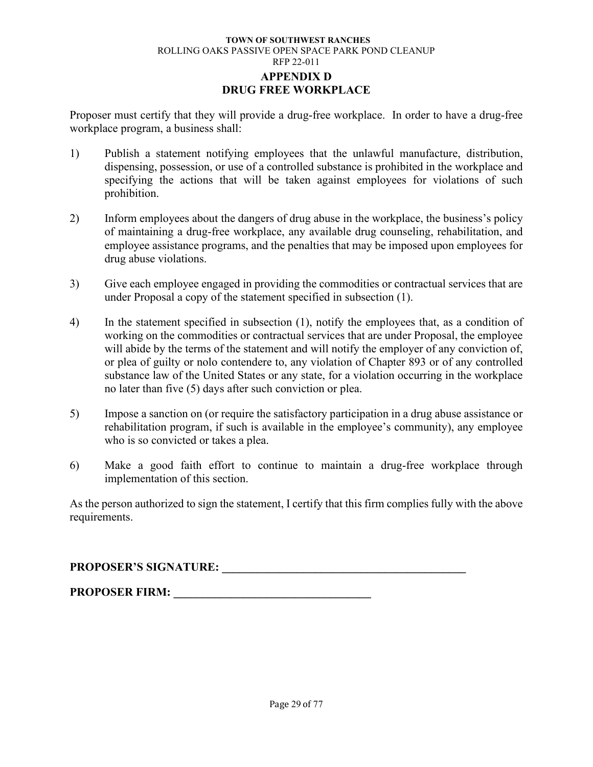**TOWN OF SOUTHWEST RANCHES**
ROLLING OAKS PASSIVE OPEN SPACE PARK POND CLEANUP
RFP 22-011

# APPENDIX D
# DRUG FREE WORKPLACE

Proposer must certify that they will provide a drug-free workplace. In order to have a drug-free workplace program, a business shall:

1) Publish a statement notifying employees that the unlawful manufacture, distribution, dispensing, possession, or use of a controlled substance is prohibited in the workplace and specifying the actions that will be taken against employees for violations of such prohibition.

2) Inform employees about the dangers of drug abuse in the workplace, the business's policy of maintaining a drug-free workplace, any available drug counseling, rehabilitation, and employee assistance programs, and the penalties that may be imposed upon employees for drug abuse violations.

3) Give each employee engaged in providing the commodities or contractual services that are under Proposal a copy of the statement specified in subsection (1).

4) In the statement specified in subsection (1), notify the employees that, as a condition of working on the commodities or contractual services that are under Proposal, the employee will abide by the terms of the statement and will notify the employer of any conviction of, or plea of guilty or nolo contendere to, any violation of Chapter 893 or of any controlled substance law of the United States or any state, for a violation occurring in the workplace no later than five (5) days after such conviction or plea.

5) Impose a sanction on (or require the satisfactory participation in a drug abuse assistance or rehabilitation program, if such is available in the employee's community), any employee who is so convicted or takes a plea.

6) Make a good faith effort to continue to maintain a drug-free workplace through implementation of this section.

As the person authorized to sign the statement, I certify that this firm complies fully with the above requirements.

**PROPOSER'S SIGNATURE: ___________________________________________**

**PROPOSER FIRM: __________________________________**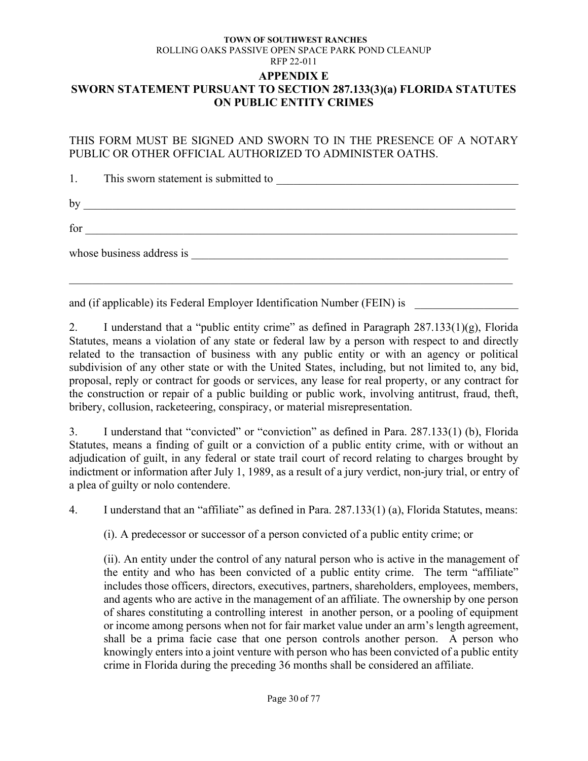TOWN OF SOUTHWEST RANCHES
ROLLING OAKS PASSIVE OPEN SPACE PARK POND CLEANUP
RFP 22-011

# APPENDIX E
# SWORN STATEMENT PURSUANT TO SECTION 287.133(3)(a) FLORIDA STATUTES ON PUBLIC ENTITY CRIMES

THIS FORM MUST BE SIGNED AND SWORN TO IN THE PRESENCE OF A NOTARY PUBLIC OR OTHER OFFICIAL AUTHORIZED TO ADMINISTER OATHS.

1. This sworn statement is submitted to ___________________________________________

by ______________________________________________________________________________

for _____________________________________________________________________________

whose business address is _______________________________________________________

_________________________________________________________________________________

and (if applicable) its Federal Employer Identification Number (FEIN) is __________________

2. I understand that a "public entity crime" as defined in Paragraph 287.133(1)(g), Florida Statutes, means a violation of any state or federal law by a person with respect to and directly related to the transaction of business with any public entity or with an agency or political subdivision of any other state or with the United States, including, but not limited to, any bid, proposal, reply or contract for goods or services, any lease for real property, or any contract for the construction or repair of a public building or public work, involving antitrust, fraud, theft, bribery, collusion, racketeering, conspiracy, or material misrepresentation.

3. I understand that "convicted" or "conviction" as defined in Para. 287.133(1) (b), Florida Statutes, means a finding of guilt or a conviction of a public entity crime, with or without an adjudication of guilt, in any federal or state trail court of record relating to charges brought by indictment or information after July 1, 1989, as a result of a jury verdict, non-jury trial, or entry of a plea of guilty or nolo contendere.

4. I understand that an "affiliate" as defined in Para. 287.133(1) (a), Florida Statutes, means:

(i). A predecessor or successor of a person convicted of a public entity crime; or

(ii). An entity under the control of any natural person who is active in the management of the entity and who has been convicted of a public entity crime. The term "affiliate" includes those officers, directors, executives, partners, shareholders, employees, members, and agents who are active in the management of an affiliate. The ownership by one person of shares constituting a controlling interest in another person, or a pooling of equipment or income among persons when not for fair market value under an arm's length agreement, shall be a prima facie case that one person controls another person. A person who knowingly enters into a joint venture with person who has been convicted of a public entity crime in Florida during the preceding 36 months shall be considered an affiliate.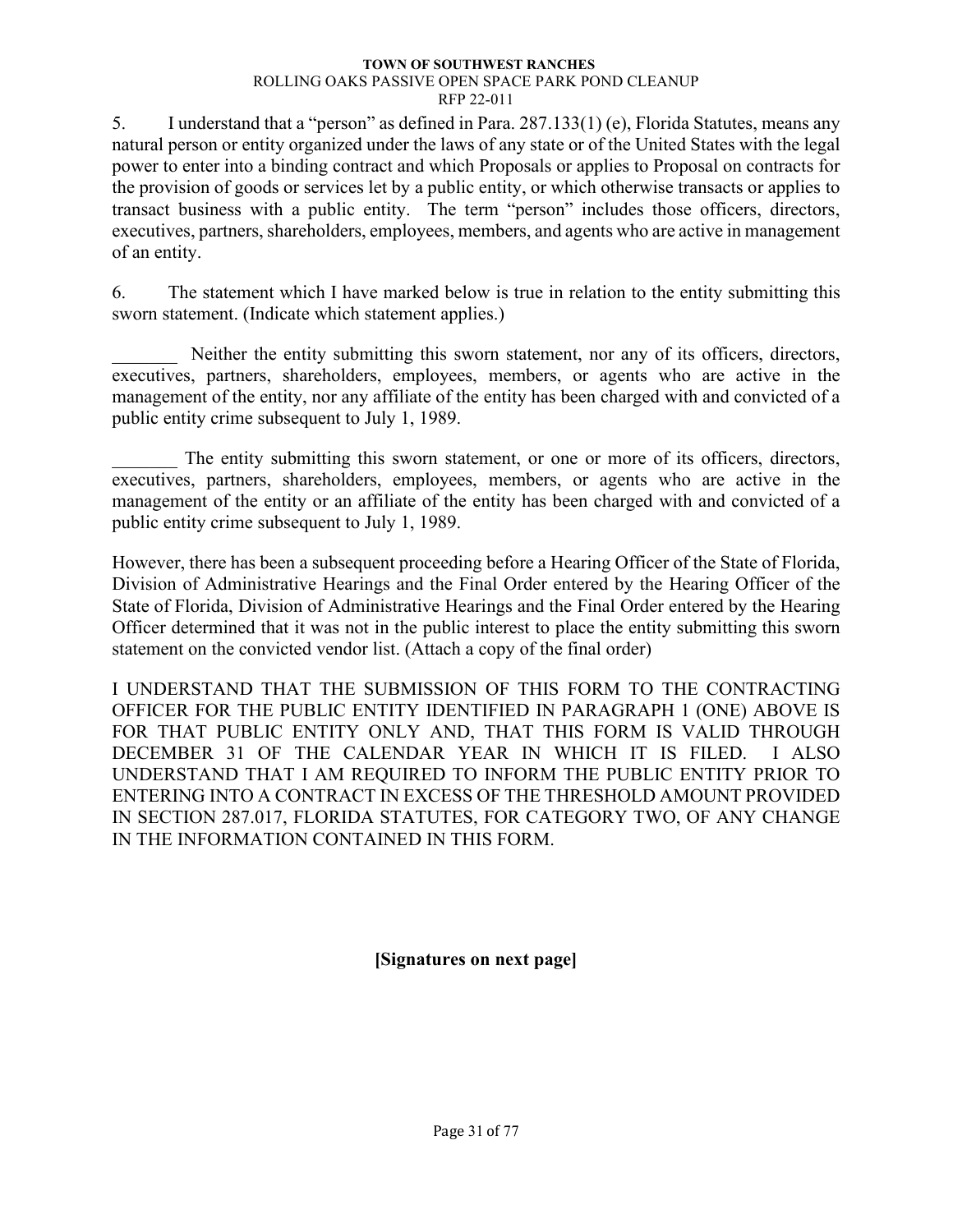5. I understand that a "person" as defined in Para. 287.133(1) (e), Florida Statutes, means any natural person or entity organized under the laws of any state or of the United States with the legal power to enter into a binding contract and which Proposals or applies to Proposal on contracts for the provision of goods or services let by a public entity, or which otherwise transacts or applies to transact business with a public entity. The term "person" includes those officers, directors, executives, partners, shareholders, employees, members, and agents who are active in management of an entity.

6. The statement which I have marked below is true in relation to the entity submitting this sworn statement. (Indicate which statement applies.)

_______ Neither the entity submitting this sworn statement, nor any of its officers, directors, executives, partners, shareholders, employees, members, or agents who are active in the management of the entity, nor any affiliate of the entity has been charged with and convicted of a public entity crime subsequent to July 1, 1989.

_______ The entity submitting this sworn statement, or one or more of its officers, directors, executives, partners, shareholders, employees, members, or agents who are active in the management of the entity or an affiliate of the entity has been charged with and convicted of a public entity crime subsequent to July 1, 1989.

However, there has been a subsequent proceeding before a Hearing Officer of the State of Florida, Division of Administrative Hearings and the Final Order entered by the Hearing Officer of the State of Florida, Division of Administrative Hearings and the Final Order entered by the Hearing Officer determined that it was not in the public interest to place the entity submitting this sworn statement on the convicted vendor list. (Attach a copy of the final order)

I UNDERSTAND THAT THE SUBMISSION OF THIS FORM TO THE CONTRACTING OFFICER FOR THE PUBLIC ENTITY IDENTIFIED IN PARAGRAPH 1 (ONE) ABOVE IS FOR THAT PUBLIC ENTITY ONLY AND, THAT THIS FORM IS VALID THROUGH DECEMBER 31 OF THE CALENDAR YEAR IN WHICH IT IS FILED. I ALSO UNDERSTAND THAT I AM REQUIRED TO INFORM THE PUBLIC ENTITY PRIOR TO ENTERING INTO A CONTRACT IN EXCESS OF THE THRESHOLD AMOUNT PROVIDED IN SECTION 287.017, FLORIDA STATUTES, FOR CATEGORY TWO, OF ANY CHANGE IN THE INFORMATION CONTAINED IN THIS FORM.

**[Signatures on next page]**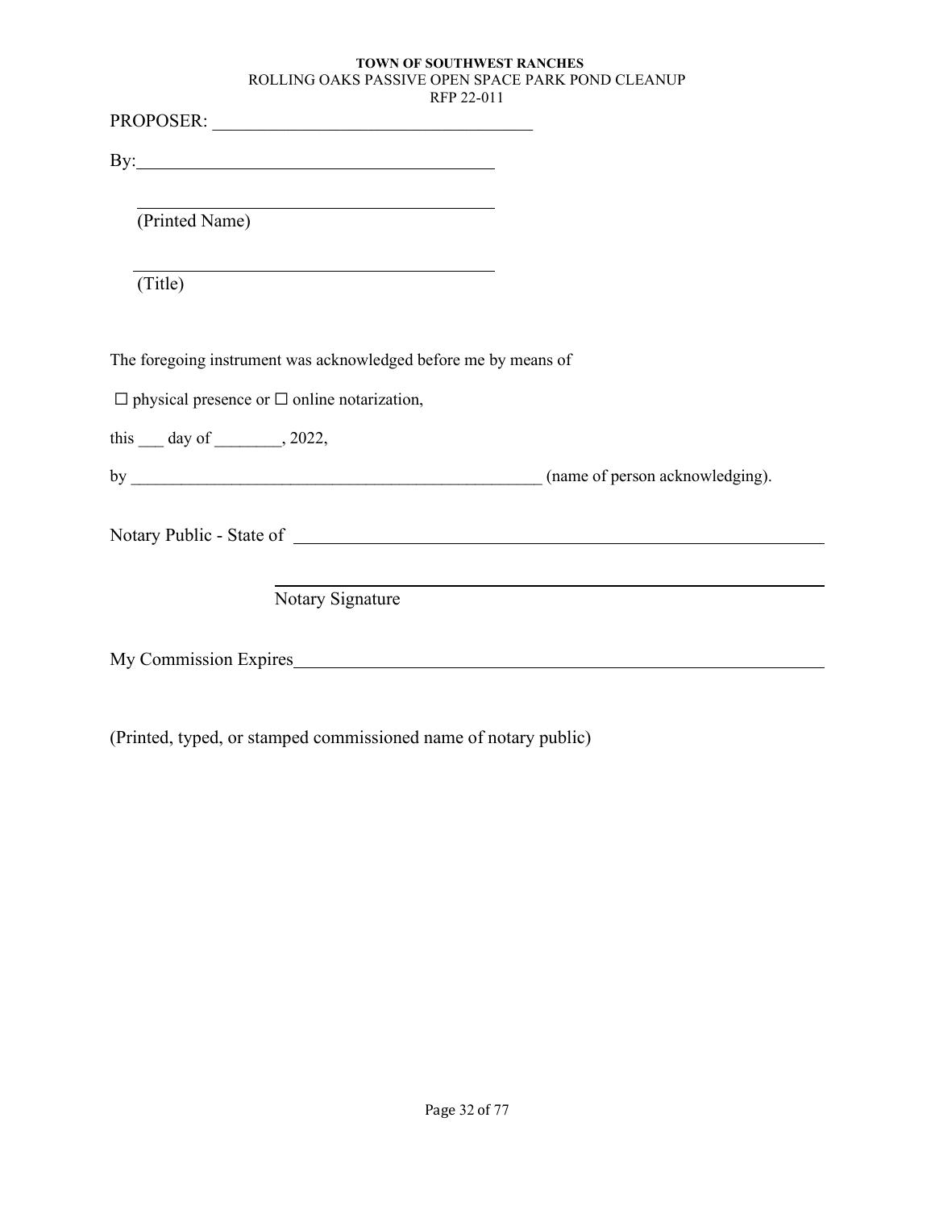PROPOSER: ____________________________________

By:________________________________________

________________________________________
(Printed Name)

________________________________________
(Title)

The foregoing instrument was acknowledged before me by means of

☐ physical presence or ☐ online notarization,

this ___ day of ________, 2022,

by __________________________________________________ (name of person acknowledging).

Notary Public - State of ____________________________________________________________

____________________________________________________________
Notary Signature

My Commission Expires____________________________________________________________

(Printed, typed, or stamped commissioned name of notary public)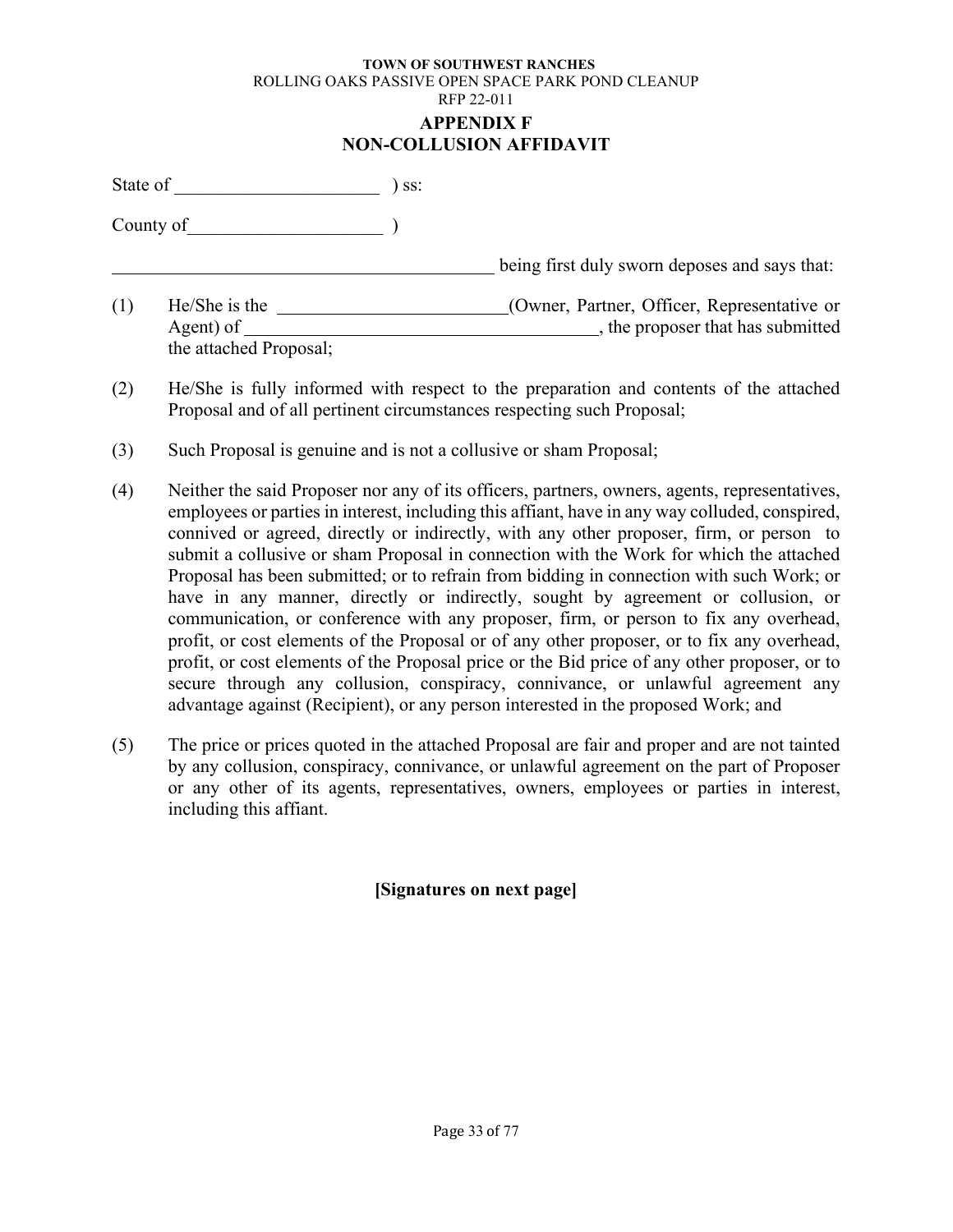**TOWN OF SOUTHWEST RANCHES**
ROLLING OAKS PASSIVE OPEN SPACE PARK POND CLEANUP
RFP 22-011

# APPENDIX F
# NON-COLLUSION AFFIDAVIT

State of ______________________ ) ss:

County of_____________________ )

__________________________________________ being first duly sworn deposes and says that:

(1) He/She is the __________________________(Owner, Partner, Officer, Representative or Agent) of ______________________________________, the proposer that has submitted the attached Proposal;

(2) He/She is fully informed with respect to the preparation and contents of the attached Proposal and of all pertinent circumstances respecting such Proposal;

(3) Such Proposal is genuine and is not a collusive or sham Proposal;

(4) Neither the said Proposer nor any of its officers, partners, owners, agents, representatives, employees or parties in interest, including this affiant, have in any way colluded, conspired, connived or agreed, directly or indirectly, with any other proposer, firm, or person to submit a collusive or sham Proposal in connection with the Work for which the attached Proposal has been submitted; or to refrain from bidding in connection with such Work; or have in any manner, directly or indirectly, sought by agreement or collusion, or communication, or conference with any proposer, firm, or person to fix any overhead, profit, or cost elements of the Proposal or of any other proposer, or to fix any overhead, profit, or cost elements of the Proposal price or the Bid price of any other proposer, or to secure through any collusion, conspiracy, connivance, or unlawful agreement any advantage against (Recipient), or any person interested in the proposed Work; and

(5) The price or prices quoted in the attached Proposal are fair and proper and are not tainted by any collusion, conspiracy, connivance, or unlawful agreement on the part of Proposer or any other of its agents, representatives, owners, employees or parties in interest, including this affiant.

**[Signatures on next page]**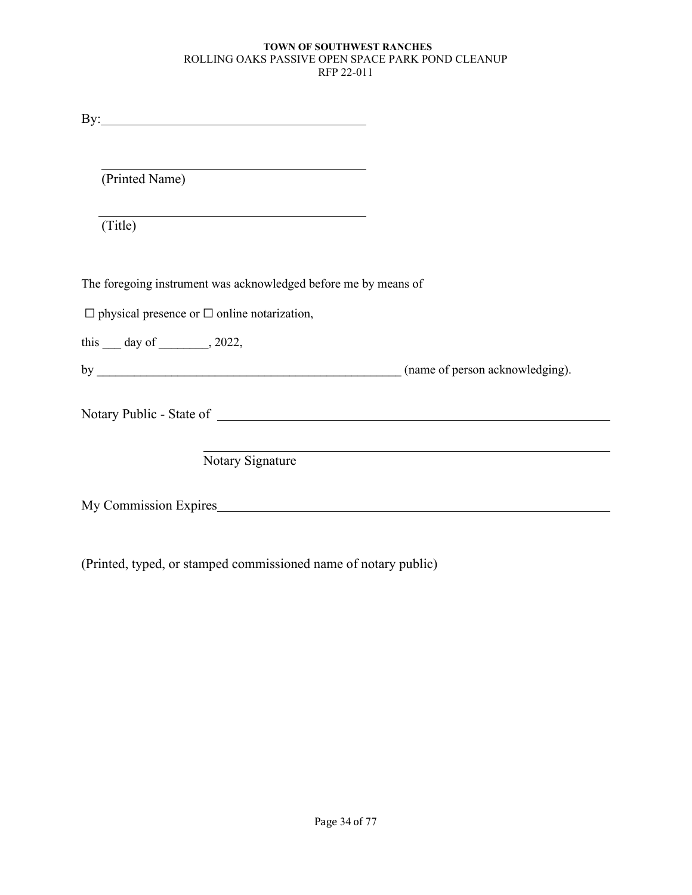By: ________________________________________

________________________________________
(Printed Name)

________________________________________
(Title)

The foregoing instrument was acknowledged before me by means of

☐ physical presence or ☐ online notarization,

this ___ day of ________, 2022,

by __________________________________________________ (name of person acknowledging).

Notary Public - State of ____________________________________________________________

____________________________________________________________
Notary Signature

My Commission Expires____________________________________________________________

(Printed, typed, or stamped commissioned name of notary public)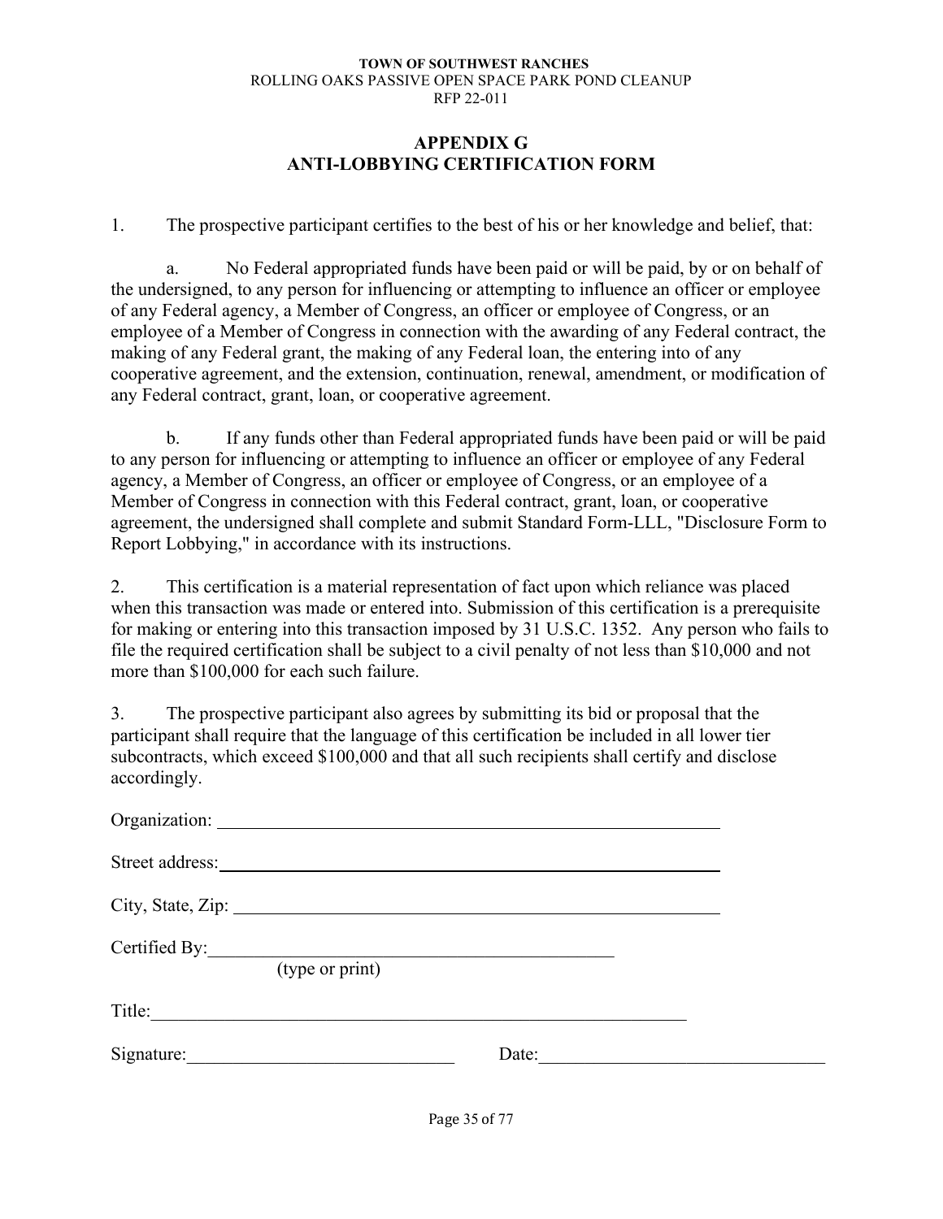# APPENDIX G
## ANTI-LOBBYING CERTIFICATION FORM

1. The prospective participant certifies to the best of his or her knowledge and belief, that:

   a. No Federal appropriated funds have been paid or will be paid, by or on behalf of the undersigned, to any person for influencing or attempting to influence an officer or employee of any Federal agency, a Member of Congress, an officer or employee of Congress, or an employee of a Member of Congress in connection with the awarding of any Federal contract, the making of any Federal grant, the making of any Federal loan, the entering into of any cooperative agreement, and the extension, continuation, renewal, amendment, or modification of any Federal contract, grant, loan, or cooperative agreement.

   b. If any funds other than Federal appropriated funds have been paid or will be paid to any person for influencing or attempting to influence an officer or employee of any Federal agency, a Member of Congress, an officer or employee of Congress, or an employee of a Member of Congress in connection with this Federal contract, grant, loan, or cooperative agreement, the undersigned shall complete and submit Standard Form-LLL, "Disclosure Form to Report Lobbying," in accordance with its instructions.

2. This certification is a material representation of fact upon which reliance was placed when this transaction was made or entered into. Submission of this certification is a prerequisite for making or entering into this transaction imposed by 31 U.S.C. 1352. Any person who fails to file the required certification shall be subject to a civil penalty of not less than $10,000 and not more than $100,000 for each such failure.

3. The prospective participant also agrees by submitting its bid or proposal that the participant shall require that the language of this certification be included in all lower tier subcontracts, which exceed $100,000 and that all such recipients shall certify and disclose accordingly.

Organization: ____________________________________________

Street address: ____________________________________________

City, State, Zip: ____________________________________________

Certified By: ____________________________________
(type or print)

Title: ____________________________________________

Signature: ________________________ Date: ________________________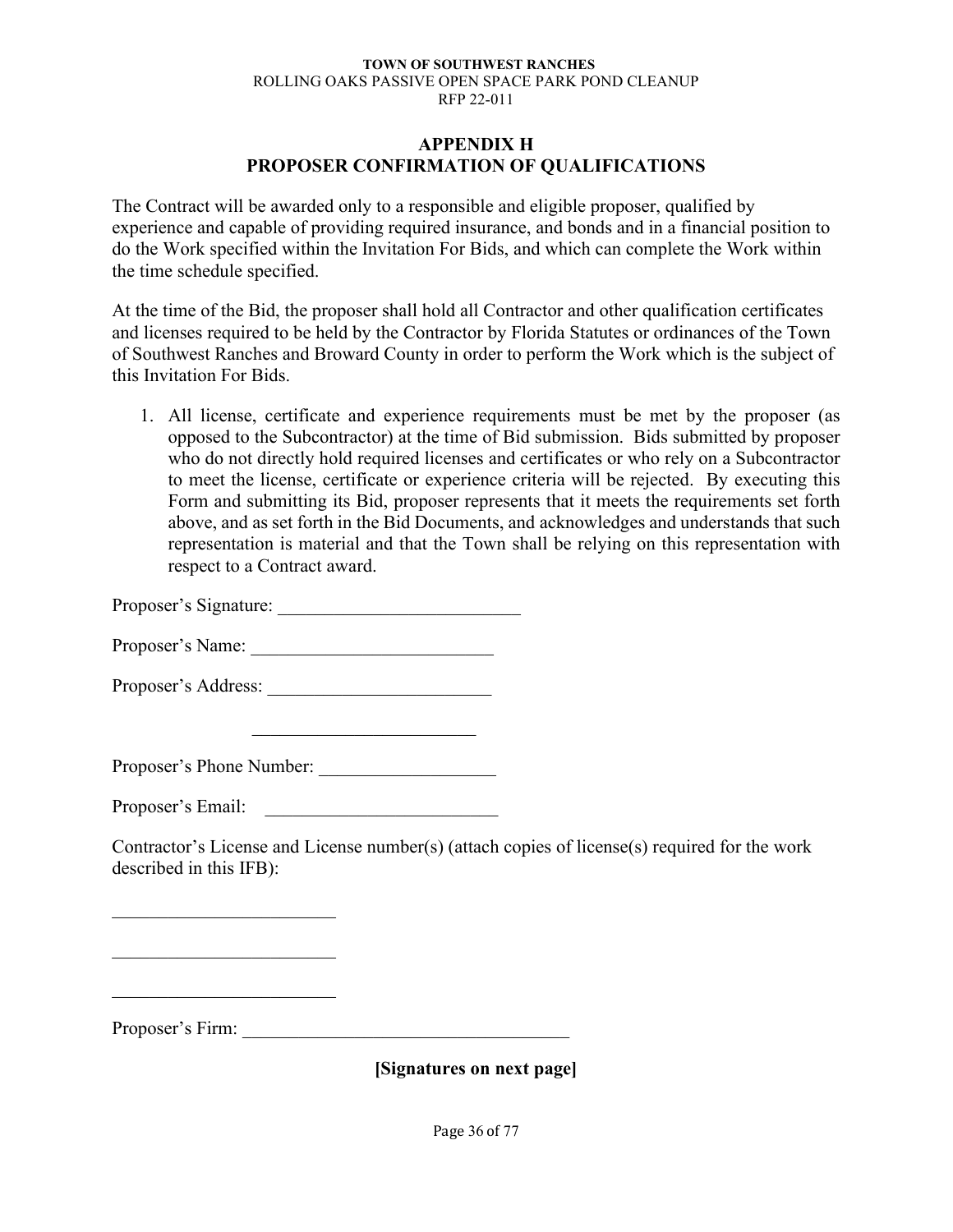TOWN OF SOUTHWEST RANCHES
ROLLING OAKS PASSIVE OPEN SPACE PARK POND CLEANUP
RFP 22-011

## APPENDIX H
## PROPOSER CONFIRMATION OF QUALIFICATIONS

The Contract will be awarded only to a responsible and eligible proposer, qualified by experience and capable of providing required insurance, and bonds and in a financial position to do the Work specified within the Invitation For Bids, and which can complete the Work within the time schedule specified.

At the time of the Bid, the proposer shall hold all Contractor and other qualification certificates and licenses required to be held by the Contractor by Florida Statutes or ordinances of the Town of Southwest Ranches and Broward County in order to perform the Work which is the subject of this Invitation For Bids.

1. All license, certificate and experience requirements must be met by the proposer (as opposed to the Subcontractor) at the time of Bid submission. Bids submitted by proposer who do not directly hold required licenses and certificates or who rely on a Subcontractor to meet the license, certificate or experience criteria will be rejected. By executing this Form and submitting its Bid, proposer represents that it meets the requirements set forth above, and as set forth in the Bid Documents, and acknowledges and understands that such representation is material and that the Town shall be relying on this representation with respect to a Contract award.

Proposer's Signature: ___________________________

Proposer's Name: ___________________________

Proposer's Address: _________________________

_________________________

Proposer's Phone Number: ___________________

Proposer's Email: _________________________

Contractor's License and License number(s) (attach copies of license(s) required for the work described in this IFB):

_________________________

_________________________

_________________________

Proposer's Firm: ____________________________________

**[Signatures on next page]**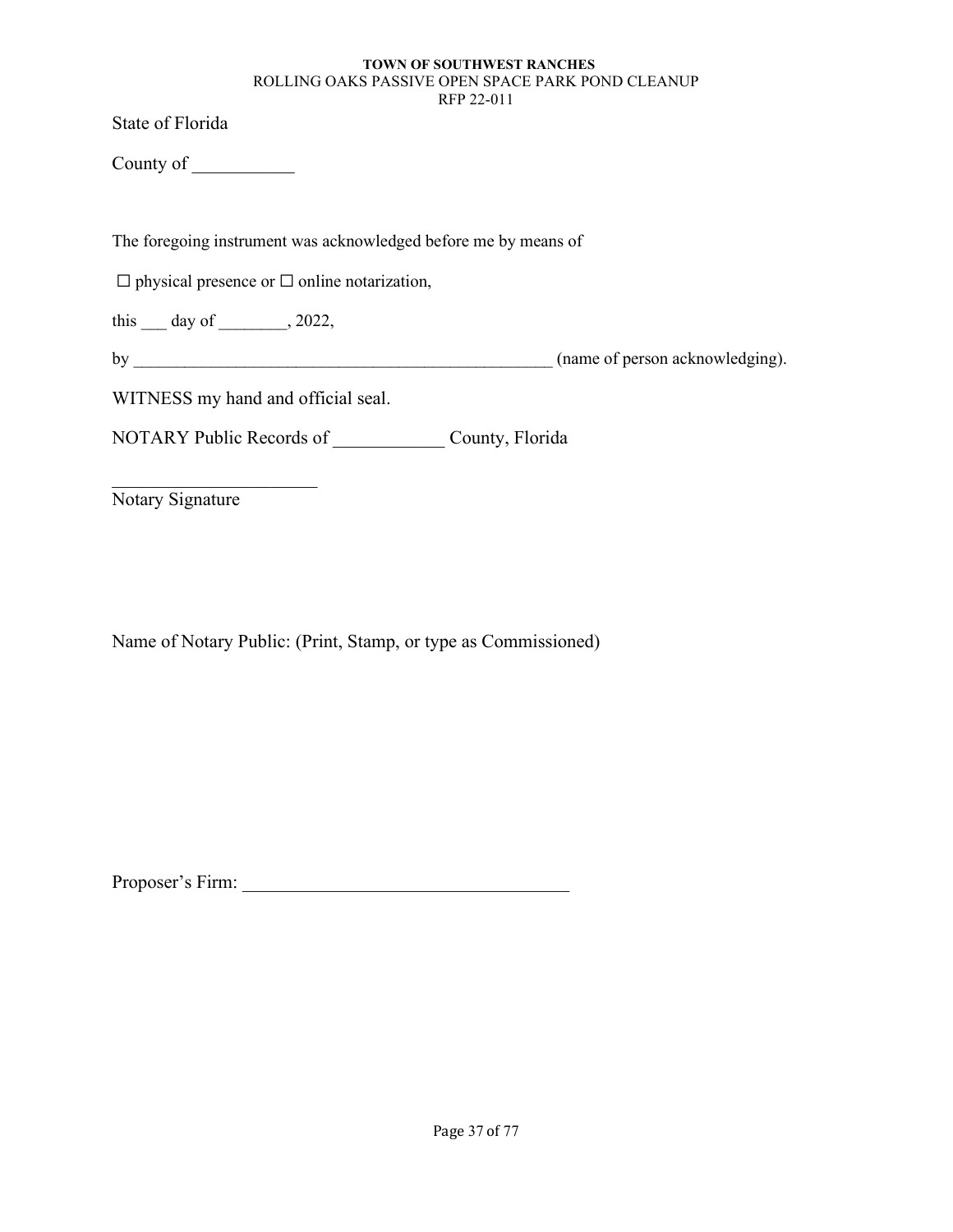State of Florida

County of ___________

The foregoing instrument was acknowledged before me by means of

☐ physical presence or ☐ online notarization,

this ___ day of ________, 2022,

by __________________________________________________ (name of person acknowledging).

WITNESS my hand and official seal.

NOTARY Public Records of ____________ County, Florida

_______________________

Notary Signature

Name of Notary Public: (Print, Stamp, or type as Commissioned)

Proposer's Firm: ___________________________________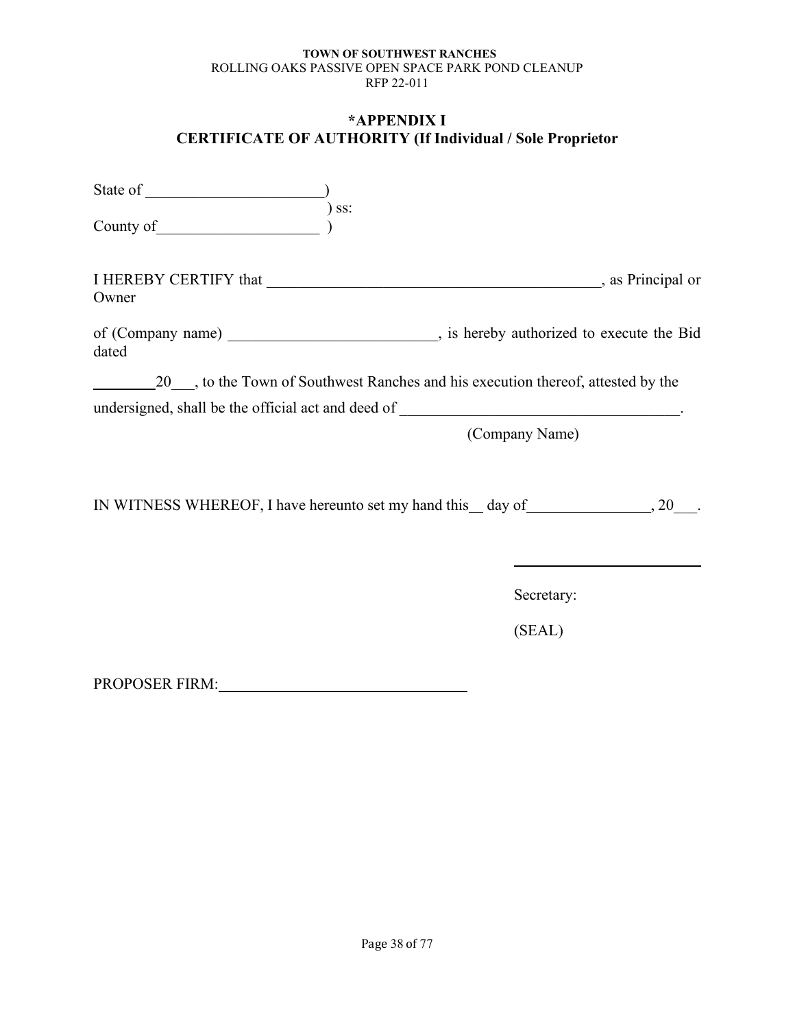**TOWN OF SOUTHWEST RANCHES**
ROLLING OAKS PASSIVE OPEN SPACE PARK POND CLEANUP
RFP 22-011

## *APPENDIX I
## CERTIFICATE OF AUTHORITY (If Individual / Sole Proprietor

State of ______________________)
                                                            ) ss:
County of____________________ )

I HEREBY CERTIFY that ___________________________________________, as Principal or Owner

of (Company name) __________________________, is hereby authorized to execute the Bid dated

________20___, to the Town of Southwest Ranches and his execution thereof, attested by the undersigned, shall be the official act and deed of ___________________________________.
(Company Name)

IN WITNESS WHEREOF, I have hereunto set my hand this__ day of_______________, 20___.

________________________

Secretary:

(SEAL)

PROPOSER FIRM:________________________________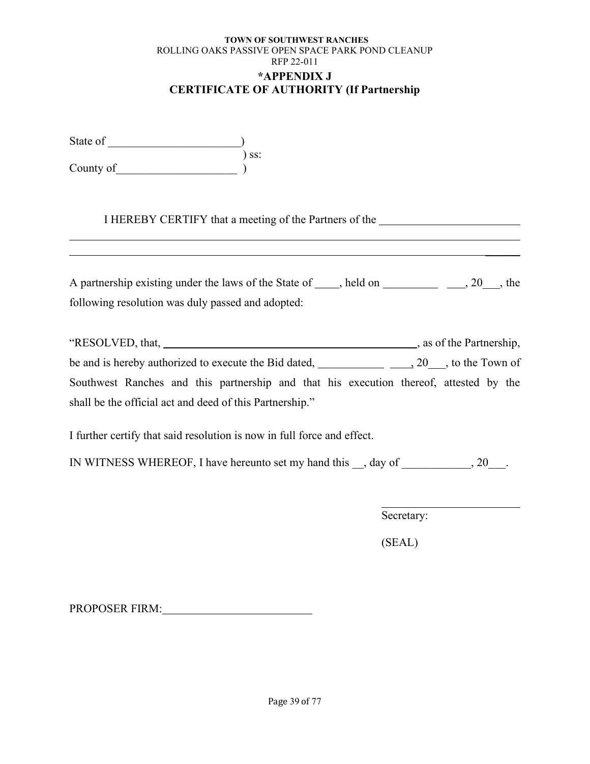**TOWN OF SOUTHWEST RANCHES**
ROLLING OAKS PASSIVE OPEN SPACE PARK POND CLEANUP
RFP 22-011

## *APPENDIX J
## CERTIFICATE OF AUTHORITY (If Partnership

State of _______________________)
) ss:
County of_____________________ )

I HEREBY CERTIFY that a meeting of the Partners of the ________________________
_____________________________________________________________________________
_____________________________________________________________________________

A partnership existing under the laws of the State of ____, held on __________ ___, 20___, the following resolution was duly passed and adopted:

"RESOLVED, that, _______________________________________________, as of the Partnership, be and is hereby authorized to execute the Bid dated, ___________ ____, 20___, to the Town of Southwest Ranches and this partnership and that his execution thereof, attested by the shall be the official act and deed of this Partnership."

I further certify that said resolution is now in full force and effect.

IN WITNESS WHEREOF, I have hereunto set my hand this __, day of ____________, 20___.

_________________________
Secretary:

(SEAL)

PROPOSER FIRM:__________________________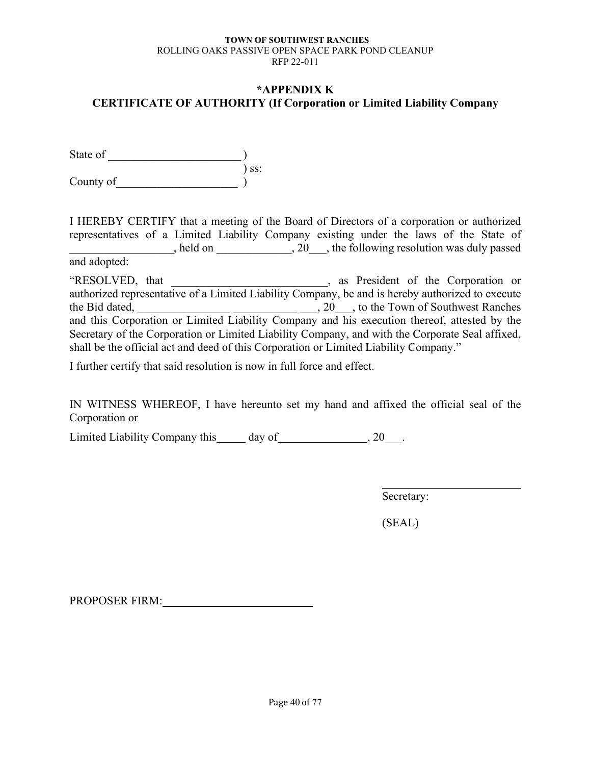**TOWN OF SOUTHWEST RANCHES**
ROLLING OAKS PASSIVE OPEN SPACE PARK POND CLEANUP
RFP 22-011

## *APPENDIX K
## CERTIFICATE OF AUTHORITY (If Corporation or Limited Liability Company

State of ________________________ )
) ss:
County of______________________ )

I HEREBY CERTIFY that a meeting of the Board of Directors of a corporation or authorized representatives of a Limited Liability Company existing under the laws of the State of __________________, held on _____________, 20___, the following resolution was duly passed and adopted:

"RESOLVED, that ___________________________, as President of the Corporation or authorized representative of a Limited Liability Company, be and is hereby authorized to execute the Bid dated, ________________ ___________ ___, 20___, to the Town of Southwest Ranches and this Corporation or Limited Liability Company and his execution thereof, attested by the Secretary of the Corporation or Limited Liability Company, and with the Corporate Seal affixed, shall be the official act and deed of this Corporation or Limited Liability Company."

I further certify that said resolution is now in full force and effect.

IN WITNESS WHEREOF, I have hereunto set my hand and affixed the official seal of the Corporation or

Limited Liability Company this_____ day of________________, 20___.

_________________________
Secretary:

(SEAL)

PROPOSER FIRM:___________________________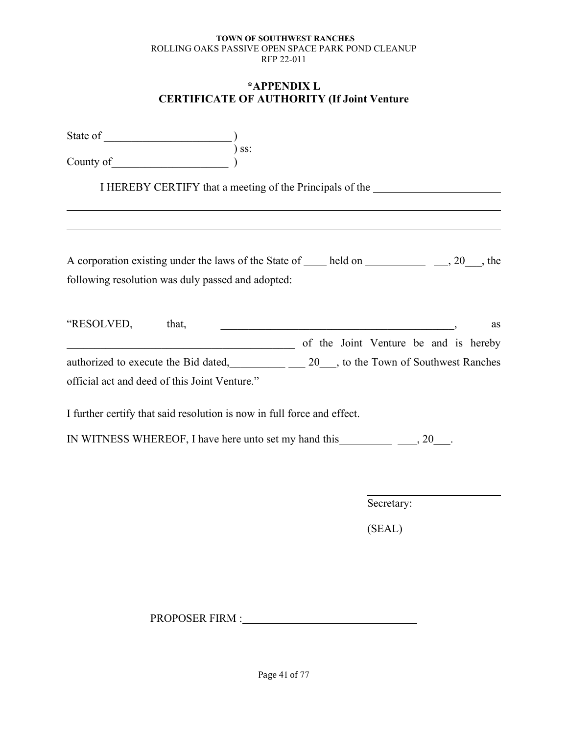**TOWN OF SOUTHWEST RANCHES**
ROLLING OAKS PASSIVE OPEN SPACE PARK POND CLEANUP
RFP 22-011

## *APPENDIX L
## CERTIFICATE OF AUTHORITY (If Joint Venture

State of _______________________ )
) ss:
County of_____________________ )

I HEREBY CERTIFY that a meeting of the Principals of the _______________________

_______________________________________________________________________________

_______________________________________________________________________________

A corporation existing under the laws of the State of ____ held on ___________ __, 20___, the following resolution was duly passed and adopted:

"RESOLVED, that, ____________________________________________, as ________________________________________ of the Joint Venture be and is hereby authorized to execute the Bid dated,__________ ___ 20___, to the Town of Southwest Ranches official act and deed of this Joint Venture."

I further certify that said resolution is now in full force and effect.

IN WITNESS WHEREOF, I have here unto set my hand this_________ ____, 20___.

_________________________
Secretary:

(SEAL)

PROPOSER FIRM :_______________________________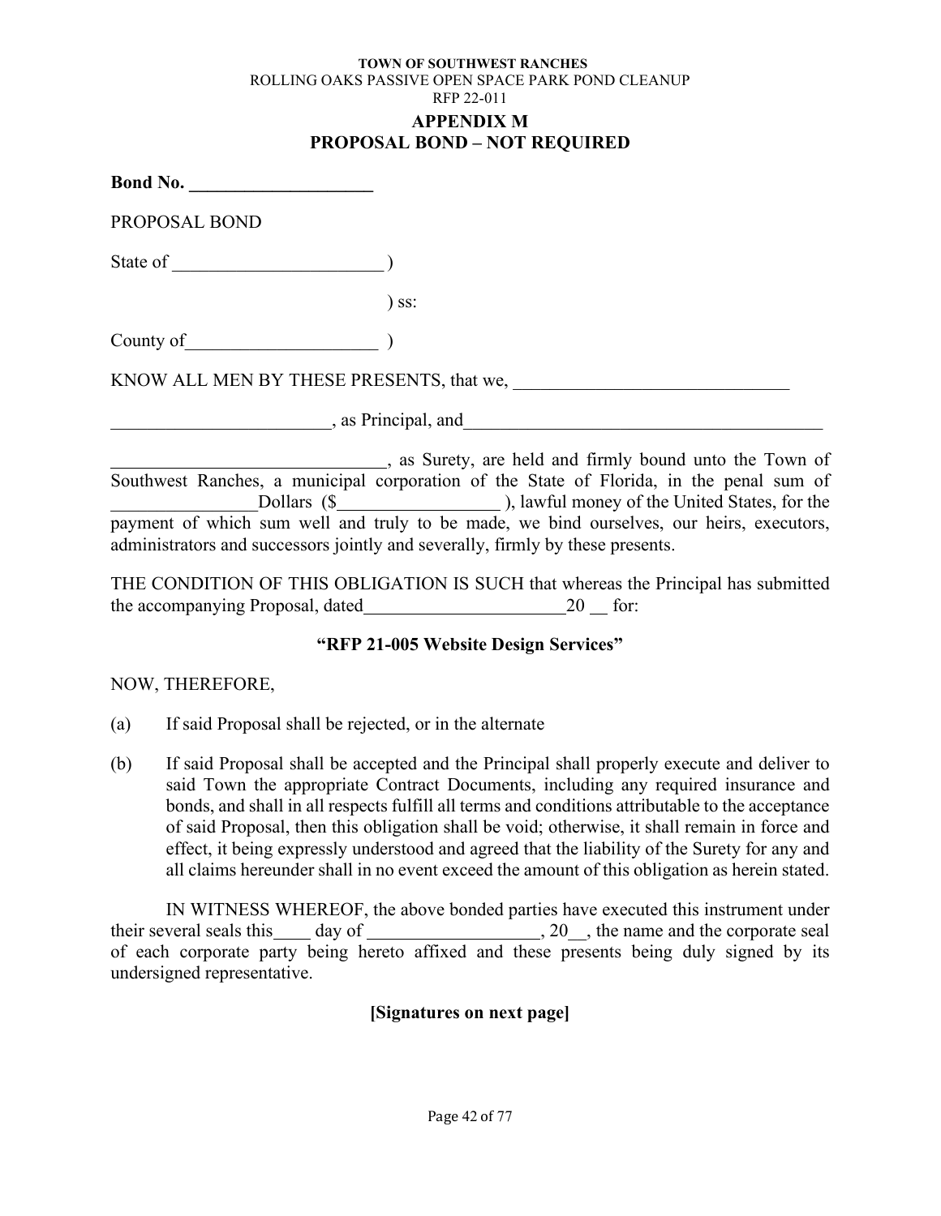TOWN OF SOUTHWEST RANCHES
ROLLING OAKS PASSIVE OPEN SPACE PARK POND CLEANUP
RFP 22-011

## APPENDIX M
## PROPOSAL BOND – NOT REQUIRED

**Bond No. ____________________**

PROPOSAL BOND

State of _______________________ )

) ss:

County of_____________________ )

KNOW ALL MEN BY THESE PRESENTS, that we, ______________________________

________________________, as Principal, and________________________________________

______________________________, as Surety, are held and firmly bound unto the Town of Southwest Ranches, a municipal corporation of the State of Florida, in the penal sum of ________________Dollars ($__________________ ), lawful money of the United States, for the payment of which sum well and truly to be made, we bind ourselves, our heirs, executors, administrators and successors jointly and severally, firmly by these presents.

THE CONDITION OF THIS OBLIGATION IS SUCH that whereas the Principal has submitted the accompanying Proposal, dated______________________20 __ for:

**"RFP 21-005 Website Design Services"**

NOW, THEREFORE,

(a) If said Proposal shall be rejected, or in the alternate

(b) If said Proposal shall be accepted and the Principal shall properly execute and deliver to said Town the appropriate Contract Documents, including any required insurance and bonds, and shall in all respects fulfill all terms and conditions attributable to the acceptance of said Proposal, then this obligation shall be void; otherwise, it shall remain in force and effect, it being expressly understood and agreed that the liability of the Surety for any and all claims hereunder shall in no event exceed the amount of this obligation as herein stated.

IN WITNESS WHEREOF, the above bonded parties have executed this instrument under their several seals this____ day of ___________________, 20__, the name and the corporate seal of each corporate party being hereto affixed and these presents being duly signed by its undersigned representative.

**[Signatures on next page]**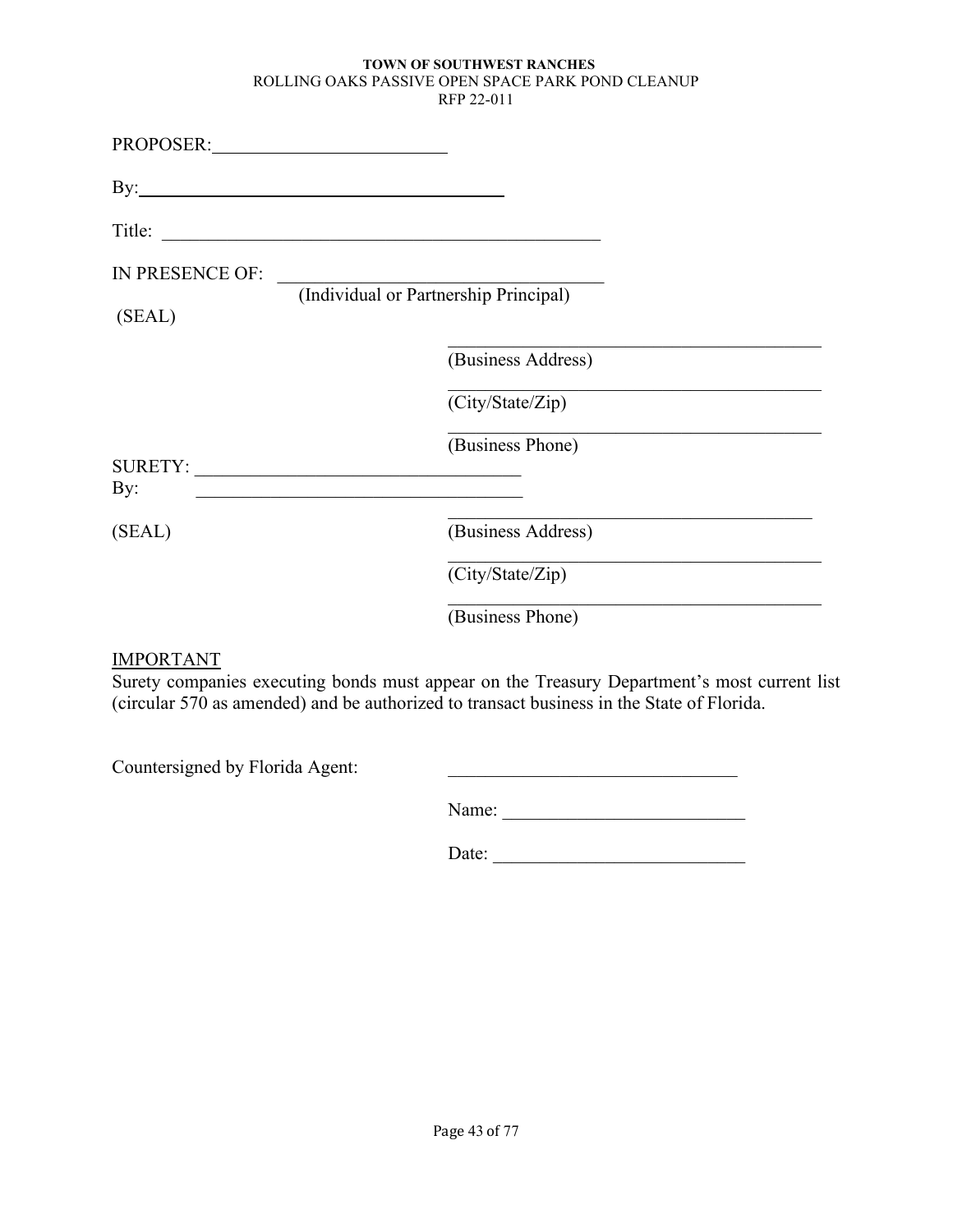PROPOSER: ______________________

By: ____________________________________

Title: ____________________________________________

IN PRESENCE OF: ________________________________
(Individual or Partnership Principal)

(SEAL)

________________________________________
(Business Address)

________________________________________
(City/State/Zip)

________________________________________
(Business Phone)

SURETY: ________________________________

By: ________________________________

(SEAL)

________________________________________
(Business Address)

________________________________________
(City/State/Zip)

________________________________________
(Business Phone)

IMPORTANT

Surety companies executing bonds must appear on the Treasury Department's most current list (circular 570 as amended) and be authorized to transact business in the State of Florida.

Countersigned by Florida Agent: ______________________________

Name: __________________________

Date: ___________________________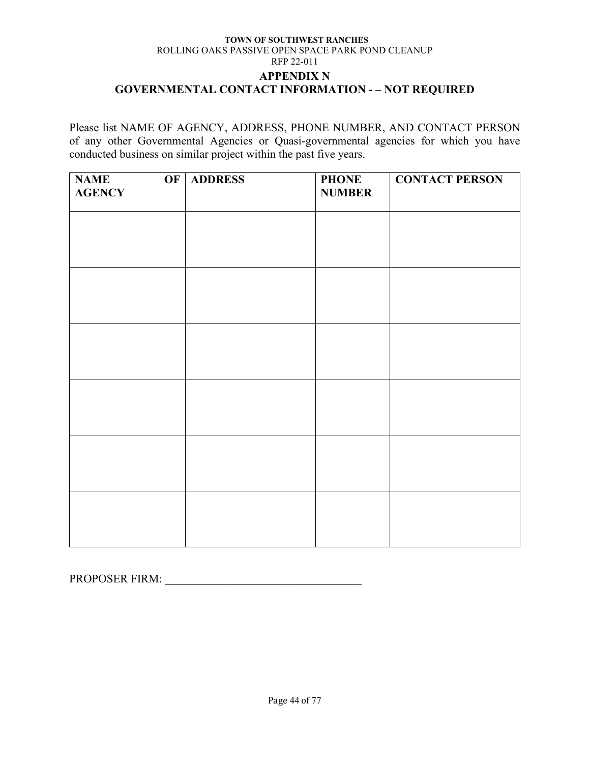**TOWN OF SOUTHWEST RANCHES**
ROLLING OAKS PASSIVE OPEN SPACE PARK POND CLEANUP
RFP 22-011

## APPENDIX N
## GOVERNMENTAL CONTACT INFORMATION - – NOT REQUIRED

Please list NAME OF AGENCY, ADDRESS, PHONE NUMBER, AND CONTACT PERSON of any other Governmental Agencies or Quasi-governmental agencies for which you have conducted business on similar project within the past five years.

| NAME OF AGENCY | ADDRESS | PHONE NUMBER | CONTACT PERSON |
|---|---|---|---|
| | | | |
| | | | |
| | | | |
| | | | |
| | | | |
| | | | |

PROPOSER FIRM: ___________________________________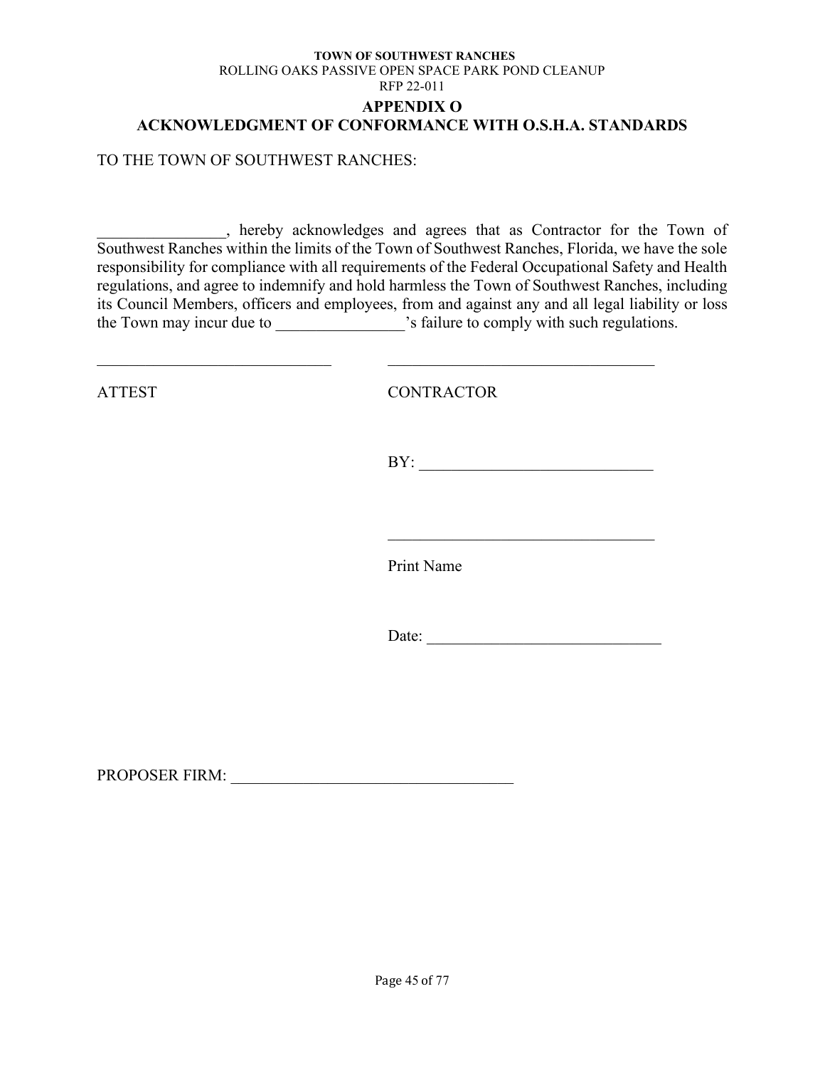**TOWN OF SOUTHWEST RANCHES**
ROLLING OAKS PASSIVE OPEN SPACE PARK POND CLEANUP
RFP 22-011

## APPENDIX O
## ACKNOWLEDGMENT OF CONFORMANCE WITH O.S.H.A. STANDARDS

TO THE TOWN OF SOUTHWEST RANCHES:

________________, hereby acknowledges and agrees that as Contractor for the Town of Southwest Ranches within the limits of the Town of Southwest Ranches, Florida, we have the sole responsibility for compliance with all requirements of the Federal Occupational Safety and Health regulations, and agree to indemnify and hold harmless the Town of Southwest Ranches, including its Council Members, officers and employees, from and against any and all legal liability or loss the Town may incur due to ________________'s failure to comply with such regulations.

_____________________________ &nbsp;&nbsp;&nbsp;&nbsp; _________________________________

ATTEST &nbsp;&nbsp;&nbsp;&nbsp; CONTRACTOR

BY: _____________________________

_________________________________

Print Name

Date: _____________________________

PROPOSER FIRM: ___________________________________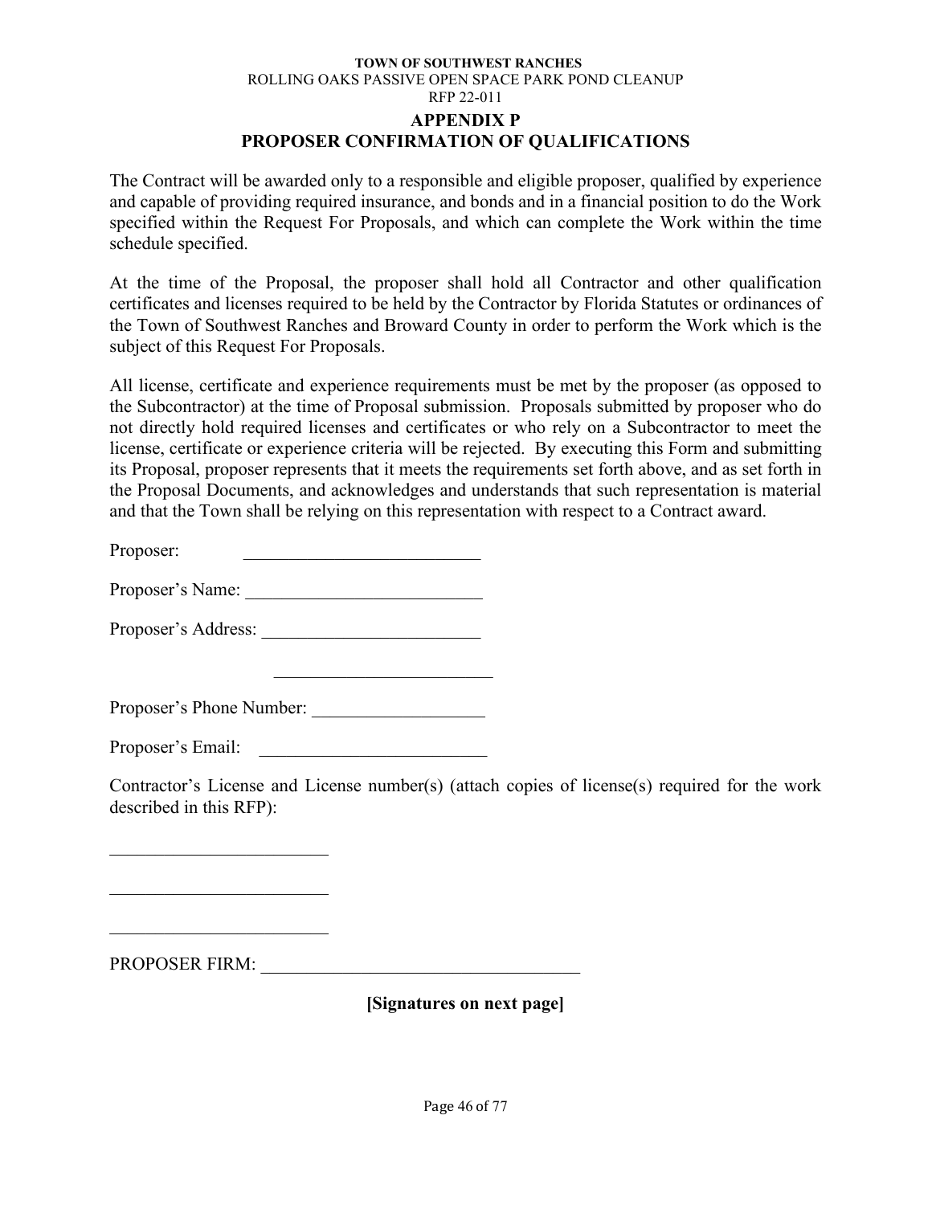**TOWN OF SOUTHWEST RANCHES**
ROLLING OAKS PASSIVE OPEN SPACE PARK POND CLEANUP
RFP 22-011

## APPENDIX P
## PROPOSER CONFIRMATION OF QUALIFICATIONS

The Contract will be awarded only to a responsible and eligible proposer, qualified by experience and capable of providing required insurance, and bonds and in a financial position to do the Work specified within the Request For Proposals, and which can complete the Work within the time schedule specified.

At the time of the Proposal, the proposer shall hold all Contractor and other qualification certificates and licenses required to be held by the Contractor by Florida Statutes or ordinances of the Town of Southwest Ranches and Broward County in order to perform the Work which is the subject of this Request For Proposals.

All license, certificate and experience requirements must be met by the proposer (as opposed to the Subcontractor) at the time of Proposal submission. Proposals submitted by proposer who do not directly hold required licenses and certificates or who rely on a Subcontractor to meet the license, certificate or experience criteria will be rejected. By executing this Form and submitting its Proposal, proposer represents that it meets the requirements set forth above, and as set forth in the Proposal Documents, and acknowledges and understands that such representation is material and that the Town shall be relying on this representation with respect to a Contract award.

Proposer: __________________________

Proposer's Name: __________________________

Proposer's Address: ________________________

________________________

Proposer's Phone Number: ___________________

Proposer's Email: _________________________

Contractor's License and License number(s) (attach copies of license(s) required for the work described in this RFP):

________________________

________________________

________________________

PROPOSER FIRM: ___________________________________

**[Signatures on next page]**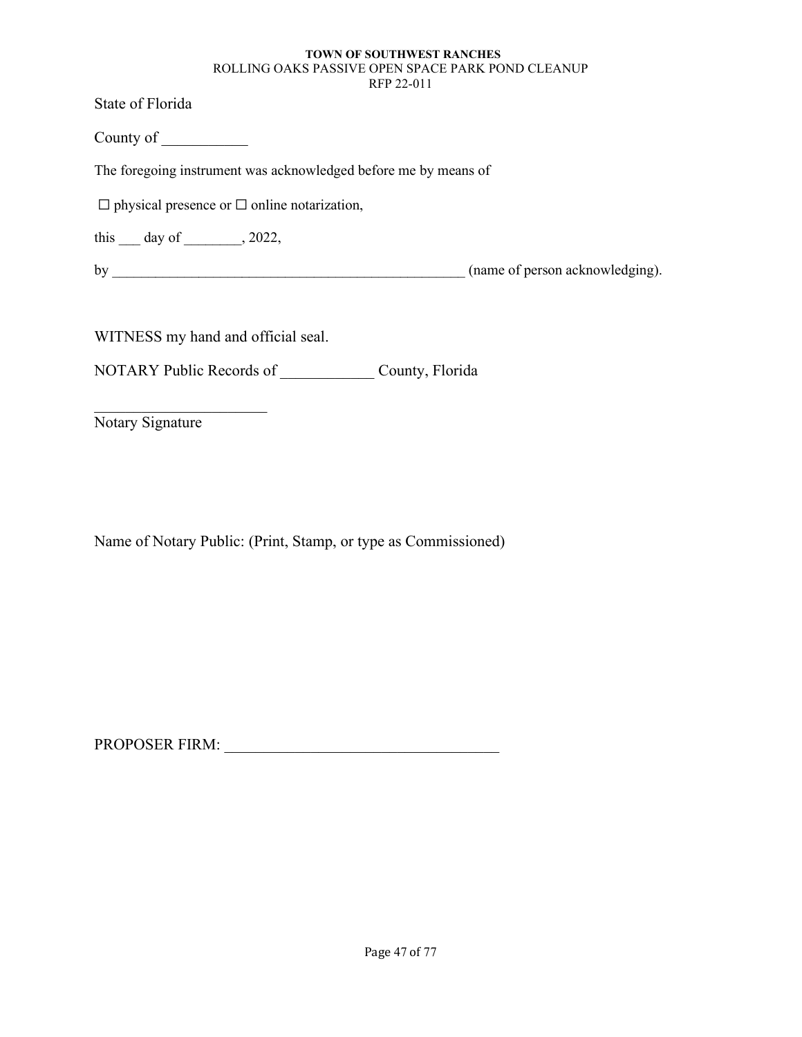State of Florida

County of ___________

The foregoing instrument was acknowledged before me by means of

☐ physical presence or ☐ online notarization,

this ___ day of ________, 2022,

by __________________________________________________ (name of person acknowledging).

WITNESS my hand and official seal.

NOTARY Public Records of ____________ County, Florida

_______________________
Notary Signature

Name of Notary Public: (Print, Stamp, or type as Commissioned)

PROPOSER FIRM: ___________________________________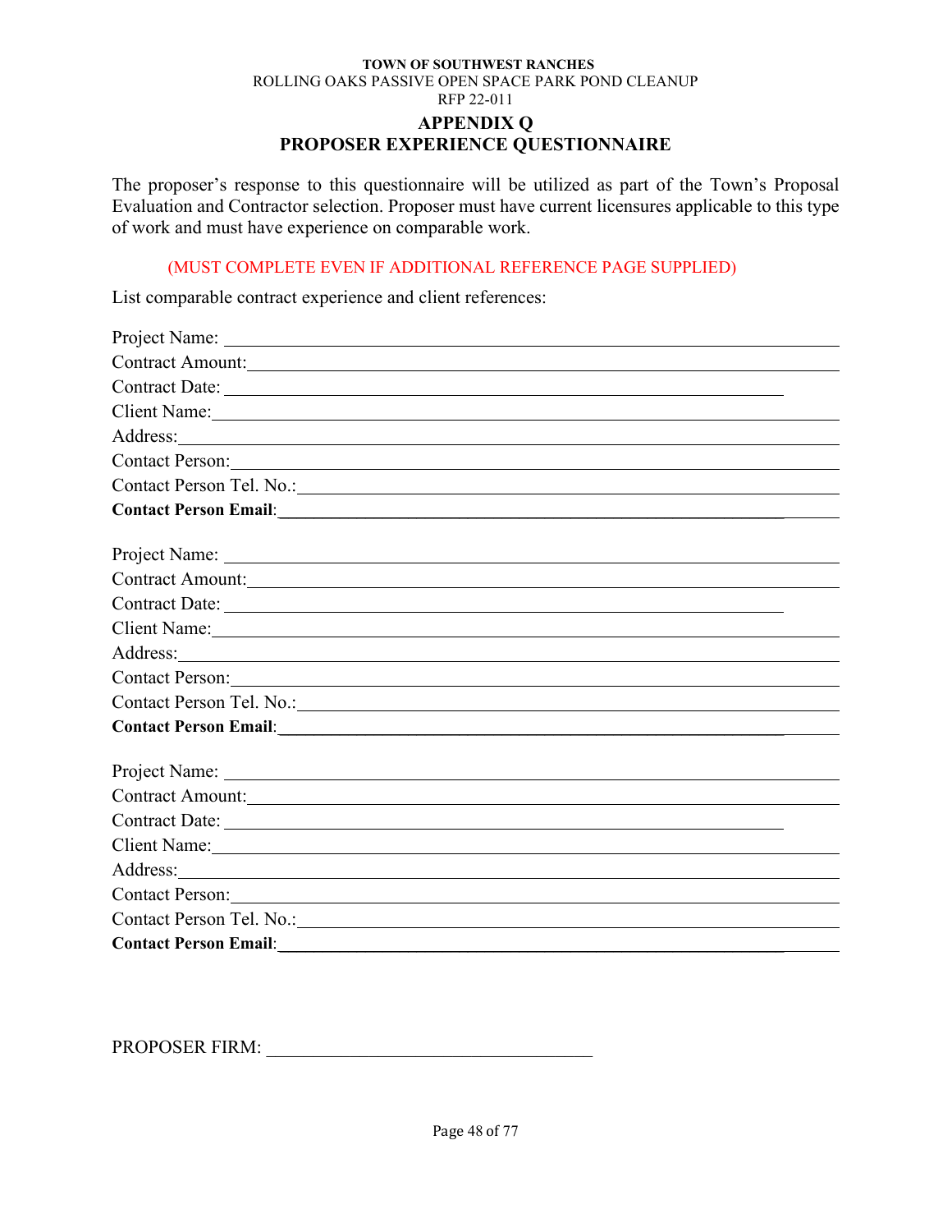**TOWN OF SOUTHWEST RANCHES**
ROLLING OAKS PASSIVE OPEN SPACE PARK POND CLEANUP
RFP 22-011

## APPENDIX Q
## PROPOSER EXPERIENCE QUESTIONNAIRE

The proposer's response to this questionnaire will be utilized as part of the Town's Proposal Evaluation and Contractor selection. Proposer must have current licensures applicable to this type of work and must have experience on comparable work.

(MUST COMPLETE EVEN IF ADDITIONAL REFERENCE PAGE SUPPLIED)

List comparable contract experience and client references:

Project Name: ______________________________
Contract Amount: ______________________________
Contract Date: ______________________________
Client Name: ______________________________
Address: ______________________________
Contact Person: ______________________________
Contact Person Tel. No.: ______________________________
**Contact Person Email**: ______________________________

Project Name: ______________________________
Contract Amount: ______________________________
Contract Date: ______________________________
Client Name: ______________________________
Address: ______________________________
Contact Person: ______________________________
Contact Person Tel. No.: ______________________________
**Contact Person Email**: ______________________________

Project Name: ______________________________
Contract Amount: ______________________________
Contract Date: ______________________________
Client Name: ______________________________
Address: ______________________________
Contact Person: ______________________________
Contact Person Tel. No.: ______________________________
**Contact Person Email**: ______________________________

PROPOSER FIRM: ______________________________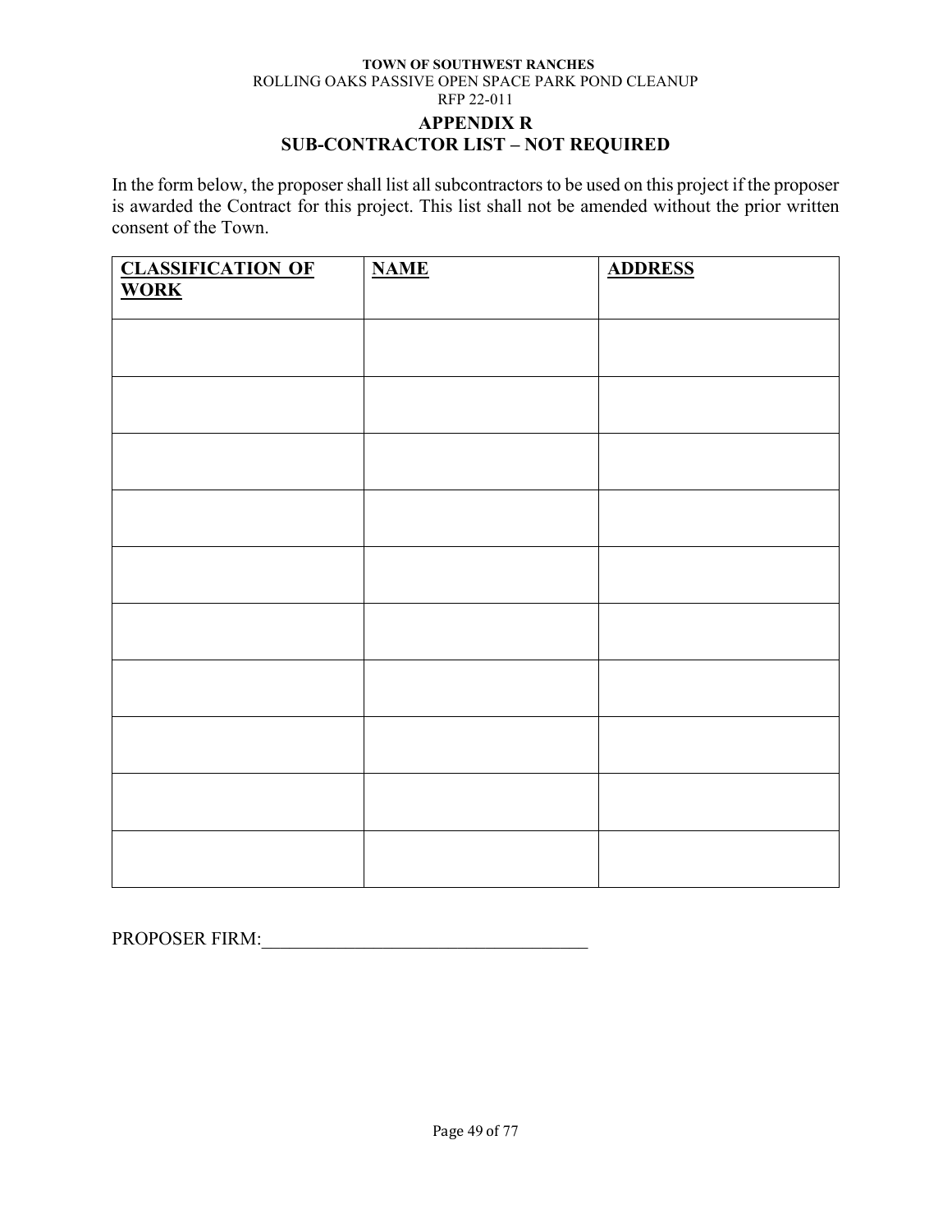**TOWN OF SOUTHWEST RANCHES**
ROLLING OAKS PASSIVE OPEN SPACE PARK POND CLEANUP
RFP 22-011

# APPENDIX R
## SUB-CONTRACTOR LIST – NOT REQUIRED

In the form below, the proposer shall list all subcontractors to be used on this project if the proposer is awarded the Contract for this project. This list shall not be amended without the prior written consent of the Town.

| CLASSIFICATION OF WORK | NAME | ADDRESS |
|---|---|---|
| | | |
| | | |
| | | |
| | | |
| | | |
| | | |
| | | |
| | | |
| | | |
| | | |

PROPOSER FIRM:___________________________________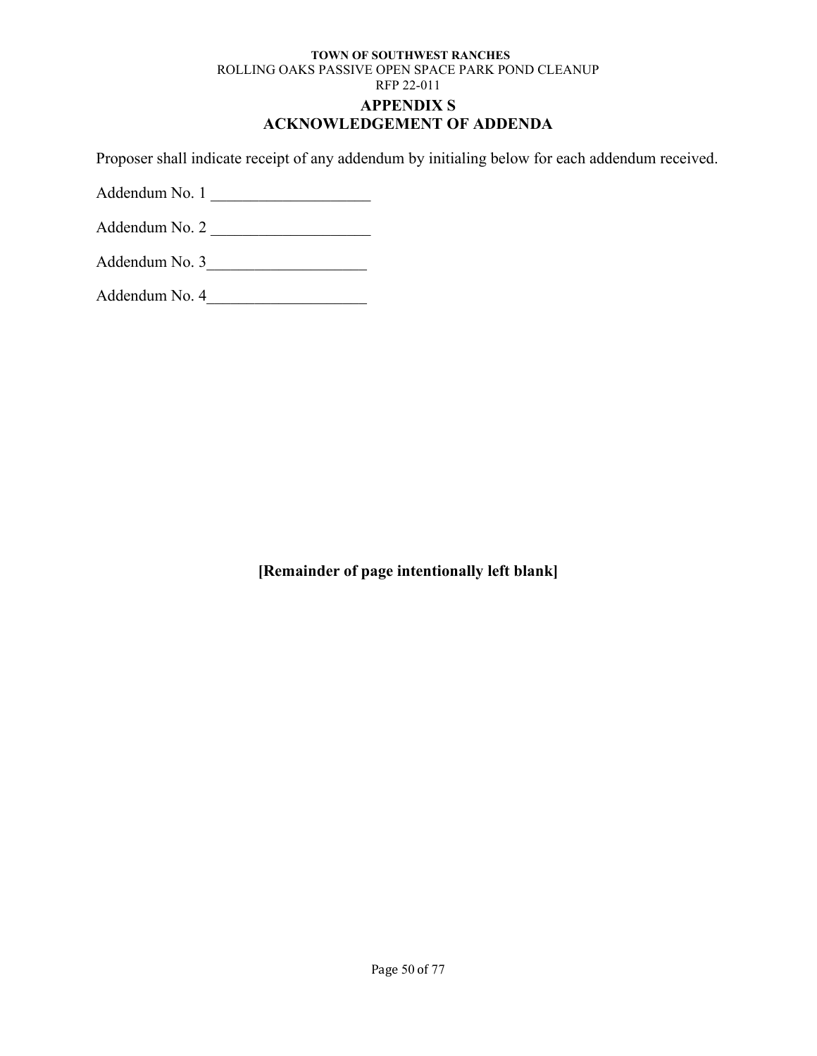**TOWN OF SOUTHWEST RANCHES**
ROLLING OAKS PASSIVE OPEN SPACE PARK POND CLEANUP
RFP 22-011

# APPENDIX S
# ACKNOWLEDGEMENT OF ADDENDA

Proposer shall indicate receipt of any addendum by initialing below for each addendum received.

Addendum No. 1 ____________________

Addendum No. 2 ____________________

Addendum No. 3____________________

Addendum No. 4____________________

**[Remainder of page intentionally left blank]**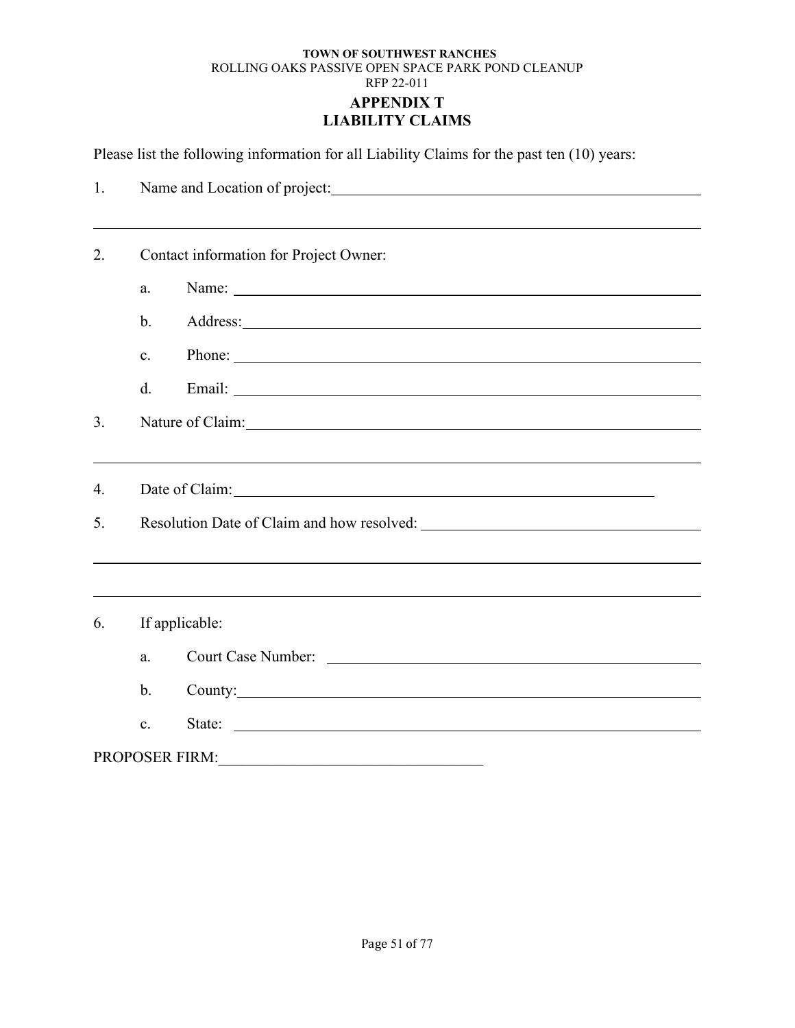TOWN OF SOUTHWEST RANCHES
ROLLING OAKS PASSIVE OPEN SPACE PARK POND CLEANUP
RFP 22-011

# APPENDIX T
# LIABILITY CLAIMS

Please list the following information for all Liability Claims for the past ten (10) years:

1. Name and Location of project: ______________________________________________

_______________________________________________________________________

2. Contact information for Project Owner:

   a. Name: ______________________________________________________

   b. Address: ____________________________________________________

   c. Phone: ______________________________________________________

   d. Email: ______________________________________________________

3. Nature of Claim: ________________________________________________________

_______________________________________________________________________

4. Date of Claim: ______________________________________________________

5. Resolution Date of Claim and how resolved: ______________________________

_______________________________________________________________________

_______________________________________________________________________

6. If applicable:

   a. Court Case Number: ___________________________________________

   b. County: ____________________________________________________

   c. State: _____________________________________________________

PROPOSER FIRM: ______________________________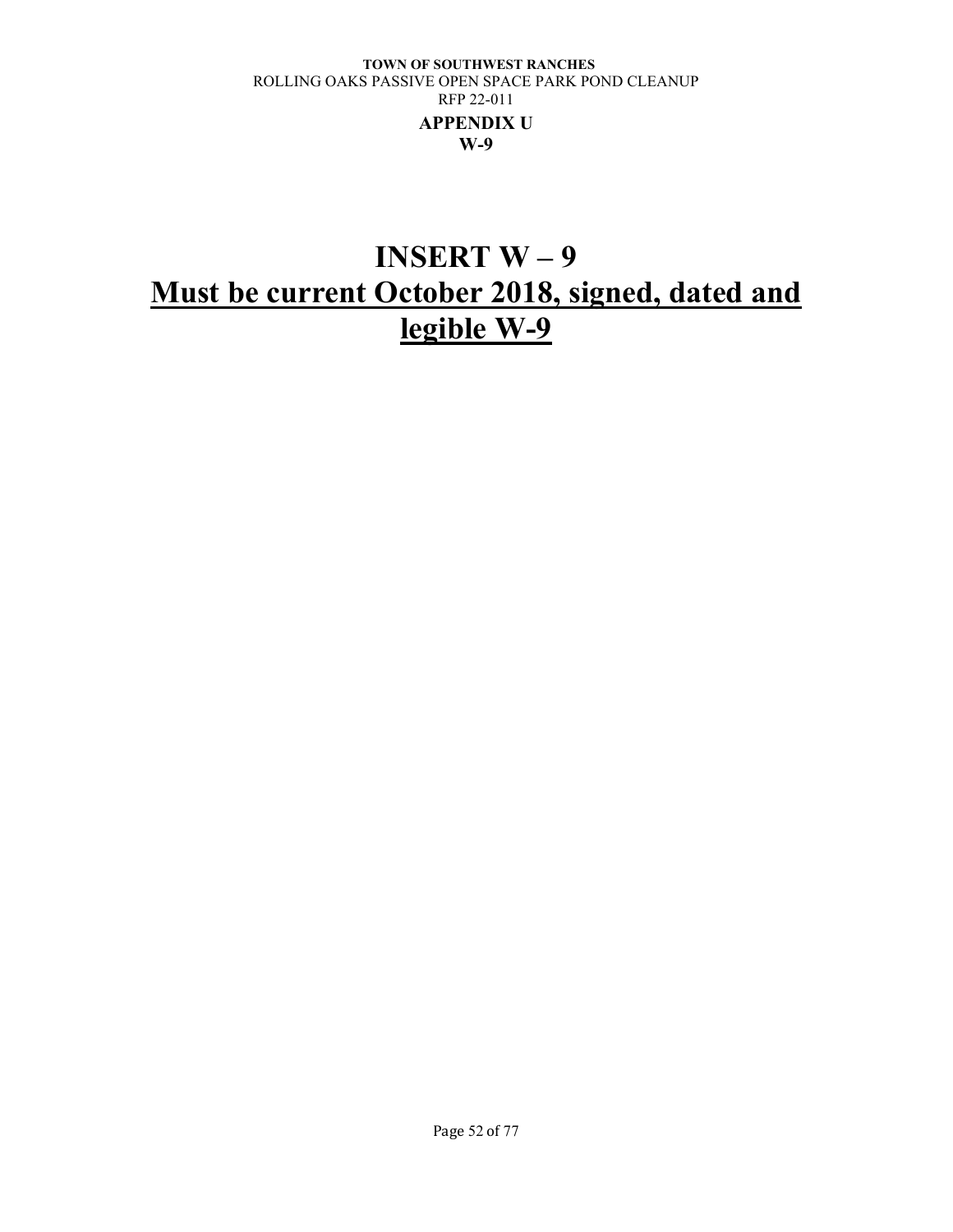**APPENDIX U**
**W-9**

# INSERT W – 9

# Must be current October 2018, signed, dated and legible W-9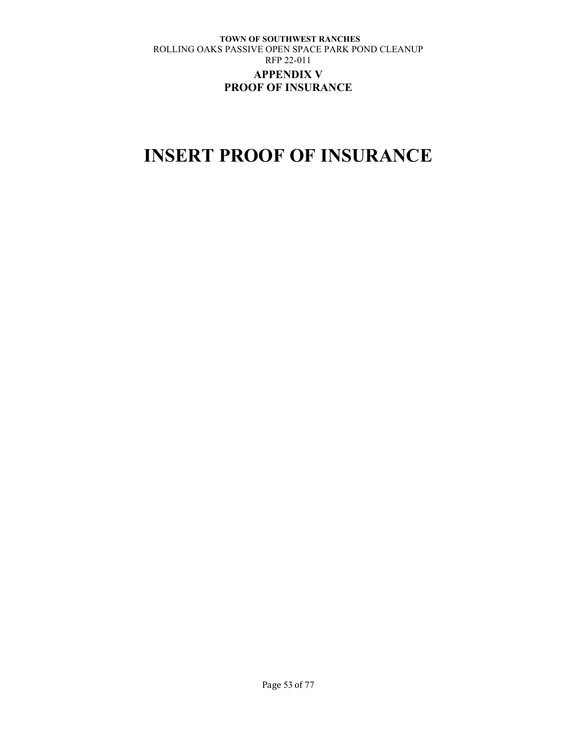**TOWN OF SOUTHWEST RANCHES**
ROLLING OAKS PASSIVE OPEN SPACE PARK POND CLEANUP
RFP 22-011

**APPENDIX V**
**PROOF OF INSURANCE**

# INSERT PROOF OF INSURANCE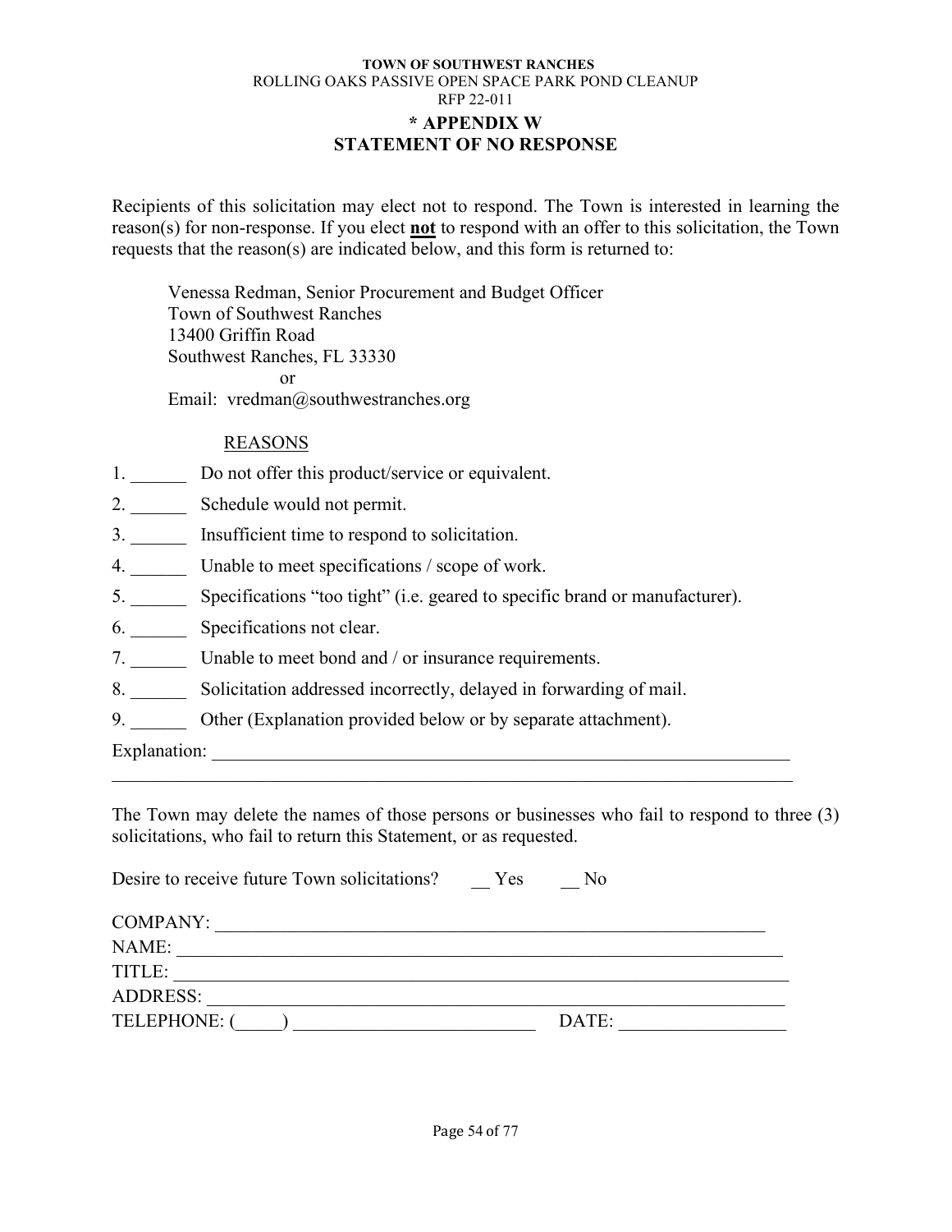**TOWN OF SOUTHWEST RANCHES**
ROLLING OAKS PASSIVE OPEN SPACE PARK POND CLEANUP
RFP 22-011

# * APPENDIX W
# STATEMENT OF NO RESPONSE

Recipients of this solicitation may elect not to respond. The Town is interested in learning the reason(s) for non-response. If you elect **not** to respond with an offer to this solicitation, the Town requests that the reason(s) are indicated below, and this form is returned to:

> Venessa Redman, Senior Procurement and Budget Officer
> Town of Southwest Ranches
> 13400 Griffin Road
> Southwest Ranches, FL 33330
> or
> Email: vredman@southwestranches.org

REASONS

1. ______ Do not offer this product/service or equivalent.
2. ______ Schedule would not permit.
3. ______ Insufficient time to respond to solicitation.
4. ______ Unable to meet specifications / scope of work.
5. ______ Specifications "too tight" (i.e. geared to specific brand or manufacturer).
6. ______ Specifications not clear.
7. ______ Unable to meet bond and / or insurance requirements.
8. ______ Solicitation addressed incorrectly, delayed in forwarding of mail.
9. ______ Other (Explanation provided below or by separate attachment).

Explanation: ____________________________________________________________________
______________________________________________________________________________

The Town may delete the names of those persons or businesses who fail to respond to three (3) solicitations, who fail to return this Statement, or as requested.

Desire to receive future Town solicitations? __ Yes __ No

COMPANY: ______________________________________________________________
NAME: _________________________________________________________________
TITLE: _________________________________________________________________
ADDRESS: ______________________________________________________________
TELEPHONE: (_____) ___________________________ DATE: __________________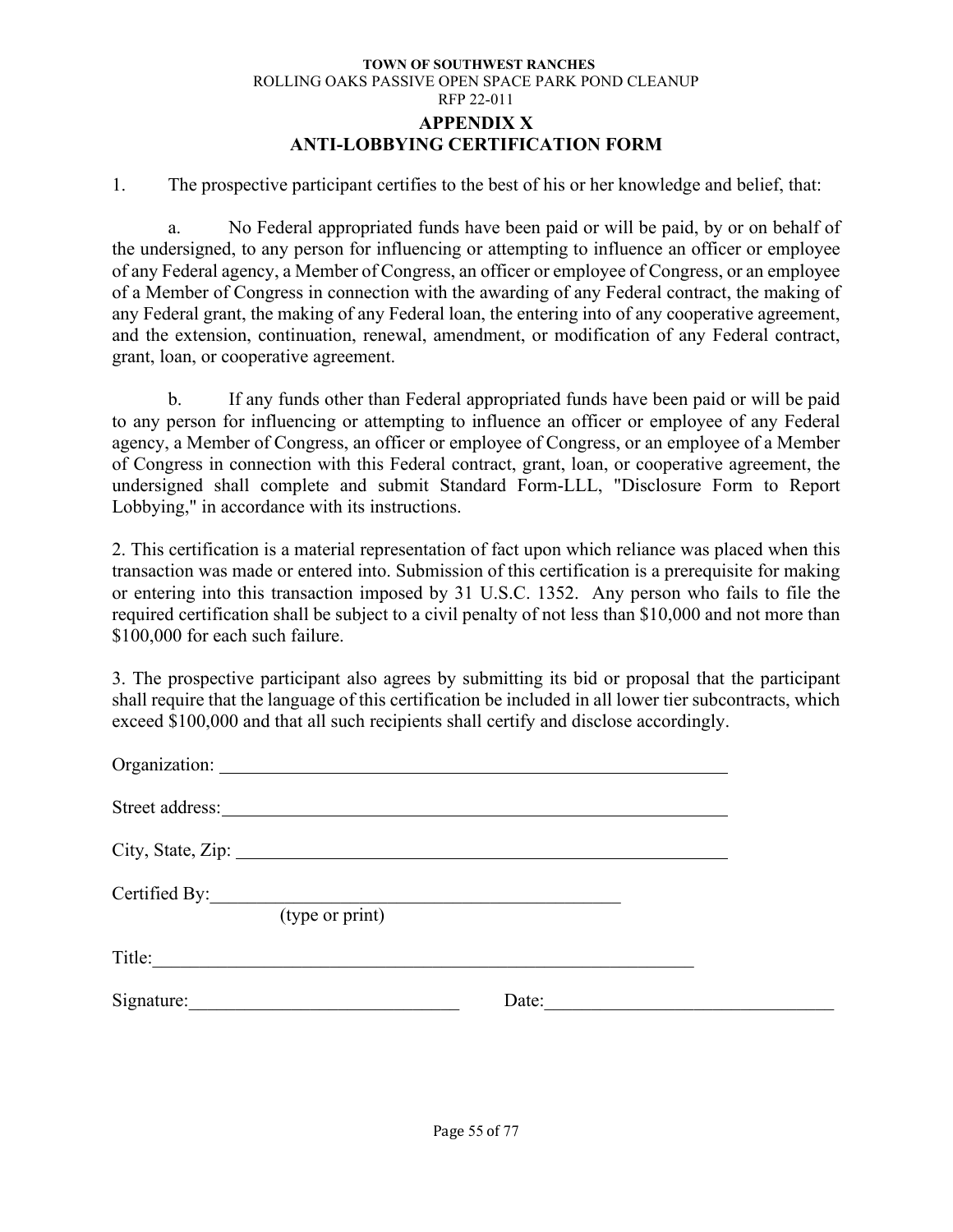TOWN OF SOUTHWEST RANCHES
ROLLING OAKS PASSIVE OPEN SPACE PARK POND CLEANUP
RFP 22-011

# APPENDIX X
# ANTI-LOBBYING CERTIFICATION FORM

1. The prospective participant certifies to the best of his or her knowledge and belief, that:

   a. No Federal appropriated funds have been paid or will be paid, by or on behalf of the undersigned, to any person for influencing or attempting to influence an officer or employee of any Federal agency, a Member of Congress, an officer or employee of Congress, or an employee of a Member of Congress in connection with the awarding of any Federal contract, the making of any Federal grant, the making of any Federal loan, the entering into of any cooperative agreement, and the extension, continuation, renewal, amendment, or modification of any Federal contract, grant, loan, or cooperative agreement.

   b. If any funds other than Federal appropriated funds have been paid or will be paid to any person for influencing or attempting to influence an officer or employee of any Federal agency, a Member of Congress, an officer or employee of Congress, or an employee of a Member of Congress in connection with this Federal contract, grant, loan, or cooperative agreement, the undersigned shall complete and submit Standard Form-LLL, "Disclosure Form to Report Lobbying," in accordance with its instructions.

2. This certification is a material representation of fact upon which reliance was placed when this transaction was made or entered into. Submission of this certification is a prerequisite for making or entering into this transaction imposed by 31 U.S.C. 1352. Any person who fails to file the required certification shall be subject to a civil penalty of not less than $10,000 and not more than $100,000 for each such failure.

3. The prospective participant also agrees by submitting its bid or proposal that the participant shall require that the language of this certification be included in all lower tier subcontracts, which exceed $100,000 and that all such recipients shall certify and disclose accordingly.

Organization: ____________________________________________

Street address: ____________________________________________

City, State, Zip: ____________________________________________

Certified By: ____________________________________
(type or print)

Title: ____________________________________________

Signature: ______________________ Date: ______________________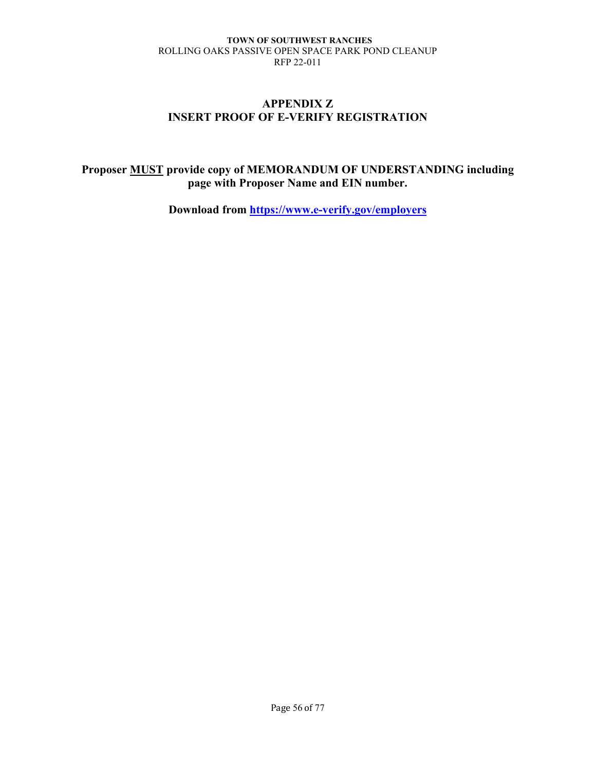# APPENDIX Z
# INSERT PROOF OF E-VERIFY REGISTRATION

**Proposer <u>MUST</u> provide copy of MEMORANDUM OF UNDERSTANDING including page with Proposer Name and EIN number.**

**Download from [https://www.e-verify.gov/employers](https://www.e-verify.gov/employers)**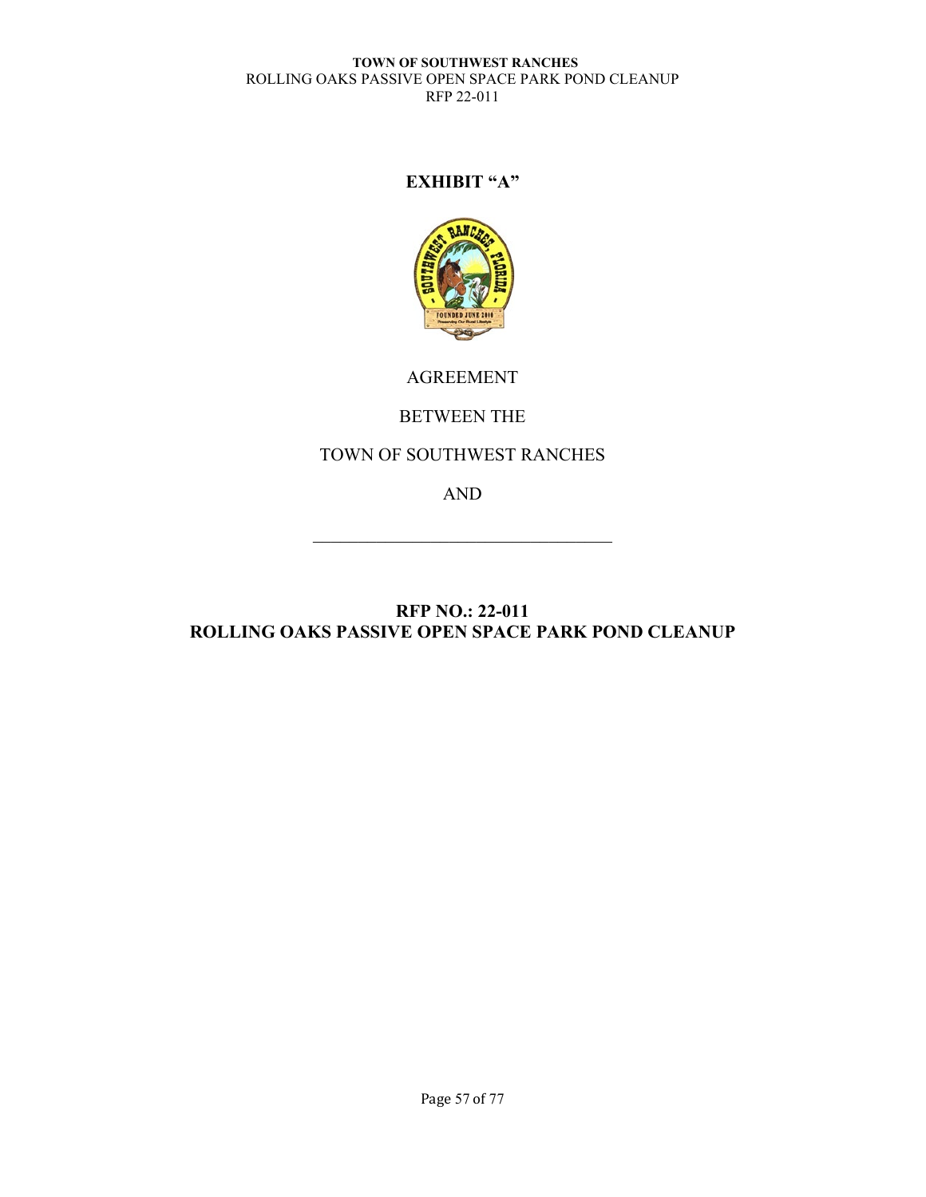# EXHIBIT "A"

AGREEMENT

BETWEEN THE

TOWN OF SOUTHWEST RANCHES

AND

\_\_\_\_\_\_\_\_\_\_\_\_\_\_\_\_\_\_\_\_\_\_\_\_\_\_\_\_\_\_\_\_\_\_\_\_

## RFP NO.: 22-011
## ROLLING OAKS PASSIVE OPEN SPACE PARK POND CLEANUP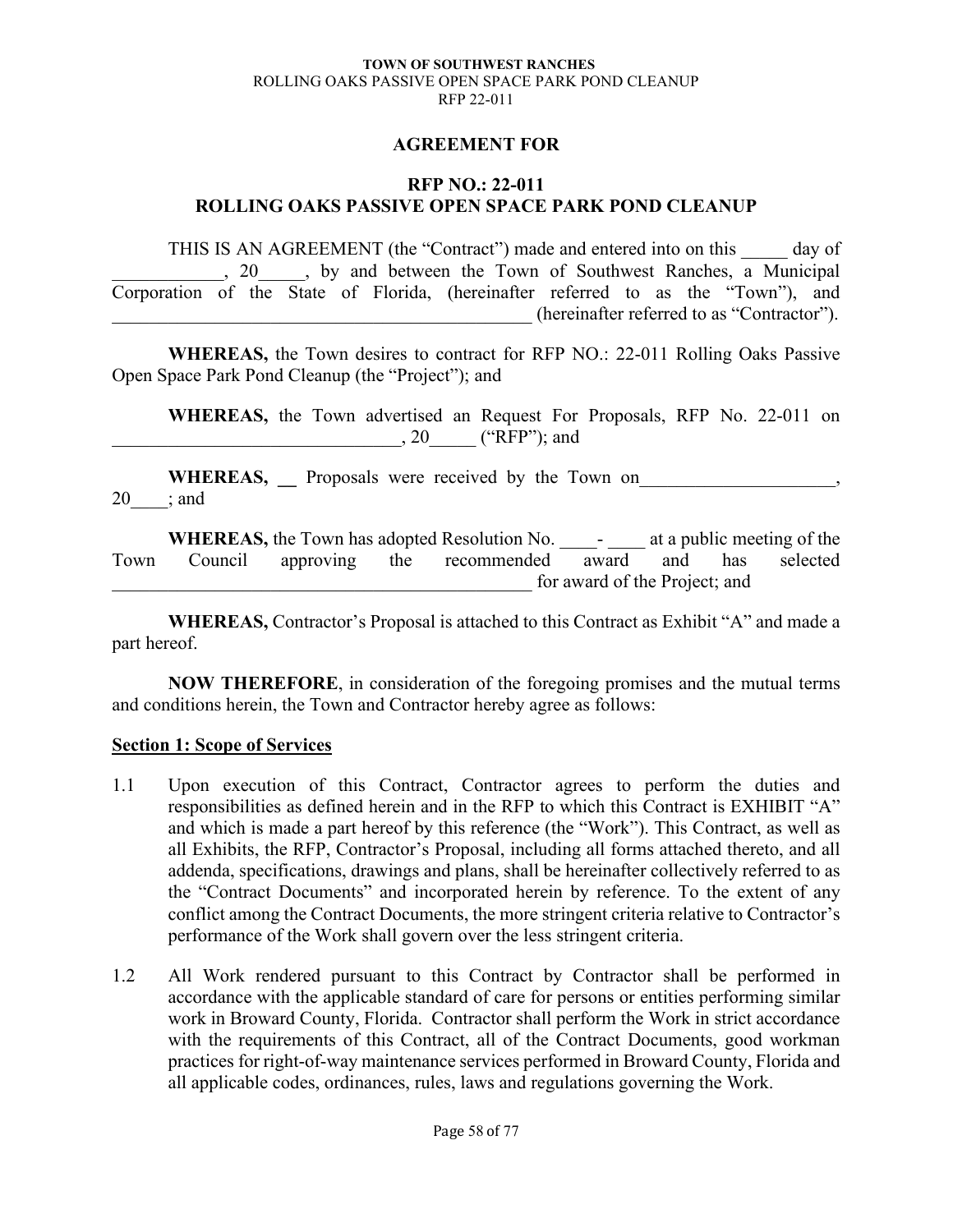## AGREEMENT FOR

## RFP NO.: 22-011
## ROLLING OAKS PASSIVE OPEN SPACE PARK POND CLEANUP

THIS IS AN AGREEMENT (the "Contract") made and entered into on this _____ day of ____________, 20_____, by and between the Town of Southwest Ranches, a Municipal Corporation of the State of Florida, (hereinafter referred to as the "Town"), and _______________________________________________ (hereinafter referred to as "Contractor").

**WHEREAS,** the Town desires to contract for RFP NO.: 22-011 Rolling Oaks Passive Open Space Park Pond Cleanup (the "Project"); and

**WHEREAS,** the Town advertised an Request For Proposals, RFP No. 22-011 on _______________________________, 20_____ ("RFP"); and

**WHEREAS,** __ Proposals were received by the Town on_____________________, 20____; and

**WHEREAS,** the Town has adopted Resolution No. ____- ____ at a public meeting of the Town Council approving the recommended award and has selected _______________________________________________ for award of the Project; and

**WHEREAS,** Contractor's Proposal is attached to this Contract as Exhibit "A" and made a part hereof.

**NOW THEREFORE**, in consideration of the foregoing promises and the mutual terms and conditions herein, the Town and Contractor hereby agree as follows:

**Section 1: Scope of Services**

1.1 Upon execution of this Contract, Contractor agrees to perform the duties and responsibilities as defined herein and in the RFP to which this Contract is EXHIBIT "A" and which is made a part hereof by this reference (the "Work"). This Contract, as well as all Exhibits, the RFP, Contractor's Proposal, including all forms attached thereto, and all addenda, specifications, drawings and plans, shall be hereinafter collectively referred to as the "Contract Documents" and incorporated herein by reference. To the extent of any conflict among the Contract Documents, the more stringent criteria relative to Contractor's performance of the Work shall govern over the less stringent criteria.

1.2 All Work rendered pursuant to this Contract by Contractor shall be performed in accordance with the applicable standard of care for persons or entities performing similar work in Broward County, Florida. Contractor shall perform the Work in strict accordance with the requirements of this Contract, all of the Contract Documents, good workman practices for right-of-way maintenance services performed in Broward County, Florida and all applicable codes, ordinances, rules, laws and regulations governing the Work.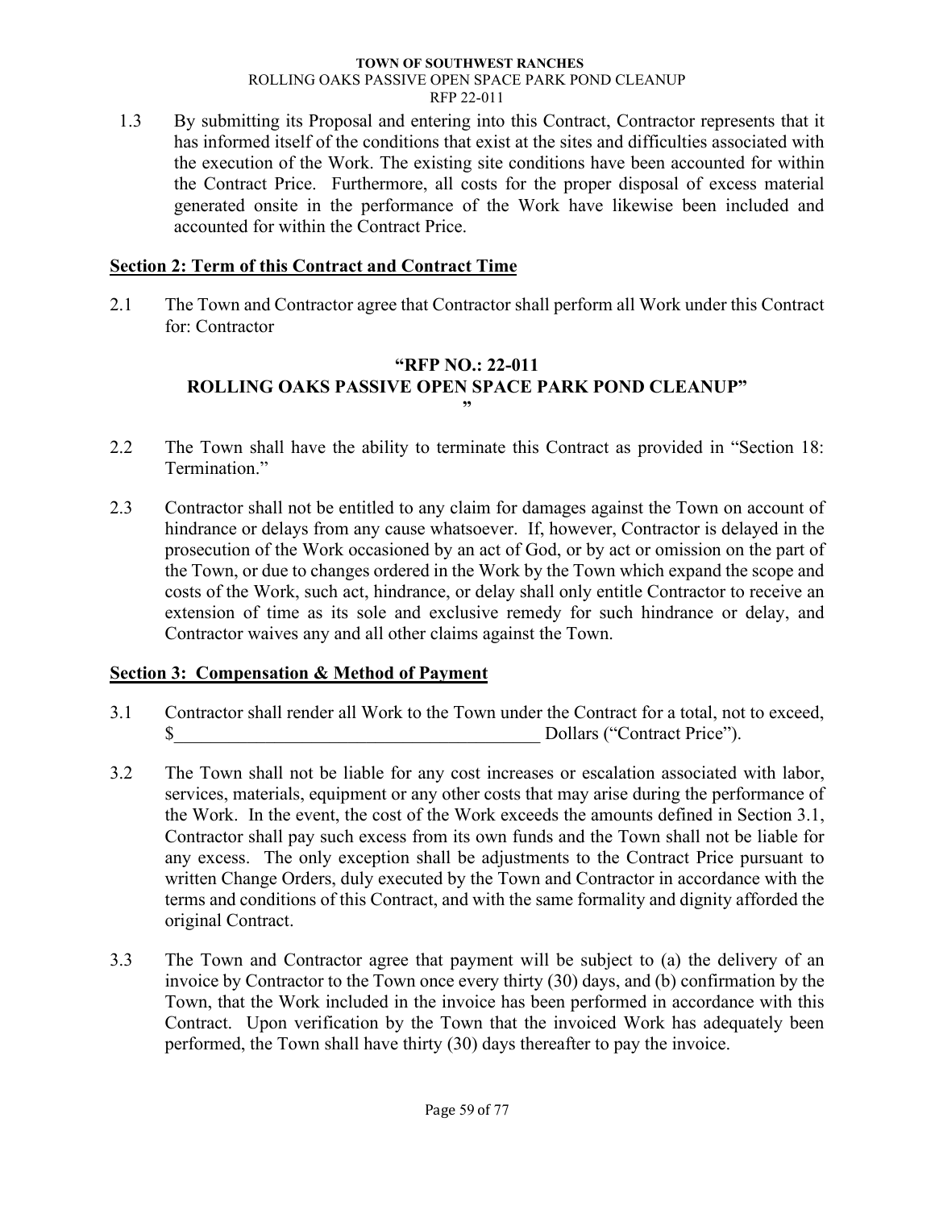1.3 By submitting its Proposal and entering into this Contract, Contractor represents that it has informed itself of the conditions that exist at the sites and difficulties associated with the execution of the Work. The existing site conditions have been accounted for within the Contract Price. Furthermore, all costs for the proper disposal of excess material generated onsite in the performance of the Work have likewise been included and accounted for within the Contract Price.

## Section 2: Term of this Contract and Contract Time

2.1 The Town and Contractor agree that Contractor shall perform all Work under this Contract for: Contractor

**"RFP NO.: 22-011**
**ROLLING OAKS PASSIVE OPEN SPACE PARK POND CLEANUP"**
**"**

2.2 The Town shall have the ability to terminate this Contract as provided in "Section 18: Termination."

2.3 Contractor shall not be entitled to any claim for damages against the Town on account of hindrance or delays from any cause whatsoever. If, however, Contractor is delayed in the prosecution of the Work occasioned by an act of God, or by act or omission on the part of the Town, or due to changes ordered in the Work by the Town which expand the scope and costs of the Work, such act, hindrance, or delay shall only entitle Contractor to receive an extension of time as its sole and exclusive remedy for such hindrance or delay, and Contractor waives any and all other claims against the Town.

## Section 3: Compensation & Method of Payment

3.1 Contractor shall render all Work to the Town under the Contract for a total, not to exceed, $________________________________________ Dollars ("Contract Price").

3.2 The Town shall not be liable for any cost increases or escalation associated with labor, services, materials, equipment or any other costs that may arise during the performance of the Work. In the event, the cost of the Work exceeds the amounts defined in Section 3.1, Contractor shall pay such excess from its own funds and the Town shall not be liable for any excess. The only exception shall be adjustments to the Contract Price pursuant to written Change Orders, duly executed by the Town and Contractor in accordance with the terms and conditions of this Contract, and with the same formality and dignity afforded the original Contract.

3.3 The Town and Contractor agree that payment will be subject to (a) the delivery of an invoice by Contractor to the Town once every thirty (30) days, and (b) confirmation by the Town, that the Work included in the invoice has been performed in accordance with this Contract. Upon verification by the Town that the invoiced Work has adequately been performed, the Town shall have thirty (30) days thereafter to pay the invoice.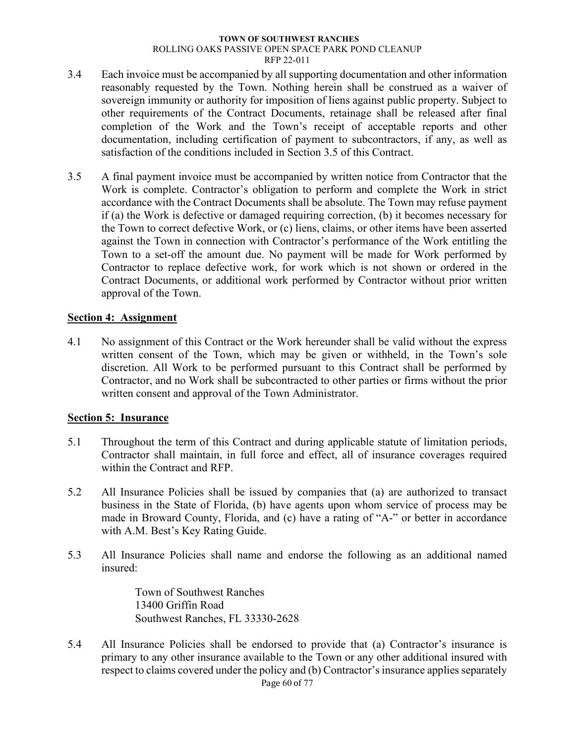3.4 Each invoice must be accompanied by all supporting documentation and other information reasonably requested by the Town. Nothing herein shall be construed as a waiver of sovereign immunity or authority for imposition of liens against public property. Subject to other requirements of the Contract Documents, retainage shall be released after final completion of the Work and the Town's receipt of acceptable reports and other documentation, including certification of payment to subcontractors, if any, as well as satisfaction of the conditions included in Section 3.5 of this Contract.

3.5 A final payment invoice must be accompanied by written notice from Contractor that the Work is complete. Contractor's obligation to perform and complete the Work in strict accordance with the Contract Documents shall be absolute. The Town may refuse payment if (a) the Work is defective or damaged requiring correction, (b) it becomes necessary for the Town to correct defective Work, or (c) liens, claims, or other items have been asserted against the Town in connection with Contractor's performance of the Work entitling the Town to a set-off the amount due. No payment will be made for Work performed by Contractor to replace defective work, for work which is not shown or ordered in the Contract Documents, or additional work performed by Contractor without prior written approval of the Town.

## Section 4: Assignment

4.1 No assignment of this Contract or the Work hereunder shall be valid without the express written consent of the Town, which may be given or withheld, in the Town's sole discretion. All Work to be performed pursuant to this Contract shall be performed by Contractor, and no Work shall be subcontracted to other parties or firms without the prior written consent and approval of the Town Administrator.

## Section 5: Insurance

5.1 Throughout the term of this Contract and during applicable statute of limitation periods, Contractor shall maintain, in full force and effect, all of insurance coverages required within the Contract and RFP.

5.2 All Insurance Policies shall be issued by companies that (a) are authorized to transact business in the State of Florida, (b) have agents upon whom service of process may be made in Broward County, Florida, and (c) have a rating of "A-" or better in accordance with A.M. Best's Key Rating Guide.

5.3 All Insurance Policies shall name and endorse the following as an additional named insured:

> Town of Southwest Ranches
> 13400 Griffin Road
> Southwest Ranches, FL 33330-2628

5.4 All Insurance Policies shall be endorsed to provide that (a) Contractor's insurance is primary to any other insurance available to the Town or any other additional insured with respect to claims covered under the policy and (b) Contractor's insurance applies separately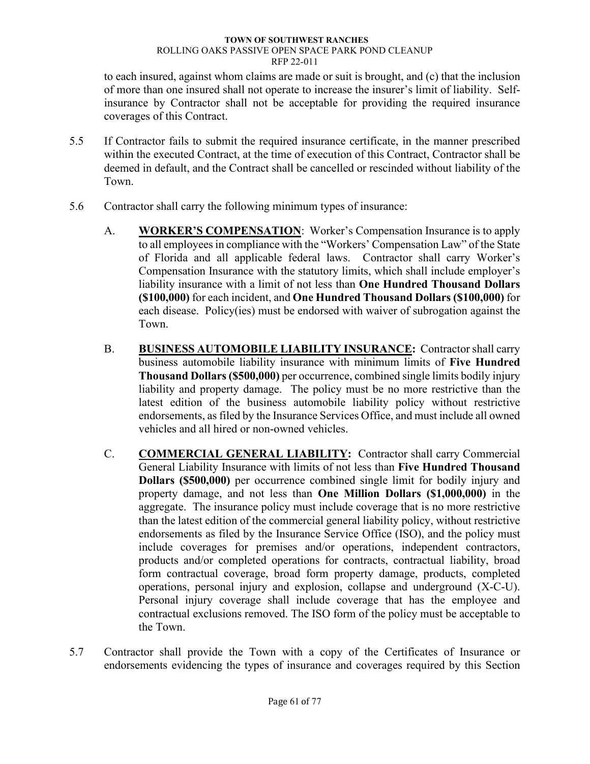to each insured, against whom claims are made or suit is brought, and (c) that the inclusion of more than one insured shall not operate to increase the insurer's limit of liability. Self-insurance by Contractor shall not be acceptable for providing the required insurance coverages of this Contract.

5.5 If Contractor fails to submit the required insurance certificate, in the manner prescribed within the executed Contract, at the time of execution of this Contract, Contractor shall be deemed in default, and the Contract shall be cancelled or rescinded without liability of the Town.

5.6 Contractor shall carry the following minimum types of insurance:

A. **WORKER'S COMPENSATION**: Worker's Compensation Insurance is to apply to all employees in compliance with the "Workers' Compensation Law" of the State of Florida and all applicable federal laws. Contractor shall carry Worker's Compensation Insurance with the statutory limits, which shall include employer's liability insurance with a limit of not less than **One Hundred Thousand Dollars ($100,000)** for each incident, and **One Hundred Thousand Dollars ($100,000)** for each disease. Policy(ies) must be endorsed with waiver of subrogation against the Town.

B. **BUSINESS AUTOMOBILE LIABILITY INSURANCE:** Contractor shall carry business automobile liability insurance with minimum limits of **Five Hundred Thousand Dollars ($500,000)** per occurrence, combined single limits bodily injury liability and property damage. The policy must be no more restrictive than the latest edition of the business automobile liability policy without restrictive endorsements, as filed by the Insurance Services Office, and must include all owned vehicles and all hired or non-owned vehicles.

C. **COMMERCIAL GENERAL LIABILITY:** Contractor shall carry Commercial General Liability Insurance with limits of not less than **Five Hundred Thousand Dollars ($500,000)** per occurrence combined single limit for bodily injury and property damage, and not less than **One Million Dollars ($1,000,000)** in the aggregate. The insurance policy must include coverage that is no more restrictive than the latest edition of the commercial general liability policy, without restrictive endorsements as filed by the Insurance Service Office (ISO), and the policy must include coverages for premises and/or operations, independent contractors, products and/or completed operations for contracts, contractual liability, broad form contractual coverage, broad form property damage, products, completed operations, personal injury and explosion, collapse and underground (X-C-U). Personal injury coverage shall include coverage that has the employee and contractual exclusions removed. The ISO form of the policy must be acceptable to the Town.

5.7 Contractor shall provide the Town with a copy of the Certificates of Insurance or endorsements evidencing the types of insurance and coverages required by this Section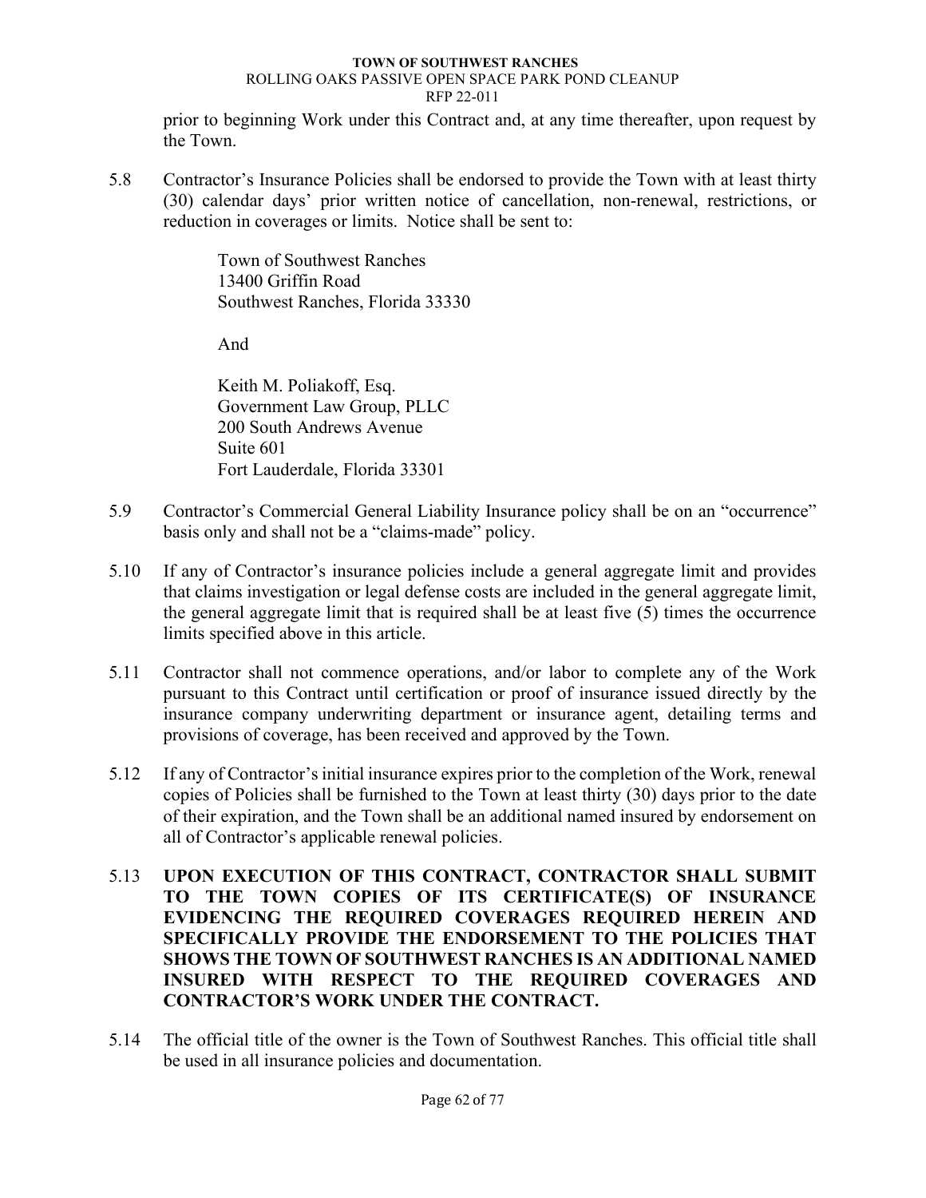prior to beginning Work under this Contract and, at any time thereafter, upon request by the Town.

5.8 Contractor's Insurance Policies shall be endorsed to provide the Town with at least thirty (30) calendar days' prior written notice of cancellation, non-renewal, restrictions, or reduction in coverages or limits. Notice shall be sent to:

Town of Southwest Ranches
13400 Griffin Road
Southwest Ranches, Florida 33330

And

Keith M. Poliakoff, Esq.
Government Law Group, PLLC
200 South Andrews Avenue
Suite 601
Fort Lauderdale, Florida 33301

5.9 Contractor's Commercial General Liability Insurance policy shall be on an "occurrence" basis only and shall not be a "claims-made" policy.

5.10 If any of Contractor's insurance policies include a general aggregate limit and provides that claims investigation or legal defense costs are included in the general aggregate limit, the general aggregate limit that is required shall be at least five (5) times the occurrence limits specified above in this article.

5.11 Contractor shall not commence operations, and/or labor to complete any of the Work pursuant to this Contract until certification or proof of insurance issued directly by the insurance company underwriting department or insurance agent, detailing terms and provisions of coverage, has been received and approved by the Town.

5.12 If any of Contractor's initial insurance expires prior to the completion of the Work, renewal copies of Policies shall be furnished to the Town at least thirty (30) days prior to the date of their expiration, and the Town shall be an additional named insured by endorsement on all of Contractor's applicable renewal policies.

5.13 **UPON EXECUTION OF THIS CONTRACT, CONTRACTOR SHALL SUBMIT TO THE TOWN COPIES OF ITS CERTIFICATE(S) OF INSURANCE EVIDENCING THE REQUIRED COVERAGES REQUIRED HEREIN AND SPECIFICALLY PROVIDE THE ENDORSEMENT TO THE POLICIES THAT SHOWS THE TOWN OF SOUTHWEST RANCHES IS AN ADDITIONAL NAMED INSURED WITH RESPECT TO THE REQUIRED COVERAGES AND CONTRACTOR'S WORK UNDER THE CONTRACT.**

5.14 The official title of the owner is the Town of Southwest Ranches. This official title shall be used in all insurance policies and documentation.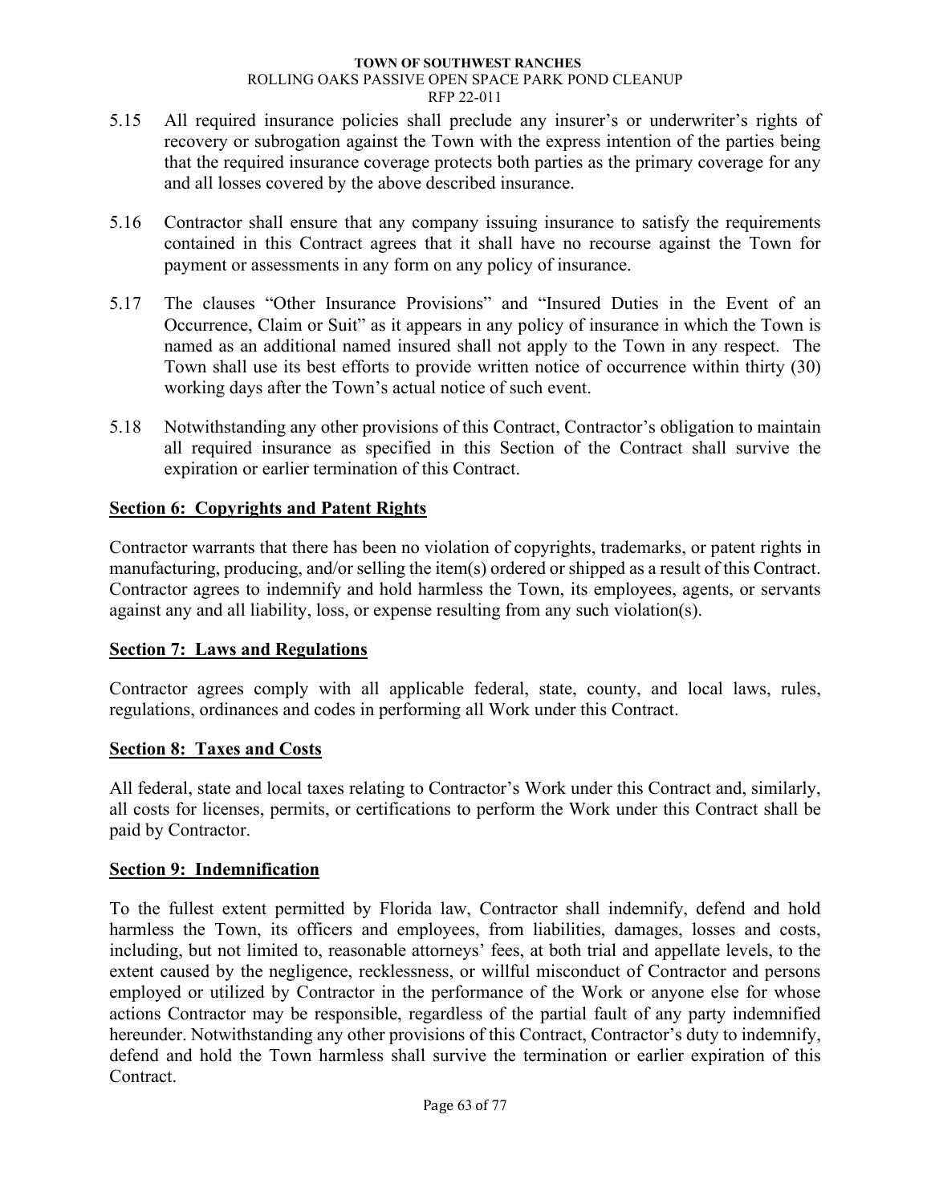5.15 All required insurance policies shall preclude any insurer's or underwriter's rights of recovery or subrogation against the Town with the express intention of the parties being that the required insurance coverage protects both parties as the primary coverage for any and all losses covered by the above described insurance.

5.16 Contractor shall ensure that any company issuing insurance to satisfy the requirements contained in this Contract agrees that it shall have no recourse against the Town for payment or assessments in any form on any policy of insurance.

5.17 The clauses "Other Insurance Provisions" and "Insured Duties in the Event of an Occurrence, Claim or Suit" as it appears in any policy of insurance in which the Town is named as an additional named insured shall not apply to the Town in any respect. The Town shall use its best efforts to provide written notice of occurrence within thirty (30) working days after the Town's actual notice of such event.

5.18 Notwithstanding any other provisions of this Contract, Contractor's obligation to maintain all required insurance as specified in this Section of the Contract shall survive the expiration or earlier termination of this Contract.

## Section 6: Copyrights and Patent Rights

Contractor warrants that there has been no violation of copyrights, trademarks, or patent rights in manufacturing, producing, and/or selling the item(s) ordered or shipped as a result of this Contract. Contractor agrees to indemnify and hold harmless the Town, its employees, agents, or servants against any and all liability, loss, or expense resulting from any such violation(s).

## Section 7: Laws and Regulations

Contractor agrees comply with all applicable federal, state, county, and local laws, rules, regulations, ordinances and codes in performing all Work under this Contract.

## Section 8: Taxes and Costs

All federal, state and local taxes relating to Contractor's Work under this Contract and, similarly, all costs for licenses, permits, or certifications to perform the Work under this Contract shall be paid by Contractor.

## Section 9: Indemnification

To the fullest extent permitted by Florida law, Contractor shall indemnify, defend and hold harmless the Town, its officers and employees, from liabilities, damages, losses and costs, including, but not limited to, reasonable attorneys' fees, at both trial and appellate levels, to the extent caused by the negligence, recklessness, or willful misconduct of Contractor and persons employed or utilized by Contractor in the performance of the Work or anyone else for whose actions Contractor may be responsible, regardless of the partial fault of any party indemnified hereunder. Notwithstanding any other provisions of this Contract, Contractor's duty to indemnify, defend and hold the Town harmless shall survive the termination or earlier expiration of this Contract.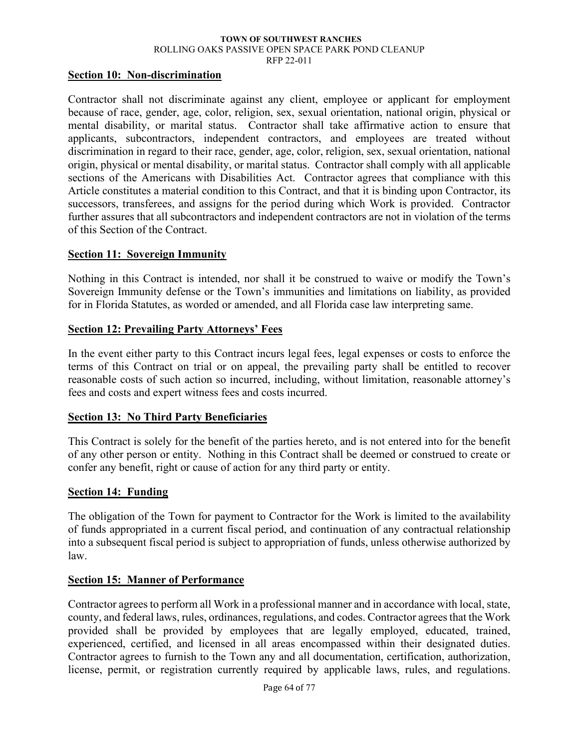## Section 10: Non-discrimination

Contractor shall not discriminate against any client, employee or applicant for employment because of race, gender, age, color, religion, sex, sexual orientation, national origin, physical or mental disability, or marital status. Contractor shall take affirmative action to ensure that applicants, subcontractors, independent contractors, and employees are treated without discrimination in regard to their race, gender, age, color, religion, sex, sexual orientation, national origin, physical or mental disability, or marital status. Contractor shall comply with all applicable sections of the Americans with Disabilities Act. Contractor agrees that compliance with this Article constitutes a material condition to this Contract, and that it is binding upon Contractor, its successors, transferees, and assigns for the period during which Work is provided. Contractor further assures that all subcontractors and independent contractors are not in violation of the terms of this Section of the Contract.

## Section 11: Sovereign Immunity

Nothing in this Contract is intended, nor shall it be construed to waive or modify the Town's Sovereign Immunity defense or the Town's immunities and limitations on liability, as provided for in Florida Statutes, as worded or amended, and all Florida case law interpreting same.

## Section 12: Prevailing Party Attorneys' Fees

In the event either party to this Contract incurs legal fees, legal expenses or costs to enforce the terms of this Contract on trial or on appeal, the prevailing party shall be entitled to recover reasonable costs of such action so incurred, including, without limitation, reasonable attorney's fees and costs and expert witness fees and costs incurred.

## Section 13: No Third Party Beneficiaries

This Contract is solely for the benefit of the parties hereto, and is not entered into for the benefit of any other person or entity. Nothing in this Contract shall be deemed or construed to create or confer any benefit, right or cause of action for any third party or entity.

## Section 14: Funding

The obligation of the Town for payment to Contractor for the Work is limited to the availability of funds appropriated in a current fiscal period, and continuation of any contractual relationship into a subsequent fiscal period is subject to appropriation of funds, unless otherwise authorized by law.

## Section 15: Manner of Performance

Contractor agrees to perform all Work in a professional manner and in accordance with local, state, county, and federal laws, rules, ordinances, regulations, and codes. Contractor agrees that the Work provided shall be provided by employees that are legally employed, educated, trained, experienced, certified, and licensed in all areas encompassed within their designated duties. Contractor agrees to furnish to the Town any and all documentation, certification, authorization, license, permit, or registration currently required by applicable laws, rules, and regulations.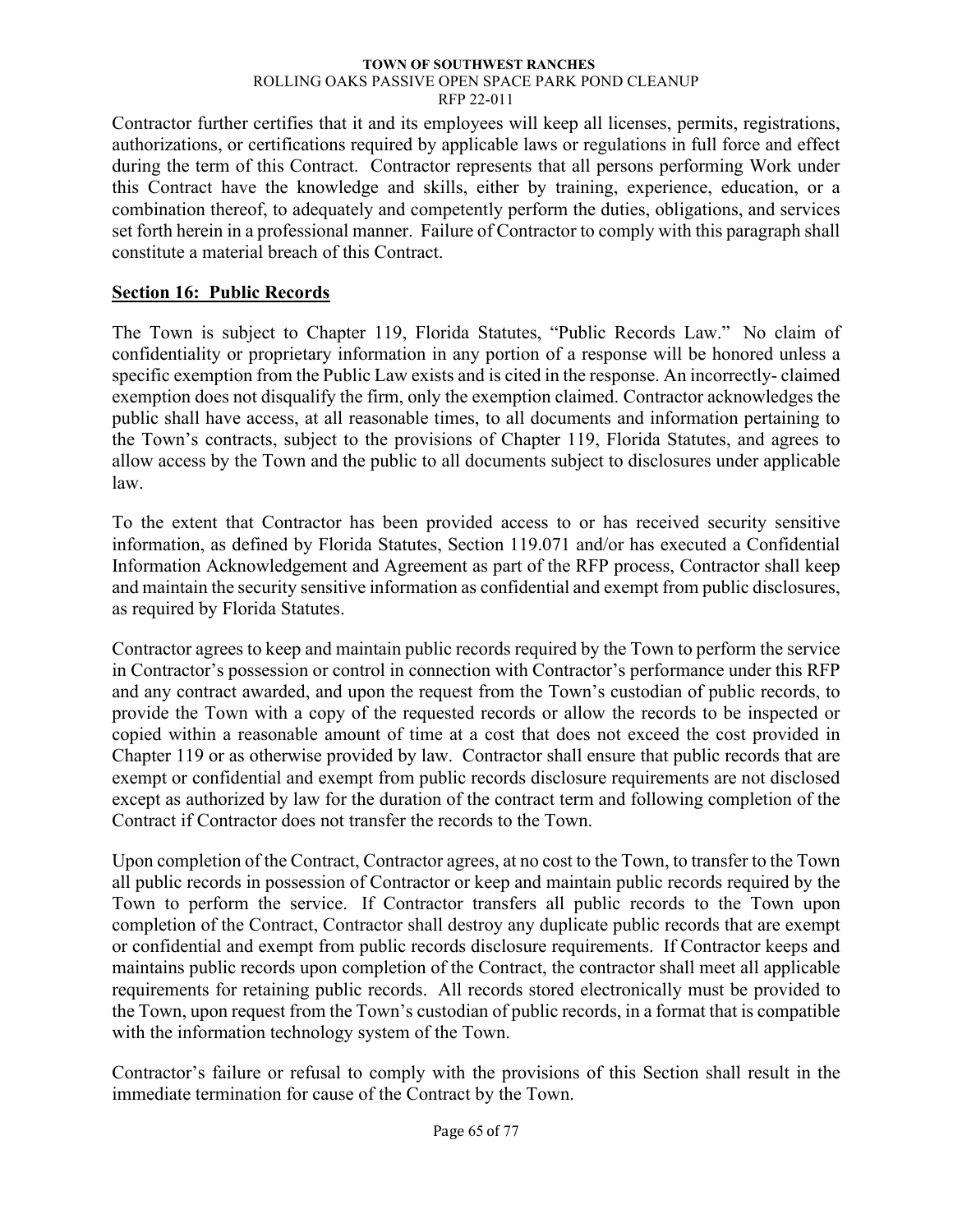Contractor further certifies that it and its employees will keep all licenses, permits, registrations, authorizations, or certifications required by applicable laws or regulations in full force and effect during the term of this Contract. Contractor represents that all persons performing Work under this Contract have the knowledge and skills, either by training, experience, education, or a combination thereof, to adequately and competently perform the duties, obligations, and services set forth herein in a professional manner. Failure of Contractor to comply with this paragraph shall constitute a material breach of this Contract.

**Section 16: Public Records**

The Town is subject to Chapter 119, Florida Statutes, "Public Records Law." No claim of confidentiality or proprietary information in any portion of a response will be honored unless a specific exemption from the Public Law exists and is cited in the response. An incorrectly- claimed exemption does not disqualify the firm, only the exemption claimed. Contractor acknowledges the public shall have access, at all reasonable times, to all documents and information pertaining to the Town's contracts, subject to the provisions of Chapter 119, Florida Statutes, and agrees to allow access by the Town and the public to all documents subject to disclosures under applicable law.

To the extent that Contractor has been provided access to or has received security sensitive information, as defined by Florida Statutes, Section 119.071 and/or has executed a Confidential Information Acknowledgement and Agreement as part of the RFP process, Contractor shall keep and maintain the security sensitive information as confidential and exempt from public disclosures, as required by Florida Statutes.

Contractor agrees to keep and maintain public records required by the Town to perform the service in Contractor's possession or control in connection with Contractor's performance under this RFP and any contract awarded, and upon the request from the Town's custodian of public records, to provide the Town with a copy of the requested records or allow the records to be inspected or copied within a reasonable amount of time at a cost that does not exceed the cost provided in Chapter 119 or as otherwise provided by law. Contractor shall ensure that public records that are exempt or confidential and exempt from public records disclosure requirements are not disclosed except as authorized by law for the duration of the contract term and following completion of the Contract if Contractor does not transfer the records to the Town.

Upon completion of the Contract, Contractor agrees, at no cost to the Town, to transfer to the Town all public records in possession of Contractor or keep and maintain public records required by the Town to perform the service. If Contractor transfers all public records to the Town upon completion of the Contract, Contractor shall destroy any duplicate public records that are exempt or confidential and exempt from public records disclosure requirements. If Contractor keeps and maintains public records upon completion of the Contract, the contractor shall meet all applicable requirements for retaining public records. All records stored electronically must be provided to the Town, upon request from the Town's custodian of public records, in a format that is compatible with the information technology system of the Town.

Contractor's failure or refusal to comply with the provisions of this Section shall result in the immediate termination for cause of the Contract by the Town.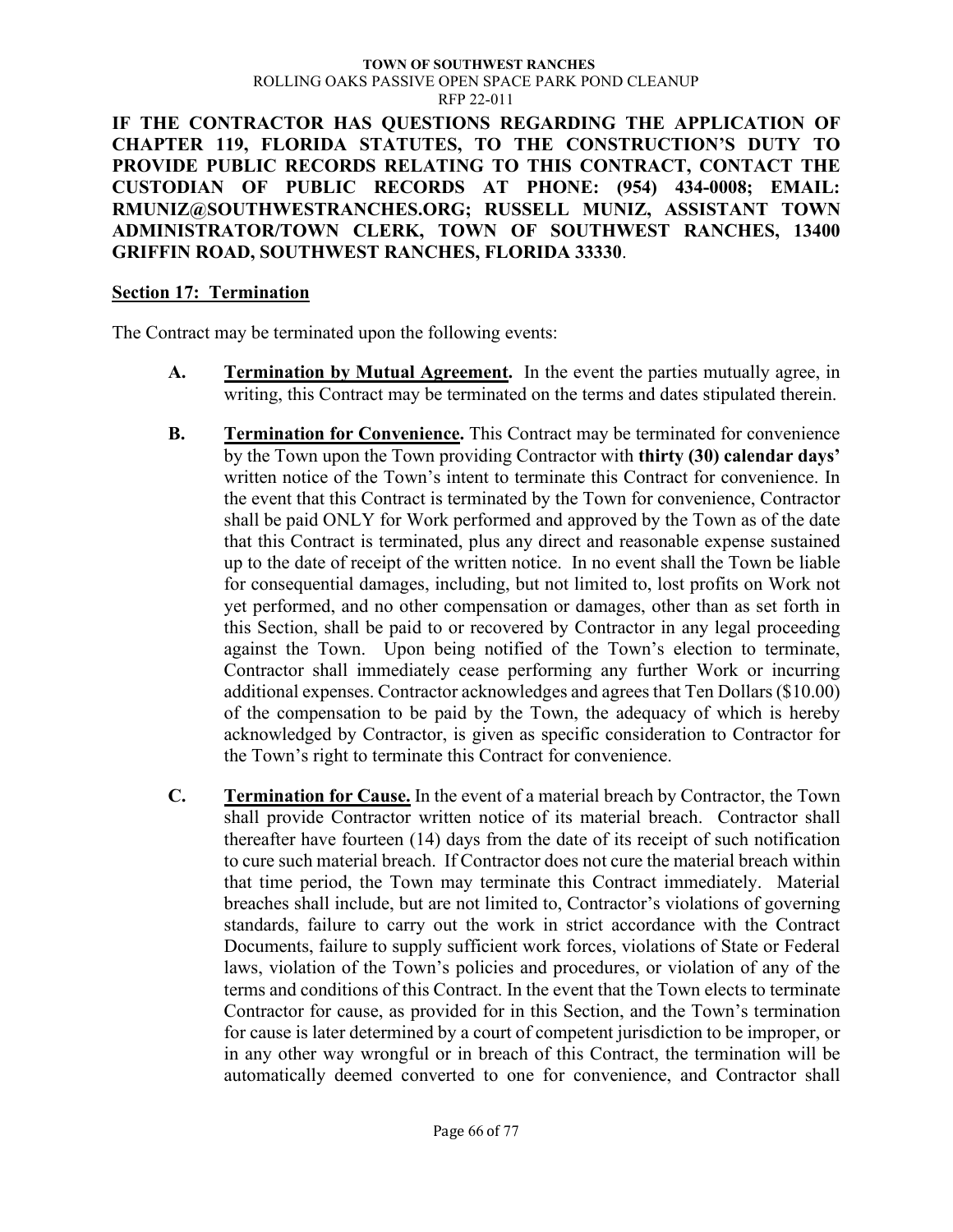**IF THE CONTRACTOR HAS QUESTIONS REGARDING THE APPLICATION OF CHAPTER 119, FLORIDA STATUTES, TO THE CONSTRUCTION'S DUTY TO PROVIDE PUBLIC RECORDS RELATING TO THIS CONTRACT, CONTACT THE CUSTODIAN OF PUBLIC RECORDS AT PHONE: (954) 434-0008; EMAIL: RMUNIZ@SOUTHWESTRANCHES.ORG; RUSSELL MUNIZ, ASSISTANT TOWN ADMINISTRATOR/TOWN CLERK, TOWN OF SOUTHWEST RANCHES, 13400 GRIFFIN ROAD, SOUTHWEST RANCHES, FLORIDA 33330**.

## Section 17: Termination

The Contract may be terminated upon the following events:

**A. Termination by Mutual Agreement.** In the event the parties mutually agree, in writing, this Contract may be terminated on the terms and dates stipulated therein.

**B. Termination for Convenience.** This Contract may be terminated for convenience by the Town upon the Town providing Contractor with **thirty (30) calendar days'** written notice of the Town's intent to terminate this Contract for convenience. In the event that this Contract is terminated by the Town for convenience, Contractor shall be paid ONLY for Work performed and approved by the Town as of the date that this Contract is terminated, plus any direct and reasonable expense sustained up to the date of receipt of the written notice. In no event shall the Town be liable for consequential damages, including, but not limited to, lost profits on Work not yet performed, and no other compensation or damages, other than as set forth in this Section, shall be paid to or recovered by Contractor in any legal proceeding against the Town. Upon being notified of the Town's election to terminate, Contractor shall immediately cease performing any further Work or incurring additional expenses. Contractor acknowledges and agrees that Ten Dollars ($10.00) of the compensation to be paid by the Town, the adequacy of which is hereby acknowledged by Contractor, is given as specific consideration to Contractor for the Town's right to terminate this Contract for convenience.

**C. Termination for Cause.** In the event of a material breach by Contractor, the Town shall provide Contractor written notice of its material breach. Contractor shall thereafter have fourteen (14) days from the date of its receipt of such notification to cure such material breach. If Contractor does not cure the material breach within that time period, the Town may terminate this Contract immediately. Material breaches shall include, but are not limited to, Contractor's violations of governing standards, failure to carry out the work in strict accordance with the Contract Documents, failure to supply sufficient work forces, violations of State or Federal laws, violation of the Town's policies and procedures, or violation of any of the terms and conditions of this Contract. In the event that the Town elects to terminate Contractor for cause, as provided for in this Section, and the Town's termination for cause is later determined by a court of competent jurisdiction to be improper, or in any other way wrongful or in breach of this Contract, the termination will be automatically deemed converted to one for convenience, and Contractor shall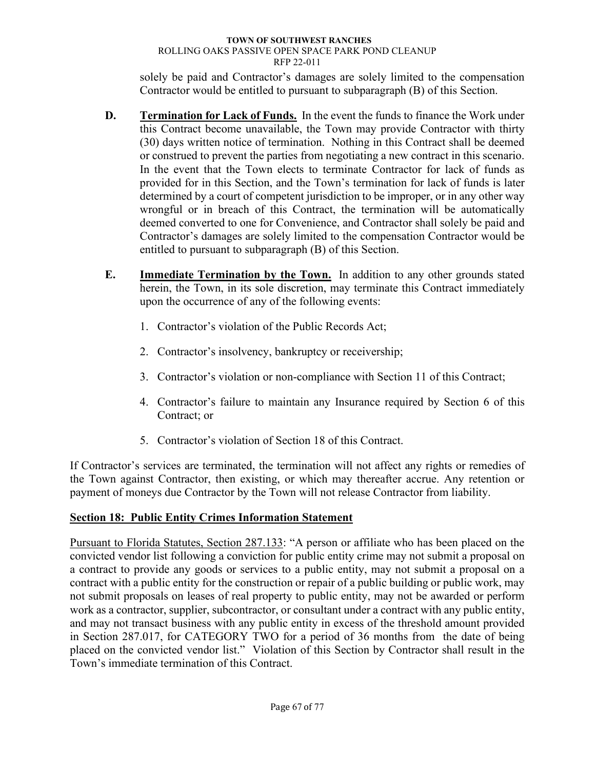solely be paid and Contractor's damages are solely limited to the compensation Contractor would be entitled to pursuant to subparagraph (B) of this Section.

**D.** **Termination for Lack of Funds.** In the event the funds to finance the Work under this Contract become unavailable, the Town may provide Contractor with thirty (30) days written notice of termination. Nothing in this Contract shall be deemed or construed to prevent the parties from negotiating a new contract in this scenario. In the event that the Town elects to terminate Contractor for lack of funds as provided for in this Section, and the Town's termination for lack of funds is later determined by a court of competent jurisdiction to be improper, or in any other way wrongful or in breach of this Contract, the termination will be automatically deemed converted to one for Convenience, and Contractor shall solely be paid and Contractor's damages are solely limited to the compensation Contractor would be entitled to pursuant to subparagraph (B) of this Section.

**E.** **Immediate Termination by the Town.** In addition to any other grounds stated herein, the Town, in its sole discretion, may terminate this Contract immediately upon the occurrence of any of the following events:

1. Contractor's violation of the Public Records Act;
2. Contractor's insolvency, bankruptcy or receivership;
3. Contractor's violation or non-compliance with Section 11 of this Contract;
4. Contractor's failure to maintain any Insurance required by Section 6 of this Contract; or
5. Contractor's violation of Section 18 of this Contract.

If Contractor's services are terminated, the termination will not affect any rights or remedies of the Town against Contractor, then existing, or which may thereafter accrue. Any retention or payment of moneys due Contractor by the Town will not release Contractor from liability.

## Section 18: Public Entity Crimes Information Statement

Pursuant to Florida Statutes, Section 287.133: "A person or affiliate who has been placed on the convicted vendor list following a conviction for public entity crime may not submit a proposal on a contract to provide any goods or services to a public entity, may not submit a proposal on a contract with a public entity for the construction or repair of a public building or public work, may not submit proposals on leases of real property to public entity, may not be awarded or perform work as a contractor, supplier, subcontractor, or consultant under a contract with any public entity, and may not transact business with any public entity in excess of the threshold amount provided in Section 287.017, for CATEGORY TWO for a period of 36 months from the date of being placed on the convicted vendor list." Violation of this Section by Contractor shall result in the Town's immediate termination of this Contract.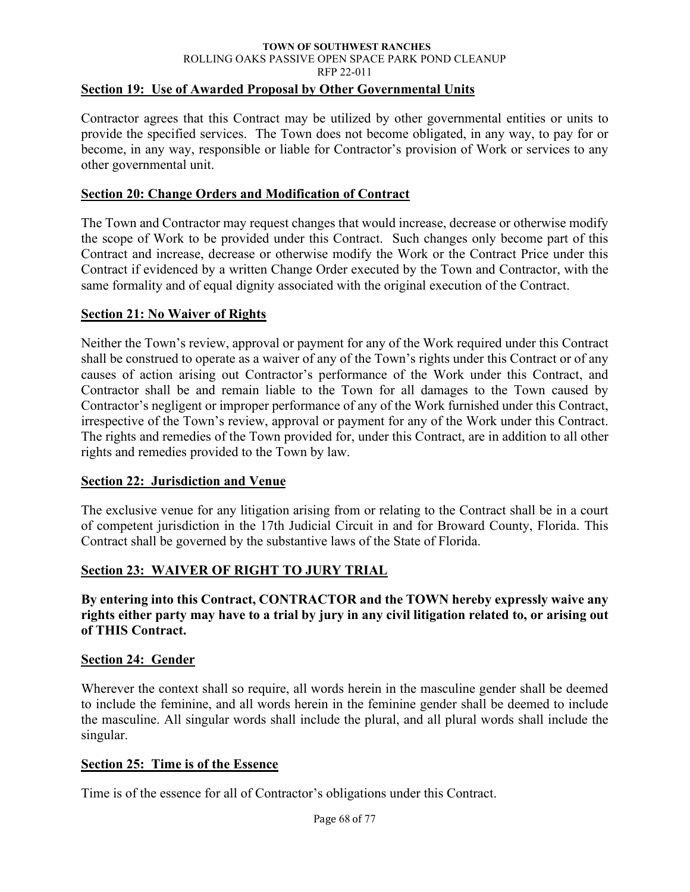## Section 19: Use of Awarded Proposal by Other Governmental Units

Contractor agrees that this Contract may be utilized by other governmental entities or units to provide the specified services. The Town does not become obligated, in any way, to pay for or become, in any way, responsible or liable for Contractor's provision of Work or services to any other governmental unit.

## Section 20: Change Orders and Modification of Contract

The Town and Contractor may request changes that would increase, decrease or otherwise modify the scope of Work to be provided under this Contract. Such changes only become part of this Contract and increase, decrease or otherwise modify the Work or the Contract Price under this Contract if evidenced by a written Change Order executed by the Town and Contractor, with the same formality and of equal dignity associated with the original execution of the Contract.

## Section 21: No Waiver of Rights

Neither the Town's review, approval or payment for any of the Work required under this Contract shall be construed to operate as a waiver of any of the Town's rights under this Contract or of any causes of action arising out Contractor's performance of the Work under this Contract, and Contractor shall be and remain liable to the Town for all damages to the Town caused by Contractor's negligent or improper performance of any of the Work furnished under this Contract, irrespective of the Town's review, approval or payment for any of the Work under this Contract. The rights and remedies of the Town provided for, under this Contract, are in addition to all other rights and remedies provided to the Town by law.

## Section 22: Jurisdiction and Venue

The exclusive venue for any litigation arising from or relating to the Contract shall be in a court of competent jurisdiction in the 17th Judicial Circuit in and for Broward County, Florida. This Contract shall be governed by the substantive laws of the State of Florida.

## Section 23: WAIVER OF RIGHT TO JURY TRIAL

**By entering into this Contract, CONTRACTOR and the TOWN hereby expressly waive any rights either party may have to a trial by jury in any civil litigation related to, or arising out of THIS Contract.**

## Section 24: Gender

Wherever the context shall so require, all words herein in the masculine gender shall be deemed to include the feminine, and all words herein in the feminine gender shall be deemed to include the masculine. All singular words shall include the plural, and all plural words shall include the singular.

## Section 25: Time is of the Essence

Time is of the essence for all of Contractor's obligations under this Contract.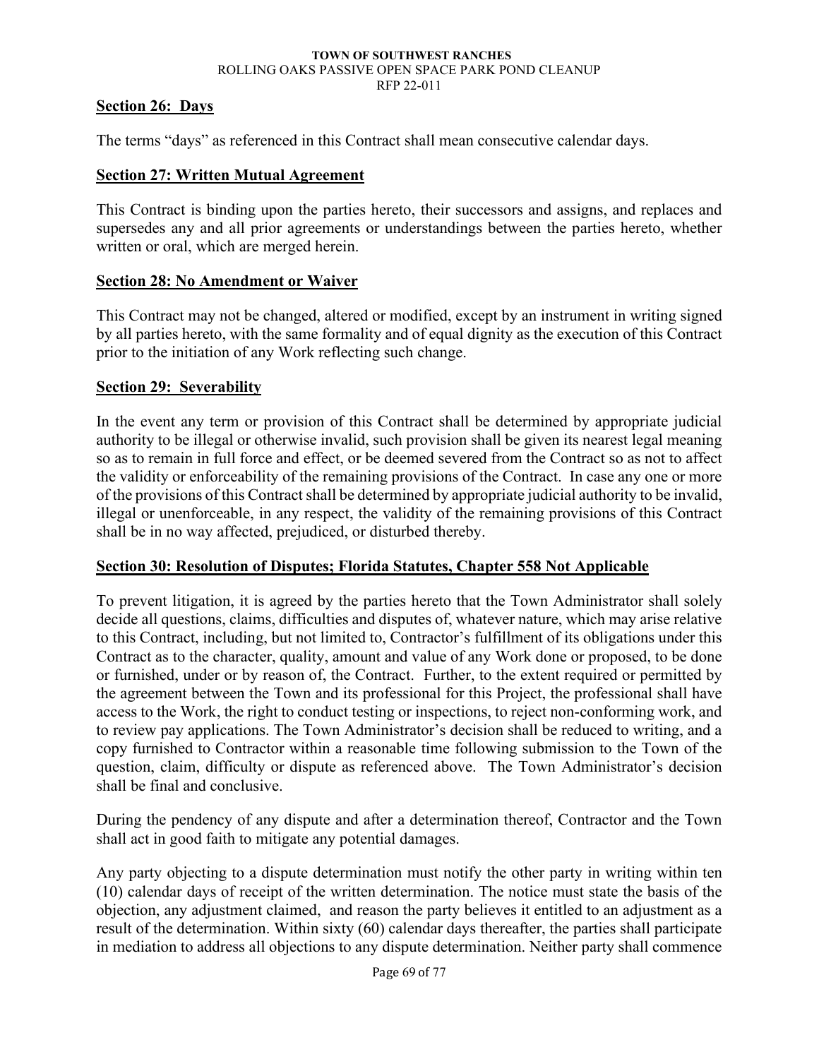**Section 26: Days**

The terms "days" as referenced in this Contract shall mean consecutive calendar days.

**Section 27: Written Mutual Agreement**

This Contract is binding upon the parties hereto, their successors and assigns, and replaces and supersedes any and all prior agreements or understandings between the parties hereto, whether written or oral, which are merged herein.

**Section 28: No Amendment or Waiver**

This Contract may not be changed, altered or modified, except by an instrument in writing signed by all parties hereto, with the same formality and of equal dignity as the execution of this Contract prior to the initiation of any Work reflecting such change.

**Section 29: Severability**

In the event any term or provision of this Contract shall be determined by appropriate judicial authority to be illegal or otherwise invalid, such provision shall be given its nearest legal meaning so as to remain in full force and effect, or be deemed severed from the Contract so as not to affect the validity or enforceability of the remaining provisions of the Contract. In case any one or more of the provisions of this Contract shall be determined by appropriate judicial authority to be invalid, illegal or unenforceable, in any respect, the validity of the remaining provisions of this Contract shall be in no way affected, prejudiced, or disturbed thereby.

**Section 30: Resolution of Disputes; Florida Statutes, Chapter 558 Not Applicable**

To prevent litigation, it is agreed by the parties hereto that the Town Administrator shall solely decide all questions, claims, difficulties and disputes of, whatever nature, which may arise relative to this Contract, including, but not limited to, Contractor's fulfillment of its obligations under this Contract as to the character, quality, amount and value of any Work done or proposed, to be done or furnished, under or by reason of, the Contract. Further, to the extent required or permitted by the agreement between the Town and its professional for this Project, the professional shall have access to the Work, the right to conduct testing or inspections, to reject non-conforming work, and to review pay applications. The Town Administrator's decision shall be reduced to writing, and a copy furnished to Contractor within a reasonable time following submission to the Town of the question, claim, difficulty or dispute as referenced above. The Town Administrator's decision shall be final and conclusive.

During the pendency of any dispute and after a determination thereof, Contractor and the Town shall act in good faith to mitigate any potential damages.

Any party objecting to a dispute determination must notify the other party in writing within ten (10) calendar days of receipt of the written determination. The notice must state the basis of the objection, any adjustment claimed, and reason the party believes it entitled to an adjustment as a result of the determination. Within sixty (60) calendar days thereafter, the parties shall participate in mediation to address all objections to any dispute determination. Neither party shall commence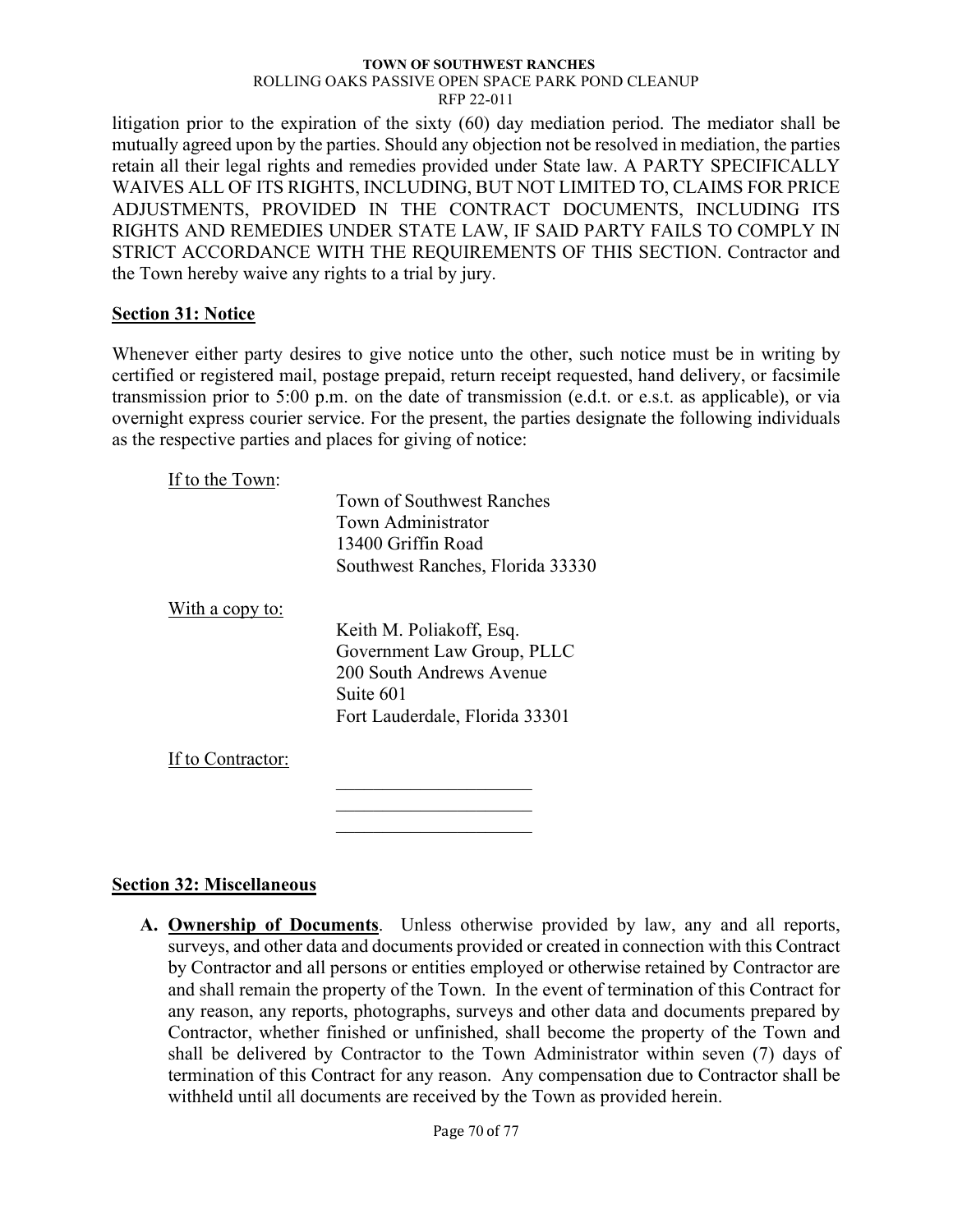litigation prior to the expiration of the sixty (60) day mediation period. The mediator shall be mutually agreed upon by the parties. Should any objection not be resolved in mediation, the parties retain all their legal rights and remedies provided under State law. A PARTY SPECIFICALLY WAIVES ALL OF ITS RIGHTS, INCLUDING, BUT NOT LIMITED TO, CLAIMS FOR PRICE ADJUSTMENTS, PROVIDED IN THE CONTRACT DOCUMENTS, INCLUDING ITS RIGHTS AND REMEDIES UNDER STATE LAW, IF SAID PARTY FAILS TO COMPLY IN STRICT ACCORDANCE WITH THE REQUIREMENTS OF THIS SECTION. Contractor and the Town hereby waive any rights to a trial by jury.

## Section 31: Notice

Whenever either party desires to give notice unto the other, such notice must be in writing by certified or registered mail, postage prepaid, return receipt requested, hand delivery, or facsimile transmission prior to 5:00 p.m. on the date of transmission (e.d.t. or e.s.t. as applicable), or via overnight express courier service. For the present, the parties designate the following individuals as the respective parties and places for giving of notice:

If to the Town:

Town of Southwest Ranches
Town Administrator
13400 Griffin Road
Southwest Ranches, Florida 33330

With a copy to:

Keith M. Poliakoff, Esq.
Government Law Group, PLLC
200 South Andrews Avenue
Suite 601
Fort Lauderdale, Florida 33301

If to Contractor:

_____________________
_____________________
_____________________

## Section 32: Miscellaneous

**A. Ownership of Documents**. Unless otherwise provided by law, any and all reports, surveys, and other data and documents provided or created in connection with this Contract by Contractor and all persons or entities employed or otherwise retained by Contractor are and shall remain the property of the Town. In the event of termination of this Contract for any reason, any reports, photographs, surveys and other data and documents prepared by Contractor, whether finished or unfinished, shall become the property of the Town and shall be delivered by Contractor to the Town Administrator within seven (7) days of termination of this Contract for any reason. Any compensation due to Contractor shall be withheld until all documents are received by the Town as provided herein.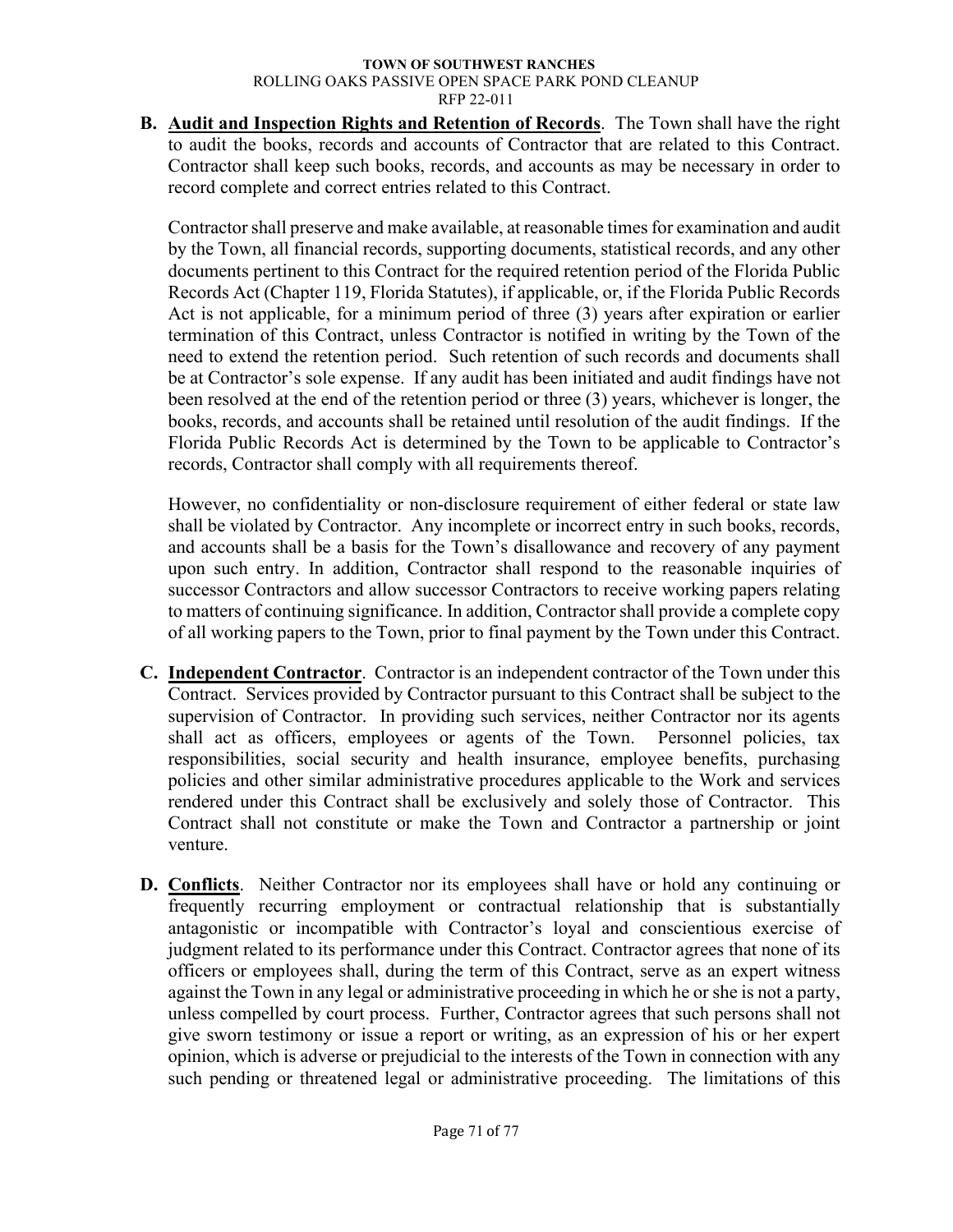**B. Audit and Inspection Rights and Retention of Records**. The Town shall have the right to audit the books, records and accounts of Contractor that are related to this Contract. Contractor shall keep such books, records, and accounts as may be necessary in order to record complete and correct entries related to this Contract.

Contractor shall preserve and make available, at reasonable times for examination and audit by the Town, all financial records, supporting documents, statistical records, and any other documents pertinent to this Contract for the required retention period of the Florida Public Records Act (Chapter 119, Florida Statutes), if applicable, or, if the Florida Public Records Act is not applicable, for a minimum period of three (3) years after expiration or earlier termination of this Contract, unless Contractor is notified in writing by the Town of the need to extend the retention period. Such retention of such records and documents shall be at Contractor's sole expense. If any audit has been initiated and audit findings have not been resolved at the end of the retention period or three (3) years, whichever is longer, the books, records, and accounts shall be retained until resolution of the audit findings. If the Florida Public Records Act is determined by the Town to be applicable to Contractor's records, Contractor shall comply with all requirements thereof.

However, no confidentiality or non-disclosure requirement of either federal or state law shall be violated by Contractor. Any incomplete or incorrect entry in such books, records, and accounts shall be a basis for the Town's disallowance and recovery of any payment upon such entry. In addition, Contractor shall respond to the reasonable inquiries of successor Contractors and allow successor Contractors to receive working papers relating to matters of continuing significance. In addition, Contractor shall provide a complete copy of all working papers to the Town, prior to final payment by the Town under this Contract.

**C. Independent Contractor**. Contractor is an independent contractor of the Town under this Contract. Services provided by Contractor pursuant to this Contract shall be subject to the supervision of Contractor. In providing such services, neither Contractor nor its agents shall act as officers, employees or agents of the Town. Personnel policies, tax responsibilities, social security and health insurance, employee benefits, purchasing policies and other similar administrative procedures applicable to the Work and services rendered under this Contract shall be exclusively and solely those of Contractor. This Contract shall not constitute or make the Town and Contractor a partnership or joint venture.

**D. Conflicts**. Neither Contractor nor its employees shall have or hold any continuing or frequently recurring employment or contractual relationship that is substantially antagonistic or incompatible with Contractor's loyal and conscientious exercise of judgment related to its performance under this Contract. Contractor agrees that none of its officers or employees shall, during the term of this Contract, serve as an expert witness against the Town in any legal or administrative proceeding in which he or she is not a party, unless compelled by court process. Further, Contractor agrees that such persons shall not give sworn testimony or issue a report or writing, as an expression of his or her expert opinion, which is adverse or prejudicial to the interests of the Town in connection with any such pending or threatened legal or administrative proceeding. The limitations of this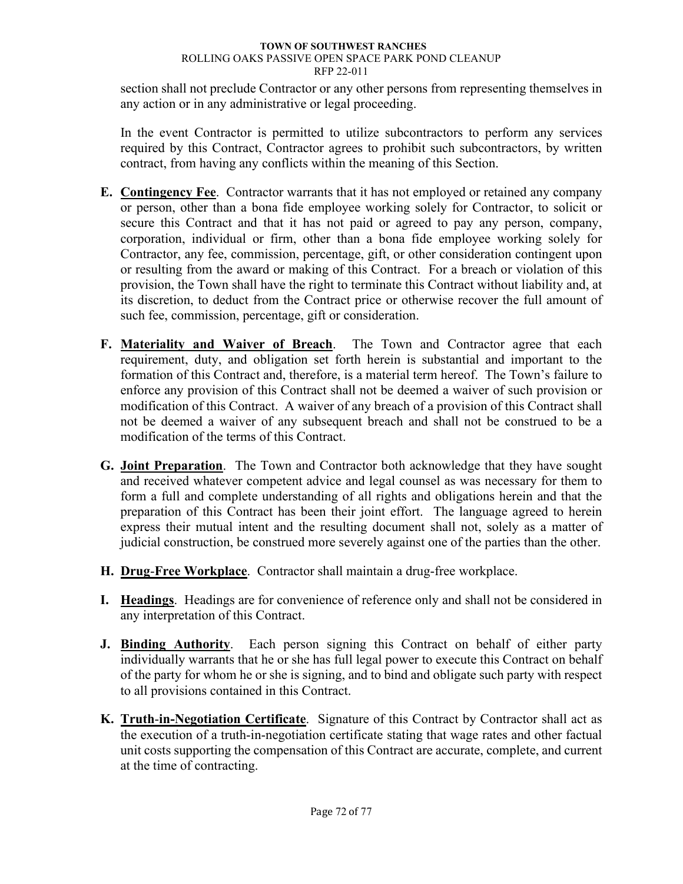section shall not preclude Contractor or any other persons from representing themselves in any action or in any administrative or legal proceeding.

In the event Contractor is permitted to utilize subcontractors to perform any services required by this Contract, Contractor agrees to prohibit such subcontractors, by written contract, from having any conflicts within the meaning of this Section.

**E. Contingency Fee**. Contractor warrants that it has not employed or retained any company or person, other than a bona fide employee working solely for Contractor, to solicit or secure this Contract and that it has not paid or agreed to pay any person, company, corporation, individual or firm, other than a bona fide employee working solely for Contractor, any fee, commission, percentage, gift, or other consideration contingent upon or resulting from the award or making of this Contract. For a breach or violation of this provision, the Town shall have the right to terminate this Contract without liability and, at its discretion, to deduct from the Contract price or otherwise recover the full amount of such fee, commission, percentage, gift or consideration.

**F. Materiality and Waiver of Breach**. The Town and Contractor agree that each requirement, duty, and obligation set forth herein is substantial and important to the formation of this Contract and, therefore, is a material term hereof. The Town's failure to enforce any provision of this Contract shall not be deemed a waiver of such provision or modification of this Contract. A waiver of any breach of a provision of this Contract shall not be deemed a waiver of any subsequent breach and shall not be construed to be a modification of the terms of this Contract.

**G. Joint Preparation**. The Town and Contractor both acknowledge that they have sought and received whatever competent advice and legal counsel as was necessary for them to form a full and complete understanding of all rights and obligations herein and that the preparation of this Contract has been their joint effort. The language agreed to herein express their mutual intent and the resulting document shall not, solely as a matter of judicial construction, be construed more severely against one of the parties than the other.

**H. Drug-Free Workplace**. Contractor shall maintain a drug-free workplace.

**I. Headings**. Headings are for convenience of reference only and shall not be considered in any interpretation of this Contract.

**J. Binding Authority**. Each person signing this Contract on behalf of either party individually warrants that he or she has full legal power to execute this Contract on behalf of the party for whom he or she is signing, and to bind and obligate such party with respect to all provisions contained in this Contract.

**K. Truth-in-Negotiation Certificate**. Signature of this Contract by Contractor shall act as the execution of a truth-in-negotiation certificate stating that wage rates and other factual unit costs supporting the compensation of this Contract are accurate, complete, and current at the time of contracting.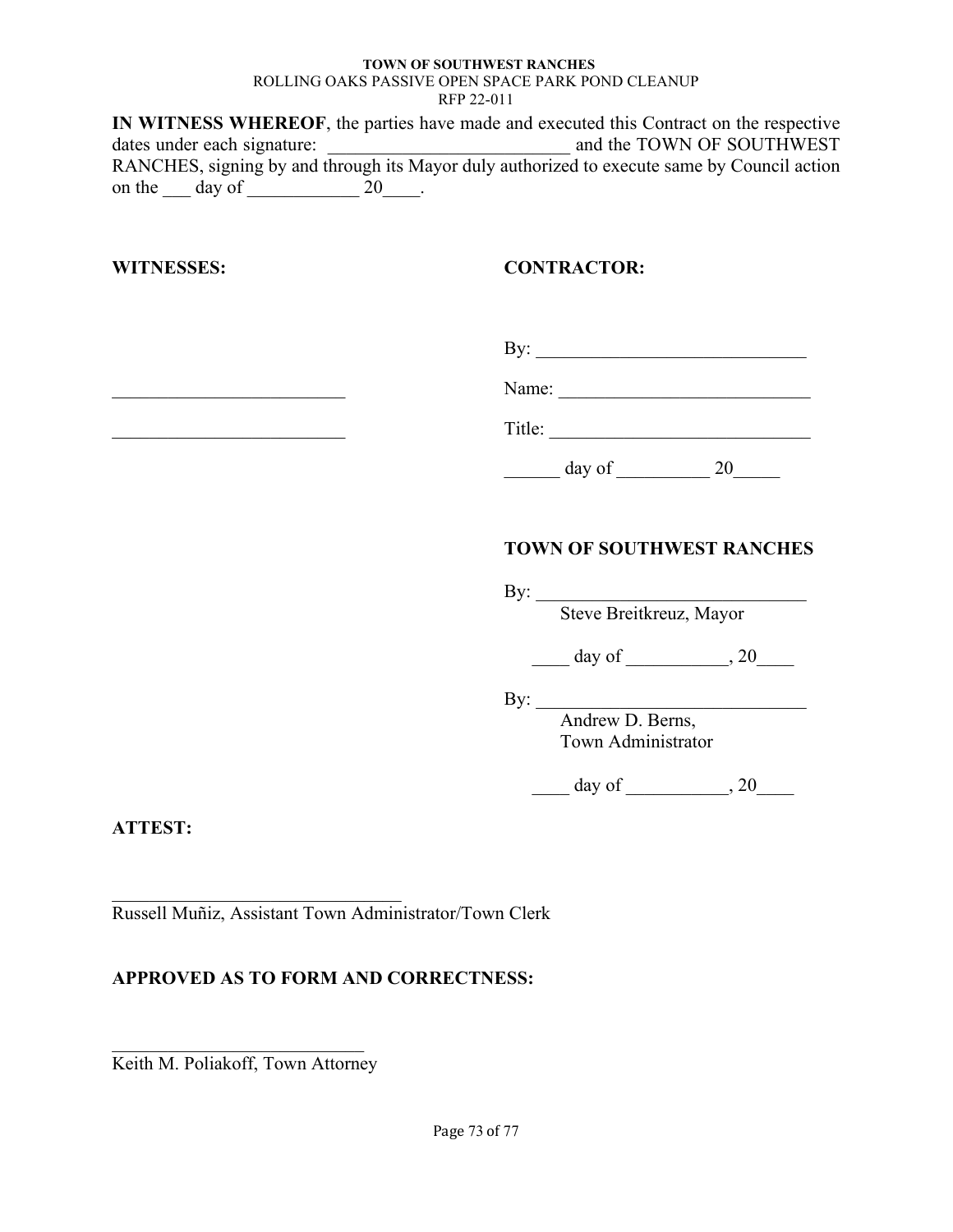**IN WITNESS WHEREOF**, the parties have made and executed this Contract on the respective dates under each signature: ___________________________ and the TOWN OF SOUTHWEST RANCHES, signing by and through its Mayor duly authorized to execute same by Council action on the ___ day of ____________ 20____.

**WITNESSES:**

_________________________

_________________________

**CONTRACTOR:**

By: _____________________________

Name: ___________________________

Title: ____________________________

______ day of __________ 20_____

**TOWN OF SOUTHWEST RANCHES**

By: _____________________________
Steve Breitkreuz, Mayor

____ day of ___________, 20____

By: _____________________________
Andrew D. Berns,
Town Administrator

____ day of ___________, 20____

**ATTEST:**

_______________________________
Russell Muñiz, Assistant Town Administrator/Town Clerk

**APPROVED AS TO FORM AND CORRECTNESS:**

____________________________
Keith M. Poliakoff, Town Attorney